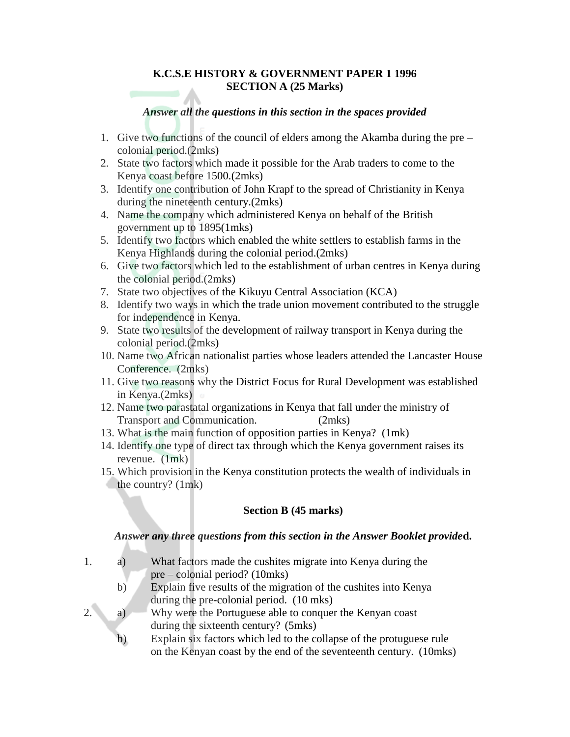## K.C.S.E HISTORY & GOVERNMENT PAPER 1 1996
## SECTION A (25 Marks)

***Answer all the questions in this section in the spaces provided***

1. Give two functions of the council of elders among the Akamba during the pre – colonial period.(2mks)
2. State two factors which made it possible for the Arab traders to come to the Kenya coast before 1500.(2mks)
3. Identify one contribution of John Krapf to the spread of Christianity in Kenya during the nineteenth century.(2mks)
4. Name the company which administered Kenya on behalf of the British government up to 1895(1mks)
5. Identify two factors which enabled the white settlers to establish farms in the Kenya Highlands during the colonial period.(2mks)
6. Give two factors which led to the establishment of urban centres in Kenya during the colonial period.(2mks)
7. State two objectives of the Kikuyu Central Association (KCA)
8. Identify two ways in which the trade union movement contributed to the struggle for independence in Kenya.
9. State two results of the development of railway transport in Kenya during the colonial period.(2mks)
10. Name two African nationalist parties whose leaders attended the Lancaster House Conference. (2mks)
11. Give two reasons why the District Focus for Rural Development was established in Kenya.(2mks)
12. Name two parastatal organizations in Kenya that fall under the ministry of Transport and Communication. (2mks)
13. What is the main function of opposition parties in Kenya? (1mk)
14. Identify one type of direct tax through which the Kenya government raises its revenue. (1mk)
15. Which provision in the Kenya constitution protects the wealth of individuals in the country? (1mk)

## Section B (45 marks)

***Answer any three questions from this section in the Answer Booklet provided.***

1. a) What factors made the cushites migrate into Kenya during the pre – colonial period? (10mks)
   b) Explain five results of the migration of the cushites into Kenya during the pre-colonial period. (10 mks)
2. a) Why were the Portuguese able to conquer the Kenyan coast during the sixteenth century? (5mks)
   b) Explain six factors which led to the collapse of the protuguese rule on the Kenyan coast by the end of the seventeenth century. (10mks)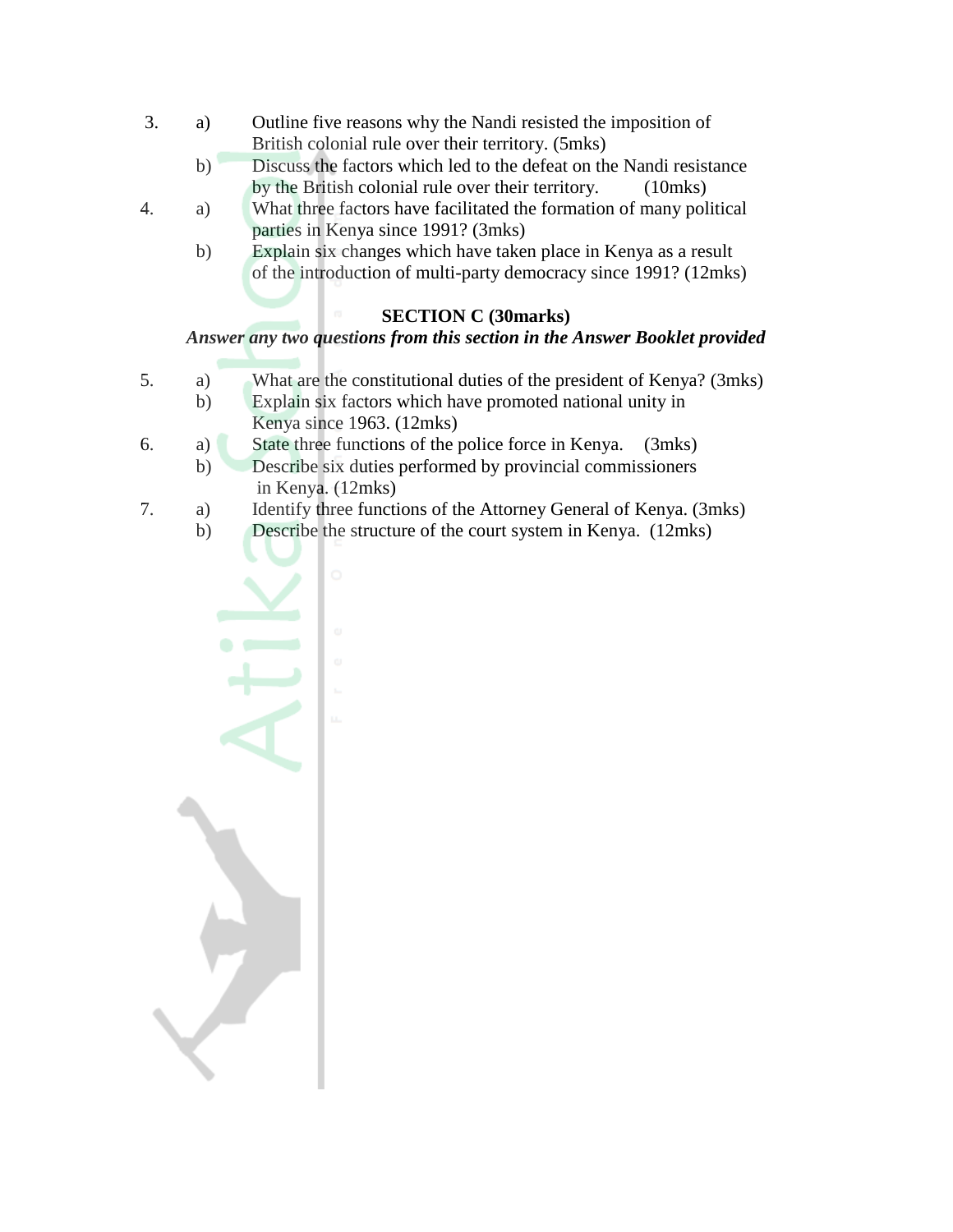3. a) Outline five reasons why the Nandi resisted the imposition of British colonial rule over their territory. (5mks)

   b) Discuss the factors which led to the defeat on the Nandi resistance by the British colonial rule over their territory. (10mks)

4. a) What three factors have facilitated the formation of many political parties in Kenya since 1991? (3mks)

   b) Explain six changes which have taken place in Kenya as a result of the introduction of multi-party democracy since 1991? (12mks)

## SECTION C (30marks)

***Answer any two questions from this section in the Answer Booklet provided***

5. a) What are the constitutional duties of the president of Kenya? (3mks)

   b) Explain six factors which have promoted national unity in Kenya since 1963. (12mks)

6. a) State three functions of the police force in Kenya. (3mks)

   b) Describe six duties performed by provincial commissioners in Kenya. (12mks)

7. a) Identify three functions of the Attorney General of Kenya. (3mks)

   b) Describe the structure of the court system in Kenya. (12mks)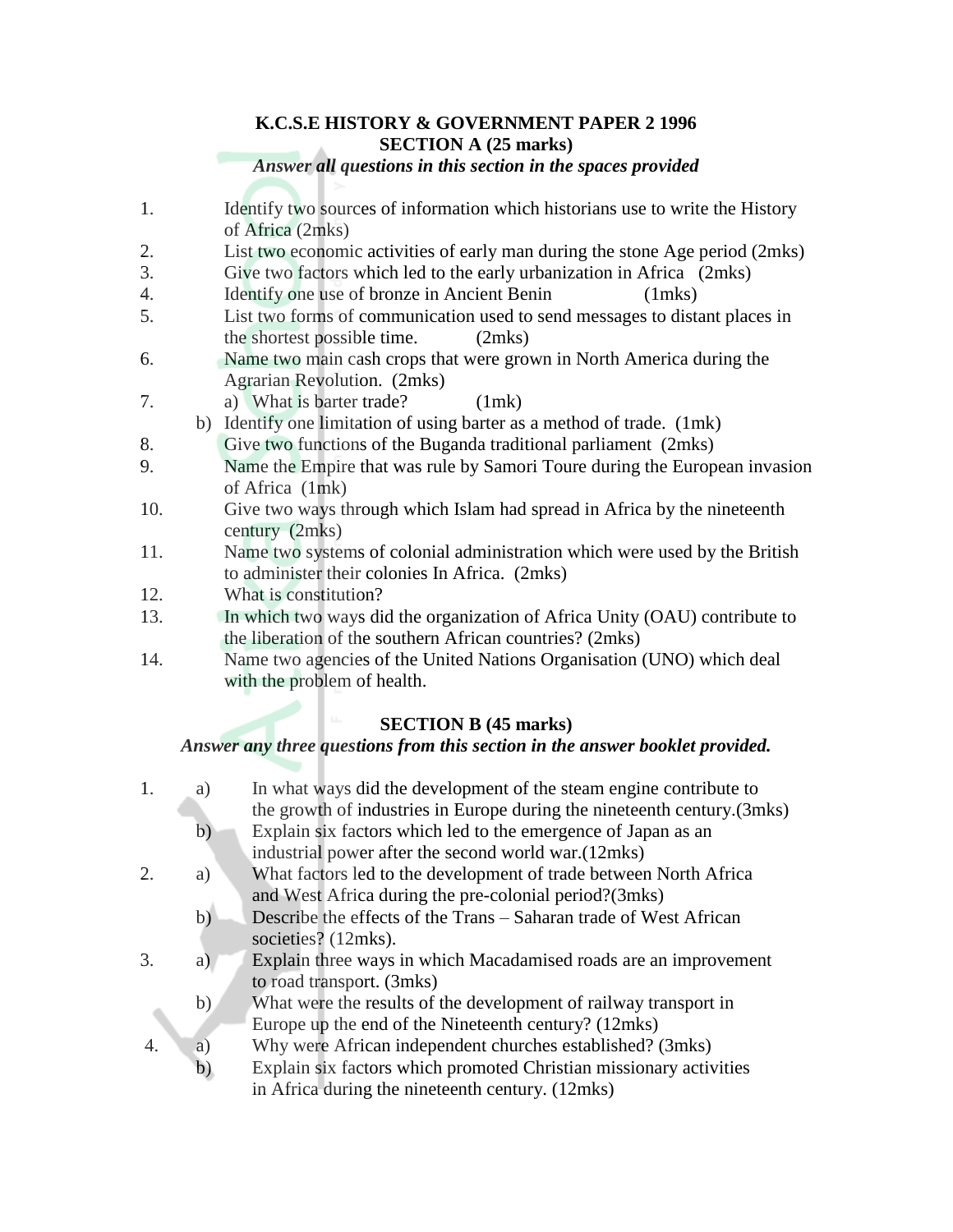# K.C.S.E HISTORY & GOVERNMENT PAPER 2 1996

## SECTION A (25 marks)

*Answer all questions in this section in the spaces provided*

1. Identify two sources of information which historians use to write the History of Africa (2mks)
2. List two economic activities of early man during the stone Age period (2mks)
3. Give two factors which led to the early urbanization in Africa (2mks)
4. Identify one use of bronze in Ancient Benin (1mks)
5. List two forms of communication used to send messages to distant places in the shortest possible time. (2mks)
6. Name two main cash crops that were grown in North America during the Agrarian Revolution. (2mks)
7. a) What is barter trade? (1mk)
   b) Identify one limitation of using barter as a method of trade. (1mk)
8. Give two functions of the Buganda traditional parliament (2mks)
9. Name the Empire that was rule by Samori Toure during the European invasion of Africa (1mk)
10. Give two ways through which Islam had spread in Africa by the nineteenth century (2mks)
11. Name two systems of colonial administration which were used by the British to administer their colonies In Africa. (2mks)
12. What is constitution?
13. In which two ways did the organization of Africa Unity (OAU) contribute to the liberation of the southern African countries? (2mks)
14. Name two agencies of the United Nations Organisation (UNO) which deal with the problem of health.

## SECTION B (45 marks)

*Answer any three questions from this section in the answer booklet provided.*

1. a) In what ways did the development of the steam engine contribute to the growth of industries in Europe during the nineteenth century.(3mks)
   b) Explain six factors which led to the emergence of Japan as an industrial power after the second world war.(12mks)
2. a) What factors led to the development of trade between North Africa and West Africa during the pre-colonial period?(3mks)
   b) Describe the effects of the Trans – Saharan trade of West African societies? (12mks).
3. a) Explain three ways in which Macadamised roads are an improvement to road transport. (3mks)
   b) What were the results of the development of railway transport in Europe up the end of the Nineteenth century? (12mks)
4. a) Why were African independent churches established? (3mks)
   b) Explain six factors which promoted Christian missionary activities in Africa during the nineteenth century. (12mks)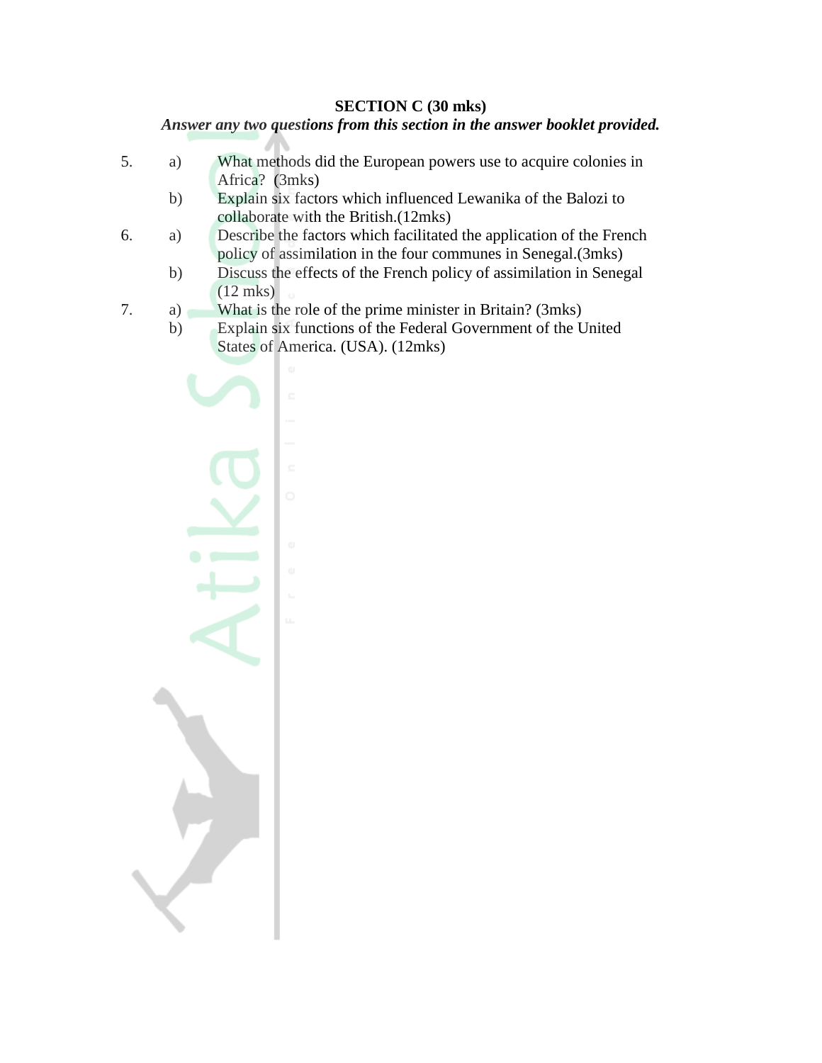**SECTION C (30 mks)**

***Answer any two questions from this section in the answer booklet provided.***

5. a) What methods did the European powers use to acquire colonies in Africa? (3mks)

   b) Explain six factors which influenced Lewanika of the Balozi to collaborate with the British.(12mks)

6. a) Describe the factors which facilitated the application of the French policy of assimilation in the four communes in Senegal.(3mks)

   b) Discuss the effects of the French policy of assimilation in Senegal (12 mks)

7. a) What is the role of the prime minister in Britain? (3mks)

   b) Explain six functions of the Federal Government of the United States of America. (USA). (12mks)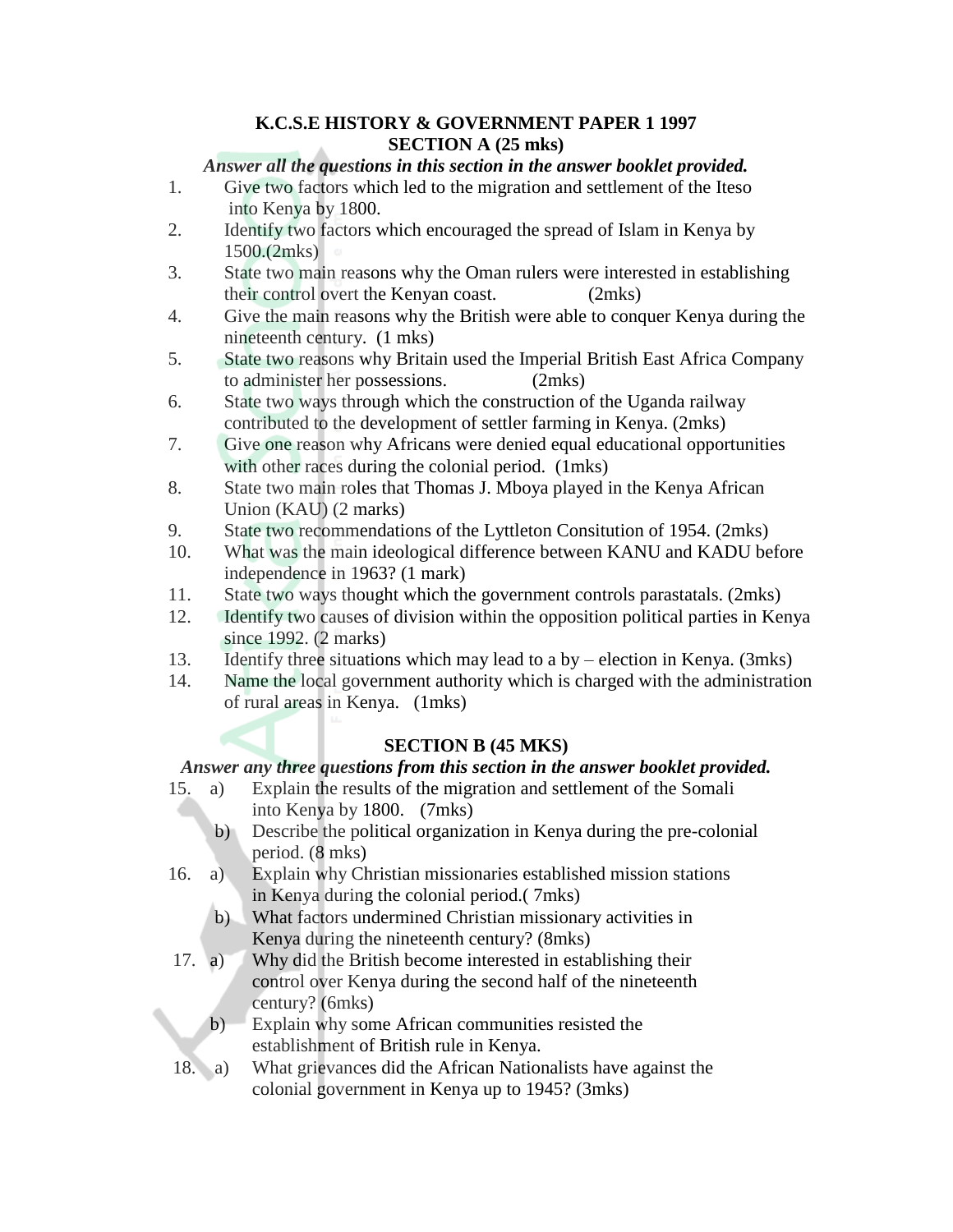**K.C.S.E HISTORY & GOVERNMENT PAPER 1 1997**
**SECTION A (25 mks)**

***Answer all the questions in this section in the answer booklet provided.***

1. Give two factors which led to the migration and settlement of the Iteso into Kenya by 1800.
2. Identify two factors which encouraged the spread of Islam in Kenya by 1500.(2mks)
3. State two main reasons why the Oman rulers were interested in establishing their control overt the Kenyan coast. (2mks)
4. Give the main reasons why the British were able to conquer Kenya during the nineteenth century. (1 mks)
5. State two reasons why Britain used the Imperial British East Africa Company to administer her possessions. (2mks)
6. State two ways through which the construction of the Uganda railway contributed to the development of settler farming in Kenya. (2mks)
7. Give one reason why Africans were denied equal educational opportunities with other races during the colonial period. (1mks)
8. State two main roles that Thomas J. Mboya played in the Kenya African Union (KAU) (2 marks)
9. State two recommendations of the Lyttleton Consitution of 1954. (2mks)
10. What was the main ideological difference between KANU and KADU before independence in 1963? (1 mark)
11. State two ways thought which the government controls parastatals. (2mks)
12. Identify two causes of division within the opposition political parties in Kenya since 1992. (2 marks)
13. Identify three situations which may lead to a by – election in Kenya. (3mks)
14. Name the local government authority which is charged with the administration of rural areas in Kenya. (1mks)

**SECTION B (45 MKS)**

***Answer any three questions from this section in the answer booklet provided.***

15. a) Explain the results of the migration and settlement of the Somali into Kenya by 1800. (7mks)
    b) Describe the political organization in Kenya during the pre-colonial period. (8 mks)
16. a) Explain why Christian missionaries established mission stations in Kenya during the colonial period.( 7mks)
    b) What factors undermined Christian missionary activities in Kenya during the nineteenth century? (8mks)
17. a) Why did the British become interested in establishing their control over Kenya during the second half of the nineteenth century? (6mks)
    b) Explain why some African communities resisted the establishment of British rule in Kenya.
18. a) What grievances did the African Nationalists have against the colonial government in Kenya up to 1945? (3mks)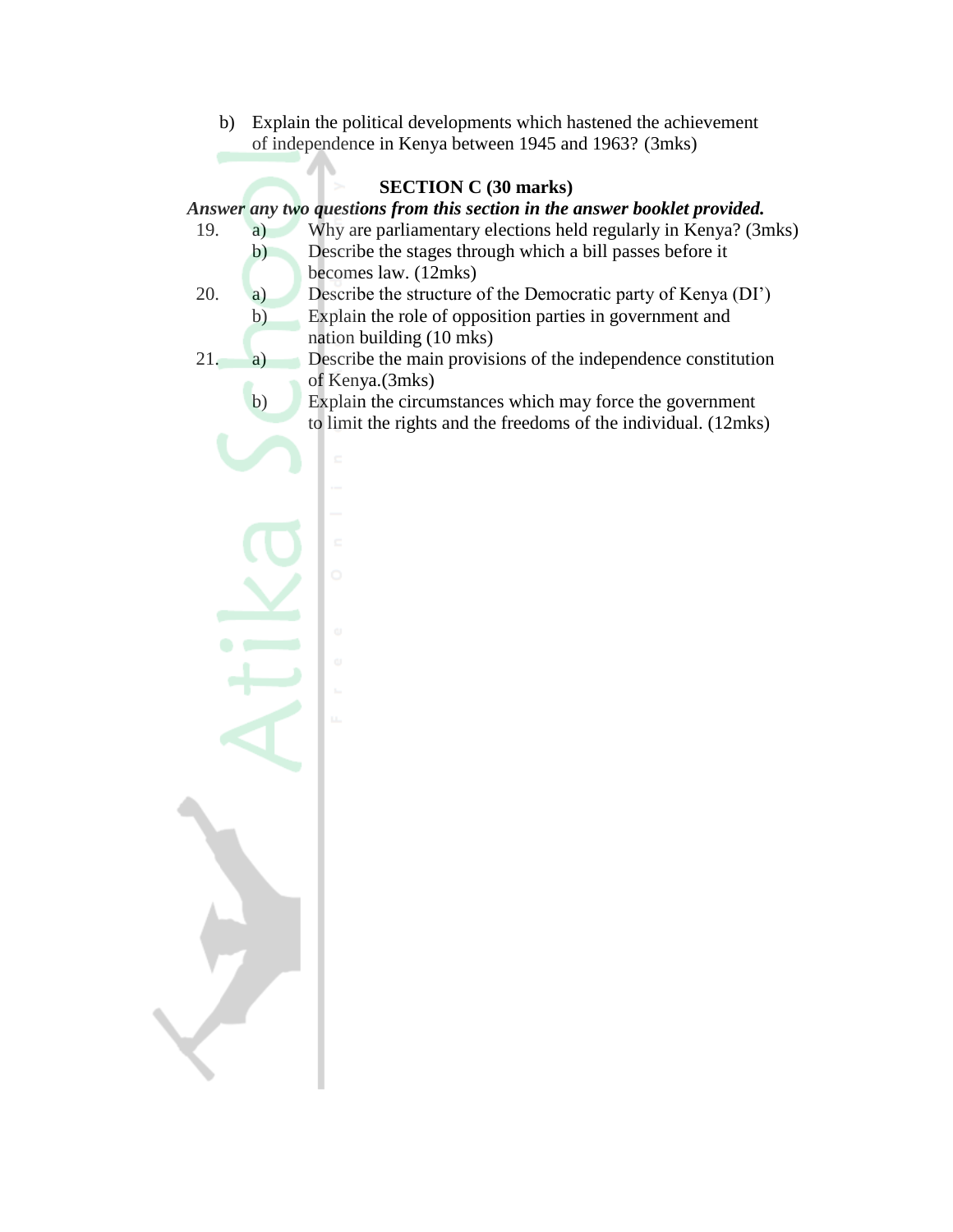b) Explain the political developments which hastened the achievement of independence in Kenya between 1945 and 1963? (3mks)

## SECTION C (30 marks)

***Answer any two questions from this section in the answer booklet provided.***

19. a) Why are parliamentary elections held regularly in Kenya? (3mks)
    b) Describe the stages through which a bill passes before it becomes law. (12mks)
20. a) Describe the structure of the Democratic party of Kenya (DI')
    b) Explain the role of opposition parties in government and nation building (10 mks)
21. a) Describe the main provisions of the independence constitution of Kenya.(3mks)
    b) Explain the circumstances which may force the government to limit the rights and the freedoms of the individual. (12mks)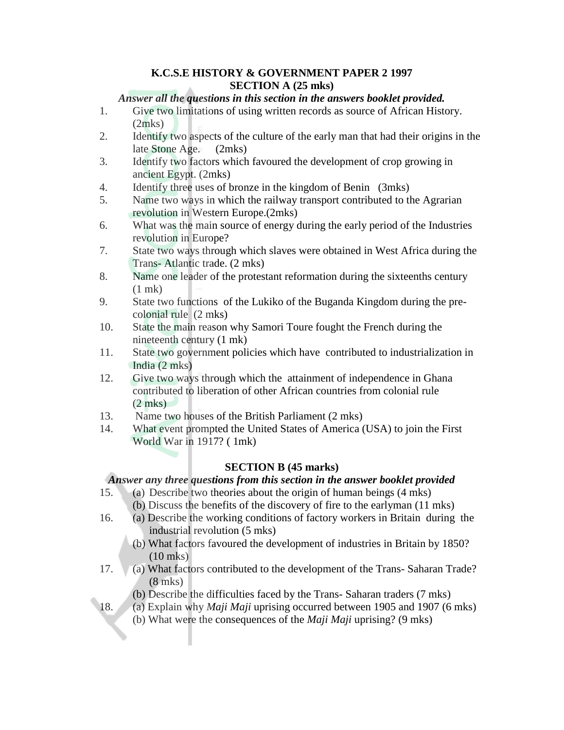**K.C.S.E HISTORY & GOVERNMENT PAPER 2 1997**

**SECTION A (25 mks)**

***Answer all the questions in this section in the answers booklet provided.***

1. Give two limitations of using written records as source of African History. (2mks)
2. Identify two aspects of the culture of the early man that had their origins in the late Stone Age. (2mks)
3. Identify two factors which favoured the development of crop growing in ancient Egypt. (2mks)
4. Identify three uses of bronze in the kingdom of Benin (3mks)
5. Name two ways in which the railway transport contributed to the Agrarian revolution in Western Europe.(2mks)
6. What was the main source of energy during the early period of the Industries revolution in Europe?
7. State two ways through which slaves were obtained in West Africa during the Trans- Atlantic trade. (2 mks)
8. Name one leader of the protestant reformation during the sixteenths century (1 mk)
9. State two functions of the Lukiko of the Buganda Kingdom during the pre-colonial rule (2 mks)
10. State the main reason why Samori Toure fought the French during the nineteenth century (1 mk)
11. State two government policies which have contributed to industrialization in India (2 mks)
12. Give two ways through which the attainment of independence in Ghana contributed to liberation of other African countries from colonial rule (2 mks)
13. Name two houses of the British Parliament (2 mks)
14. What event prompted the United States of America (USA) to join the First World War in 1917? ( 1mk)

**SECTION B (45 marks)**

***Answer any three questions from this section in the answer booklet provided***

15. (a) Describe two theories about the origin of human beings (4 mks)
    (b) Discuss the benefits of the discovery of fire to the earlyman (11 mks)
16. (a) Describe the working conditions of factory workers in Britain during the industrial revolution (5 mks)
    (b) What factors favoured the development of industries in Britain by 1850? (10 mks)
17. (a) What factors contributed to the development of the Trans- Saharan Trade? (8 mks)
    (b) Describe the difficulties faced by the Trans- Saharan traders (7 mks)
18. (a) Explain why *Maji Maji* uprising occurred between 1905 and 1907 (6 mks)
    (b) What were the consequences of the *Maji Maji* uprising? (9 mks)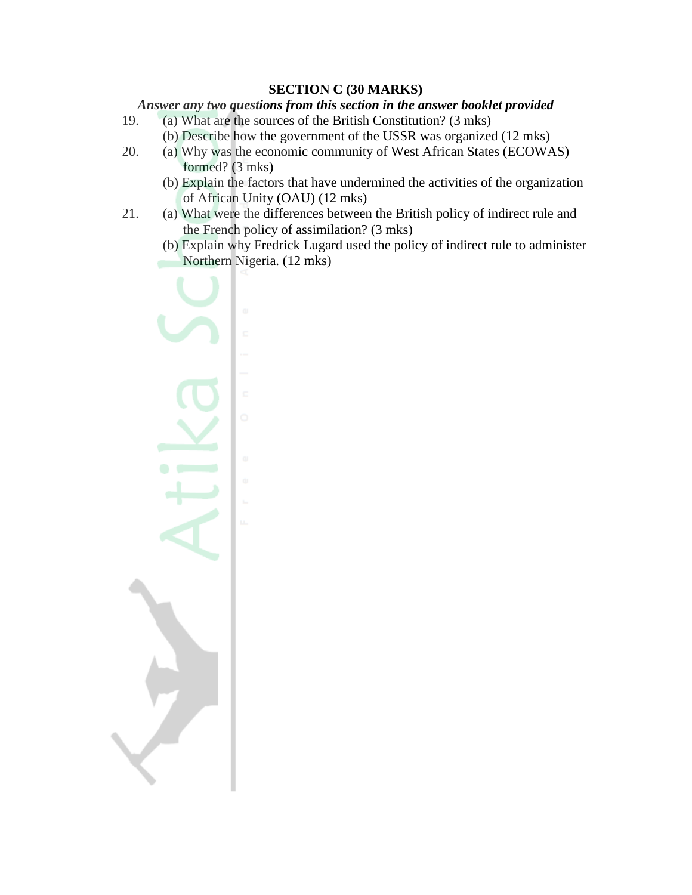**SECTION C (30 MARKS)**

***Answer any two questions from this section in the answer booklet provided***

19. (a) What are the sources of the British Constitution? (3 mks)
    (b) Describe how the government of the USSR was organized (12 mks)
20. (a) Why was the economic community of West African States (ECOWAS) formed? (3 mks)
    (b) Explain the factors that have undermined the activities of the organization of African Unity (OAU) (12 mks)
21. (a) What were the differences between the British policy of indirect rule and the French policy of assimilation? (3 mks)
    (b) Explain why Fredrick Lugard used the policy of indirect rule to administer Northern Nigeria. (12 mks)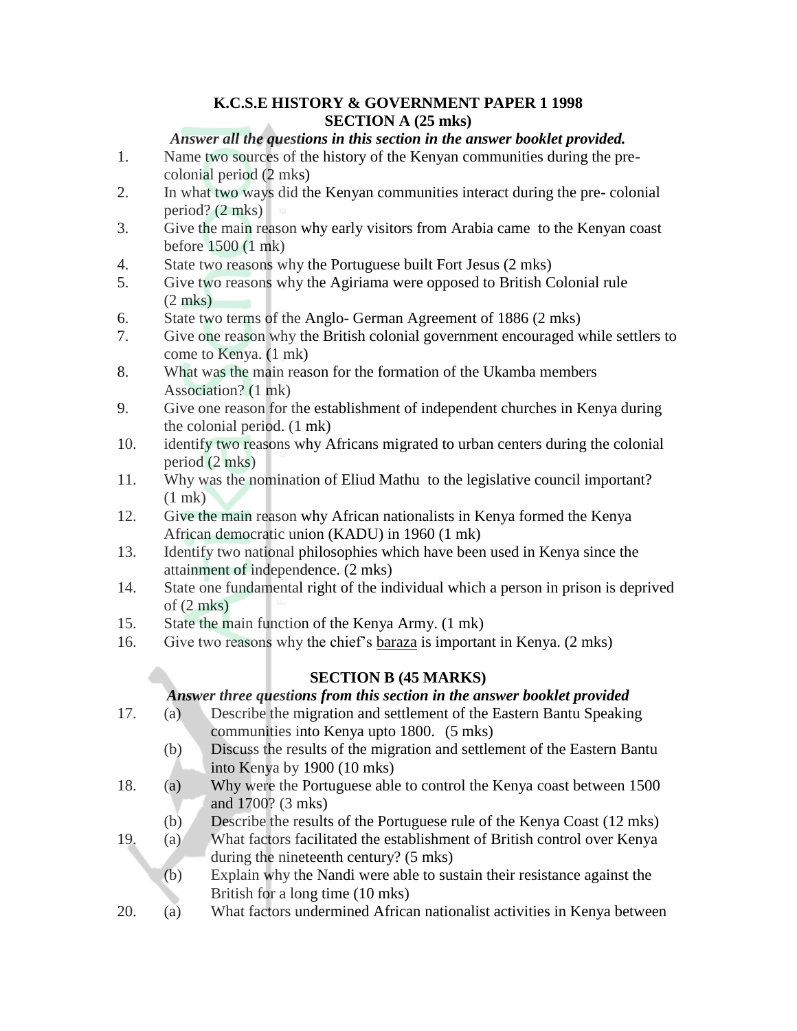**K.C.S.E HISTORY & GOVERNMENT PAPER 1 1998**
**SECTION A (25 mks)**

***Answer all the questions in this section in the answer booklet provided.***

1. Name two sources of the history of the Kenyan communities during the pre-colonial period (2 mks)
2. In what two ways did the Kenyan communities interact during the pre- colonial period? (2 mks)
3. Give the main reason why early visitors from Arabia came to the Kenyan coast before 1500 (1 mk)
4. State two reasons why the Portuguese built Fort Jesus (2 mks)
5. Give two reasons why the Agiriama were opposed to British Colonial rule (2 mks)
6. State two terms of the Anglo- German Agreement of 1886 (2 mks)
7. Give one reason why the British colonial government encouraged while settlers to come to Kenya. (1 mk)
8. What was the main reason for the formation of the Ukamba members Association? (1 mk)
9. Give one reason for the establishment of independent churches in Kenya during the colonial period. (1 mk)
10. identify two reasons why Africans migrated to urban centers during the colonial period (2 mks)
11. Why was the nomination of Eliud Mathu to the legislative council important? (1 mk)
12. Give the main reason why African nationalists in Kenya formed the Kenya African democratic union (KADU) in 1960 (1 mk)
13. Identify two national philosophies which have been used in Kenya since the attainment of independence. (2 mks)
14. State one fundamental right of the individual which a person in prison is deprived of (2 mks)
15. State the main function of the Kenya Army. (1 mk)
16. Give two reasons why the chief's <u>baraza</u> is important in Kenya. (2 mks)

**SECTION B (45 MARKS)**

***Answer three questions from this section in the answer booklet provided***

17. (a) Describe the migration and settlement of the Eastern Bantu Speaking communities into Kenya upto 1800. (5 mks)
    (b) Discuss the results of the migration and settlement of the Eastern Bantu into Kenya by 1900 (10 mks)
18. (a) Why were the Portuguese able to control the Kenya coast between 1500 and 1700? (3 mks)
    (b) Describe the results of the Portuguese rule of the Kenya Coast (12 mks)
19. (a) What factors facilitated the establishment of British control over Kenya during the nineteenth century? (5 mks)
    (b) Explain why the Nandi were able to sustain their resistance against the British for a long time (10 mks)
20. (a) What factors undermined African nationalist activities in Kenya between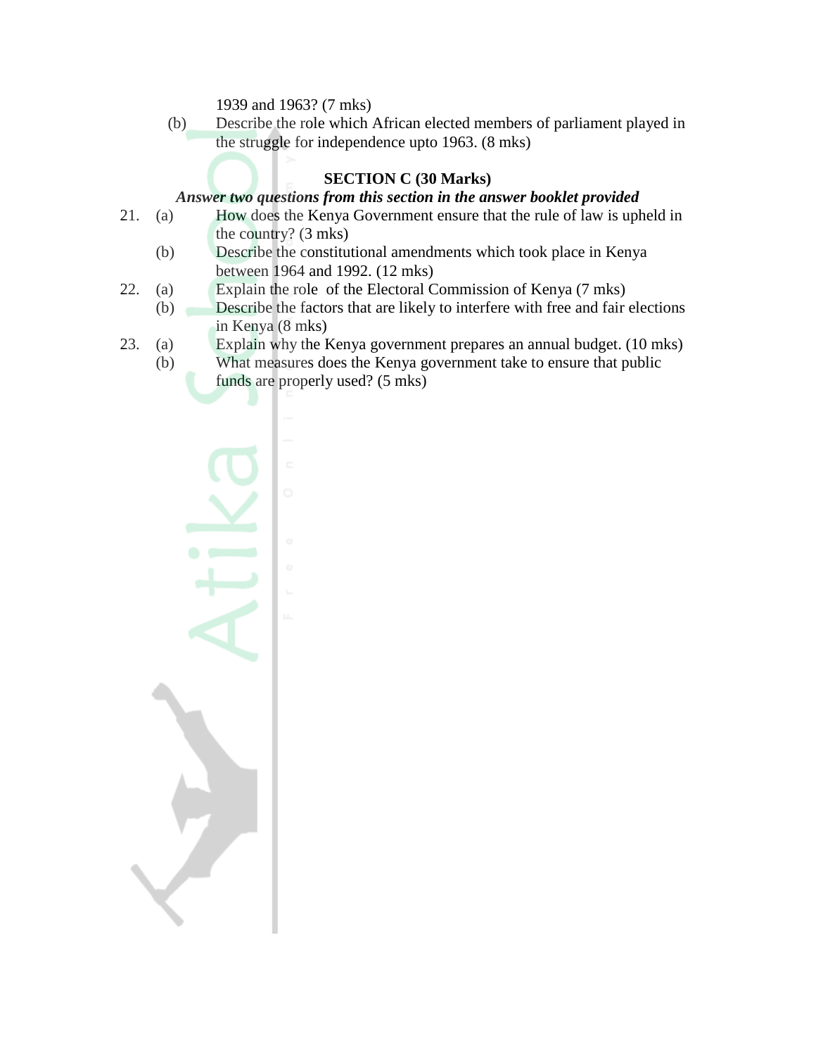1939 and 1963? (7 mks)

(b) Describe the role which African elected members of parliament played in the struggle for independence upto 1963. (8 mks)

## SECTION C (30 Marks)

***Answer two questions from this section in the answer booklet provided***

21. (a) How does the Kenya Government ensure that the rule of law is upheld in the country? (3 mks)

    (b) Describe the constitutional amendments which took place in Kenya between 1964 and 1992. (12 mks)

22. (a) Explain the role of the Electoral Commission of Kenya (7 mks)

    (b) Describe the factors that are likely to interfere with free and fair elections in Kenya (8 mks)

23. (a) Explain why the Kenya government prepares an annual budget. (10 mks)

    (b) What measures does the Kenya government take to ensure that public funds are properly used? (5 mks)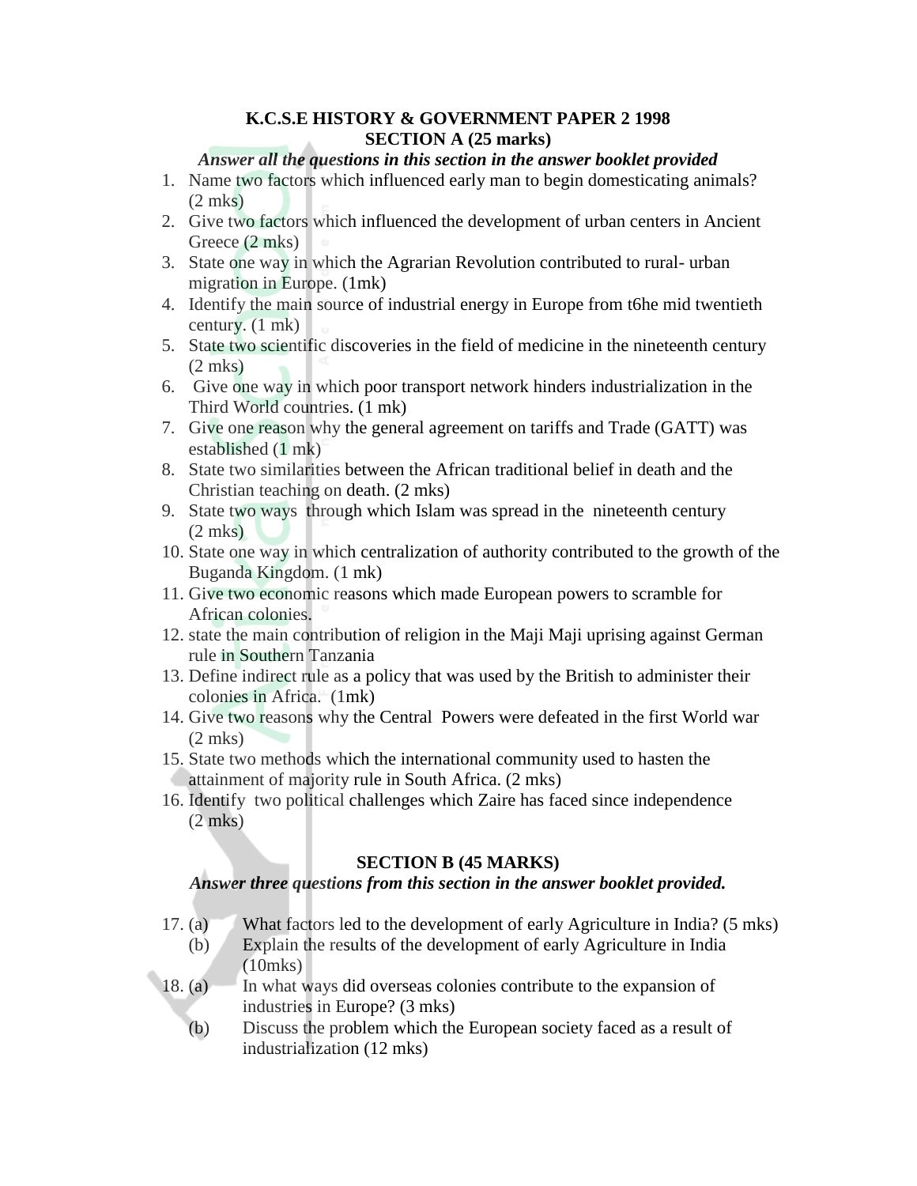**K.C.S.E HISTORY & GOVERNMENT PAPER 2 1998**

**SECTION A (25 marks)**

***Answer all the questions in this section in the answer booklet provided***

1. Name two factors which influenced early man to begin domesticating animals? (2 mks)
2. Give two factors which influenced the development of urban centers in Ancient Greece (2 mks)
3. State one way in which the Agrarian Revolution contributed to rural- urban migration in Europe. (1mk)
4. Identify the main source of industrial energy in Europe from t6he mid twentieth century. (1 mk)
5. State two scientific discoveries in the field of medicine in the nineteenth century (2 mks)
6. Give one way in which poor transport network hinders industrialization in the Third World countries. (1 mk)
7. Give one reason why the general agreement on tariffs and Trade (GATT) was established (1 mk)
8. State two similarities between the African traditional belief in death and the Christian teaching on death. (2 mks)
9. State two ways through which Islam was spread in the nineteenth century (2 mks)
10. State one way in which centralization of authority contributed to the growth of the Buganda Kingdom. (1 mk)
11. Give two economic reasons which made European powers to scramble for African colonies.
12. state the main contribution of religion in the Maji Maji uprising against German rule in Southern Tanzania
13. Define indirect rule as a policy that was used by the British to administer their colonies in Africa. (1mk)
14. Give two reasons why the Central Powers were defeated in the first World war (2 mks)
15. State two methods which the international community used to hasten the attainment of majority rule in South Africa. (2 mks)
16. Identify two political challenges which Zaire has faced since independence (2 mks)

**SECTION B (45 MARKS)**

***Answer three questions from this section in the answer booklet provided.***

17. (a) What factors led to the development of early Agriculture in India? (5 mks)
    (b) Explain the results of the development of early Agriculture in India (10mks)
18. (a) In what ways did overseas colonies contribute to the expansion of industries in Europe? (3 mks)
    (b) Discuss the problem which the European society faced as a result of industrialization (12 mks)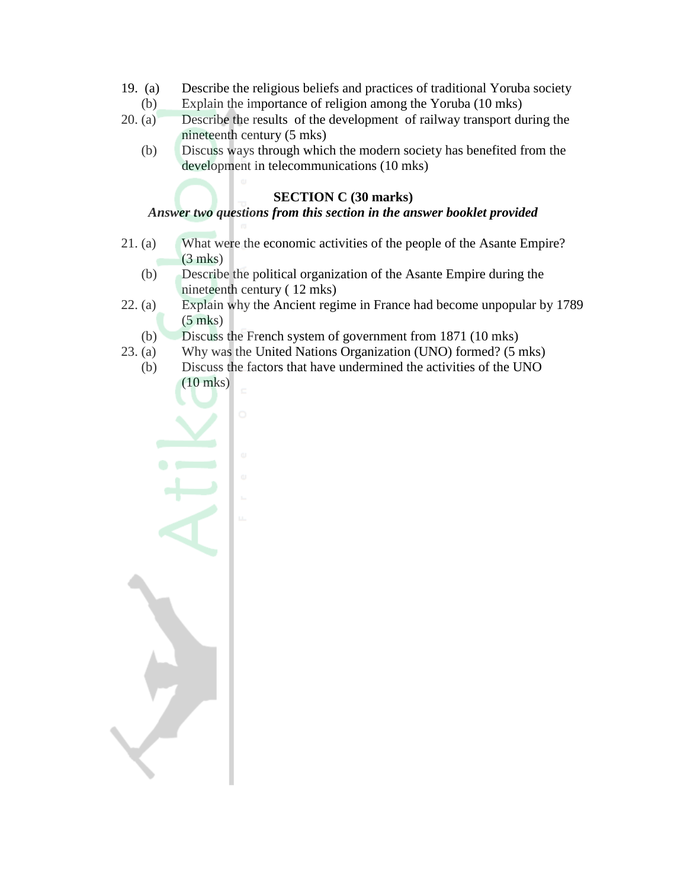19. (a) Describe the religious beliefs and practices of traditional Yoruba society
    (b) Explain the importance of religion among the Yoruba (10 mks)

20. (a) Describe the results of the development of railway transport during the nineteenth century (5 mks)
    (b) Discuss ways through which the modern society has benefited from the development in telecommunications (10 mks)

## SECTION C (30 marks)

***Answer two questions from this section in the answer booklet provided***

21. (a) What were the economic activities of the people of the Asante Empire? (3 mks)
    (b) Describe the political organization of the Asante Empire during the nineteenth century ( 12 mks)

22. (a) Explain why the Ancient regime in France had become unpopular by 1789 (5 mks)
    (b) Discuss the French system of government from 1871 (10 mks)

23. (a) Why was the United Nations Organization (UNO) formed? (5 mks)
    (b) Discuss the factors that have undermined the activities of the UNO (10 mks)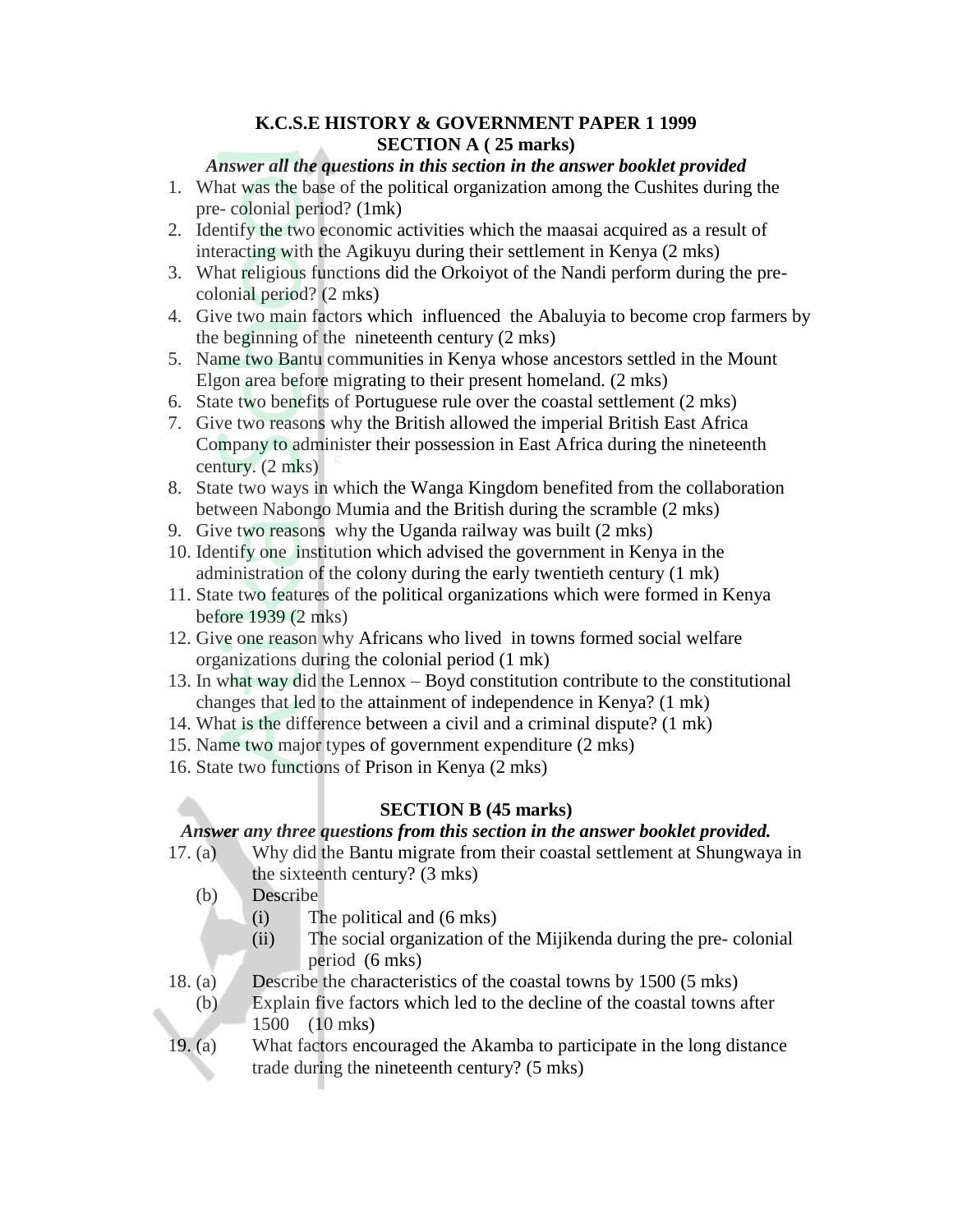**K.C.S.E HISTORY & GOVERNMENT PAPER 1 1999**

**SECTION A ( 25 marks)**

***Answer all the questions in this section in the answer booklet provided***

1. What was the base of the political organization among the Cushites during the pre- colonial period? (1mk)
2. Identify the two economic activities which the maasai acquired as a result of interacting with the Agikuyu during their settlement in Kenya (2 mks)
3. What religious functions did the Orkoiyot of the Nandi perform during the pre-colonial period? (2 mks)
4. Give two main factors which influenced the Abaluyia to become crop farmers by the beginning of the nineteenth century (2 mks)
5. Name two Bantu communities in Kenya whose ancestors settled in the Mount Elgon area before migrating to their present homeland. (2 mks)
6. State two benefits of Portuguese rule over the coastal settlement (2 mks)
7. Give two reasons why the British allowed the imperial British East Africa Company to administer their possession in East Africa during the nineteenth century. (2 mks)
8. State two ways in which the Wanga Kingdom benefited from the collaboration between Nabongo Mumia and the British during the scramble (2 mks)
9. Give two reasons why the Uganda railway was built (2 mks)
10. Identify one institution which advised the government in Kenya in the administration of the colony during the early twentieth century (1 mk)
11. State two features of the political organizations which were formed in Kenya before 1939 (2 mks)
12. Give one reason why Africans who lived in towns formed social welfare organizations during the colonial period (1 mk)
13. In what way did the Lennox – Boyd constitution contribute to the constitutional changes that led to the attainment of independence in Kenya? (1 mk)
14. What is the difference between a civil and a criminal dispute? (1 mk)
15. Name two major types of government expenditure (2 mks)
16. State two functions of Prison in Kenya (2 mks)

**SECTION B (45 marks)**

***Answer any three questions from this section in the answer booklet provided.***

17. (a) Why did the Bantu migrate from their coastal settlement at Shungwaya in the sixteenth century? (3 mks)
    (b) Describe
        (i) The political and (6 mks)
        (ii) The social organization of the Mijikenda during the pre- colonial period (6 mks)
18. (a) Describe the characteristics of the coastal towns by 1500 (5 mks)
    (b) Explain five factors which led to the decline of the coastal towns after 1500 (10 mks)
19. (a) What factors encouraged the Akamba to participate in the long distance trade during the nineteenth century? (5 mks)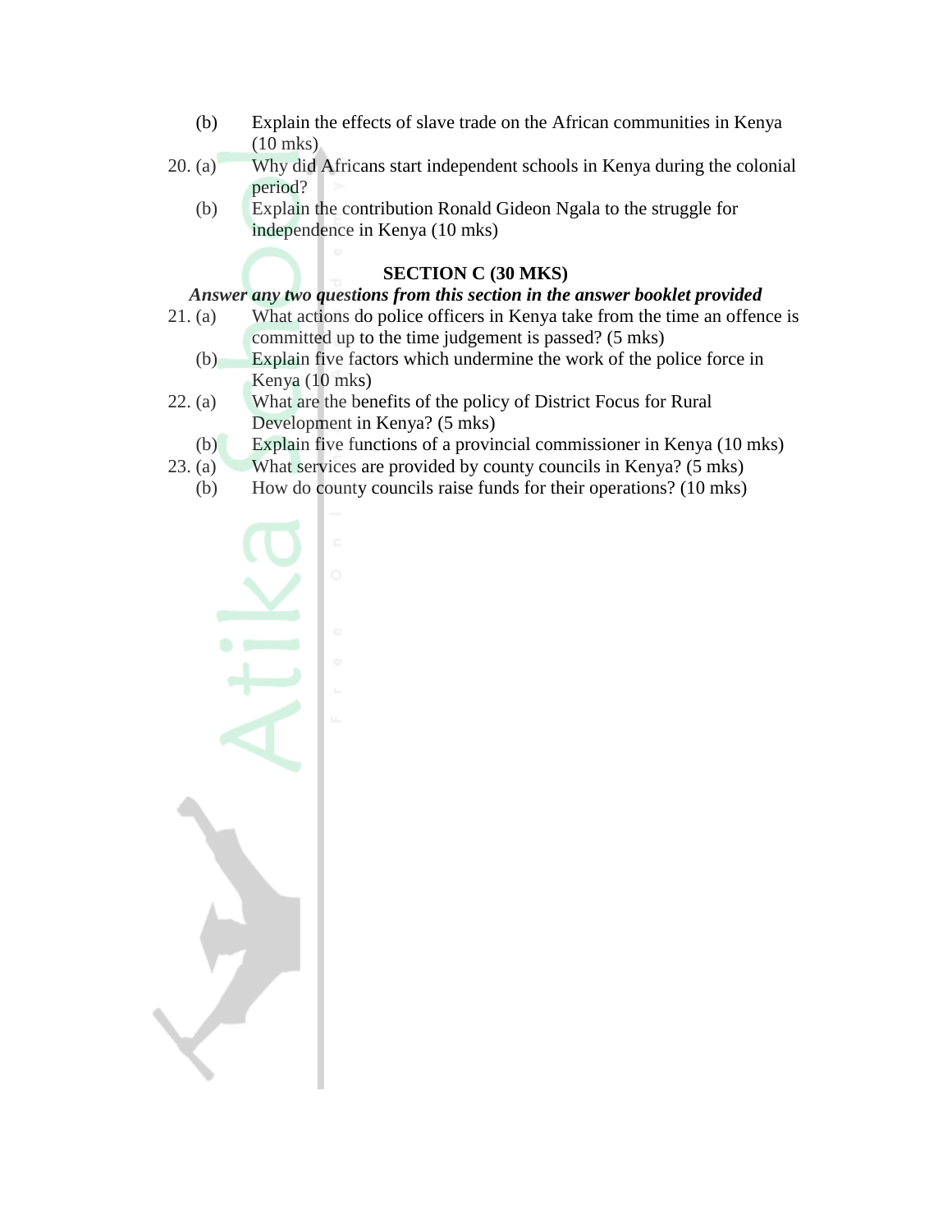(b) Explain the effects of slave trade on the African communities in Kenya (10 mks)

20. (a) Why did Africans start independent schools in Kenya during the colonial period?

    (b) Explain the contribution Ronald Gideon Ngala to the struggle for independence in Kenya (10 mks)

## SECTION C (30 MKS)

***Answer any two questions from this section in the answer booklet provided***

21. (a) What actions do police officers in Kenya take from the time an offence is committed up to the time judgement is passed? (5 mks)

    (b) Explain five factors which undermine the work of the police force in Kenya (10 mks)

22. (a) What are the benefits of the policy of District Focus for Rural Development in Kenya? (5 mks)

    (b) Explain five functions of a provincial commissioner in Kenya (10 mks)

23. (a) What services are provided by county councils in Kenya? (5 mks)

    (b) How do county councils raise funds for their operations? (10 mks)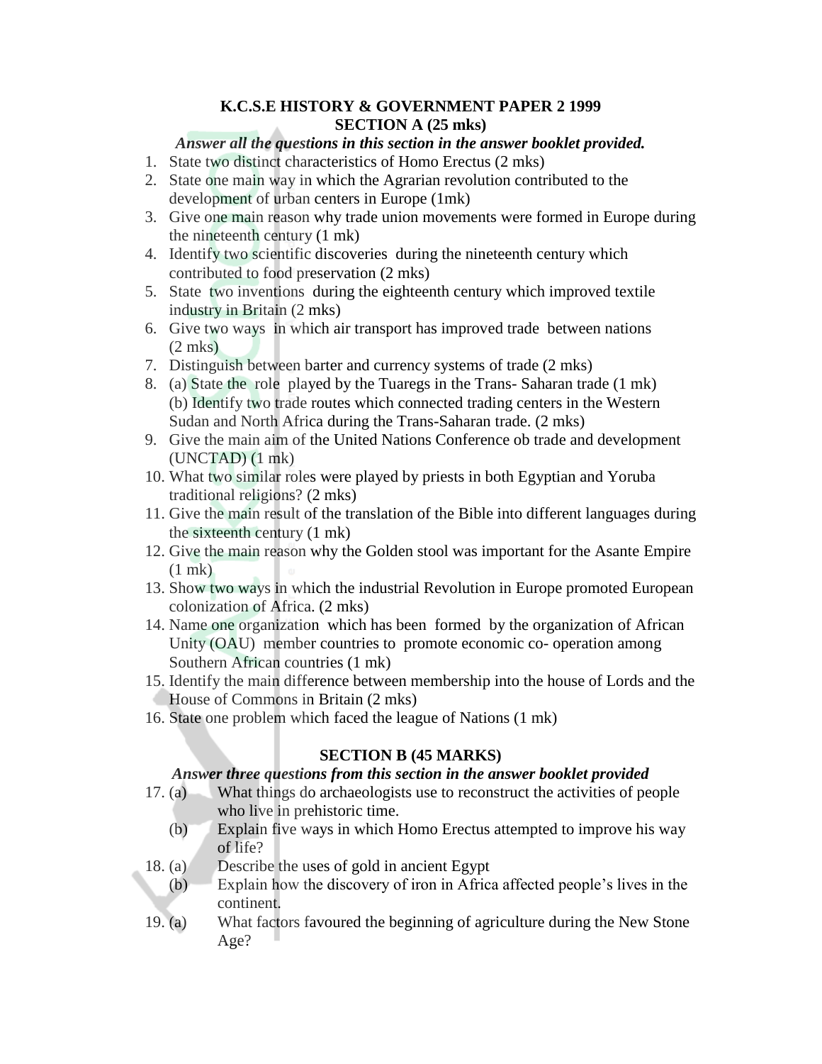# K.C.S.E HISTORY & GOVERNMENT PAPER 2 1999

## SECTION A (25 mks)

*Answer all the questions in this section in the answer booklet provided.*

1. State two distinct characteristics of Homo Erectus (2 mks)
2. State one main way in which the Agrarian revolution contributed to the development of urban centers in Europe (1mk)
3. Give one main reason why trade union movements were formed in Europe during the nineteenth century (1 mk)
4. Identify two scientific discoveries during the nineteenth century which contributed to food preservation (2 mks)
5. State two inventions during the eighteenth century which improved textile industry in Britain (2 mks)
6. Give two ways in which air transport has improved trade between nations (2 mks)
7. Distinguish between barter and currency systems of trade (2 mks)
8. (a) State the role played by the Tuaregs in the Trans- Saharan trade (1 mk)
   (b) Identify two trade routes which connected trading centers in the Western Sudan and North Africa during the Trans-Saharan trade. (2 mks)
9. Give the main aim of the United Nations Conference ob trade and development (UNCTAD) (1 mk)
10. What two similar roles were played by priests in both Egyptian and Yoruba traditional religions? (2 mks)
11. Give the main result of the translation of the Bible into different languages during the sixteenth century (1 mk)
12. Give the main reason why the Golden stool was important for the Asante Empire (1 mk)
13. Show two ways in which the industrial Revolution in Europe promoted European colonization of Africa. (2 mks)
14. Name one organization which has been formed by the organization of African Unity (OAU) member countries to promote economic co- operation among Southern African countries (1 mk)
15. Identify the main difference between membership into the house of Lords and the House of Commons in Britain (2 mks)
16. State one problem which faced the league of Nations (1 mk)

## SECTION B (45 MARKS)

*Answer three questions from this section in the answer booklet provided*

17. (a) What things do archaeologists use to reconstruct the activities of people who live in prehistoric time.
    (b) Explain five ways in which Homo Erectus attempted to improve his way of life?
18. (a) Describe the uses of gold in ancient Egypt
    (b) Explain how the discovery of iron in Africa affected people's lives in the continent.
19. (a) What factors favoured the beginning of agriculture during the New Stone Age?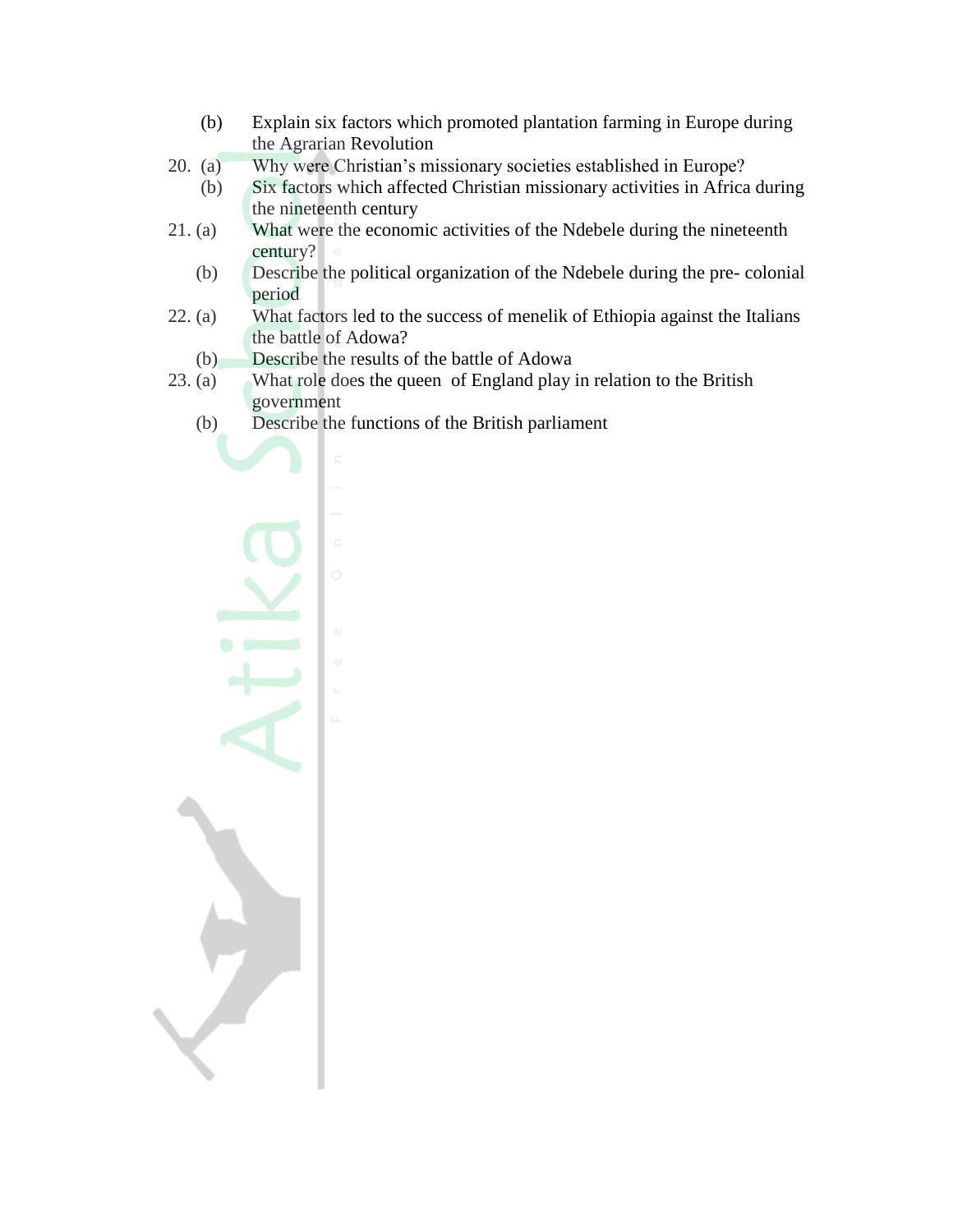(b) Explain six factors which promoted plantation farming in Europe during the Agrarian Revolution

20. (a) Why were Christian's missionary societies established in Europe?
    (b) Six factors which affected Christian missionary activities in Africa during the nineteenth century

21. (a) What were the economic activities of the Ndebele during the nineteenth century?
    (b) Describe the political organization of the Ndebele during the pre- colonial period

22. (a) What factors led to the success of menelik of Ethiopia against the Italians the battle of Adowa?
    (b) Describe the results of the battle of Adowa

23. (a) What role does the queen of England play in relation to the British government
    (b) Describe the functions of the British parliament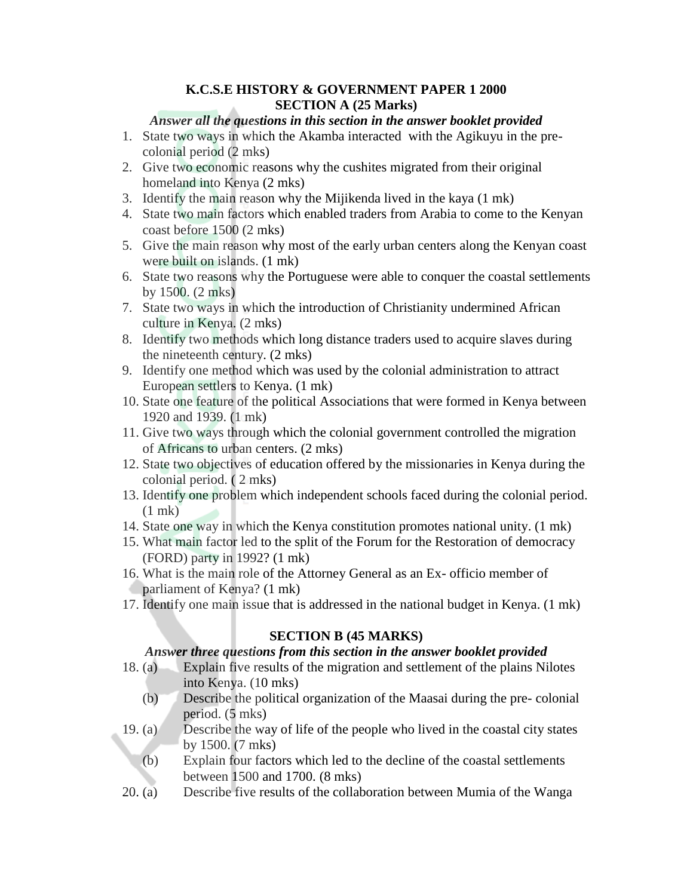**K.C.S.E HISTORY & GOVERNMENT PAPER 1 2000**
**SECTION A (25 Marks)**

***Answer all the questions in this section in the answer booklet provided***

1. State two ways in which the Akamba interacted with the Agikuyu in the pre-colonial period (2 mks)
2. Give two economic reasons why the cushites migrated from their original homeland into Kenya (2 mks)
3. Identify the main reason why the Mijikenda lived in the kaya (1 mk)
4. State two main factors which enabled traders from Arabia to come to the Kenyan coast before 1500 (2 mks)
5. Give the main reason why most of the early urban centers along the Kenyan coast were built on islands. (1 mk)
6. State two reasons why the Portuguese were able to conquer the coastal settlements by 1500. (2 mks)
7. State two ways in which the introduction of Christianity undermined African culture in Kenya. (2 mks)
8. Identify two methods which long distance traders used to acquire slaves during the nineteenth century. (2 mks)
9. Identify one method which was used by the colonial administration to attract European settlers to Kenya. (1 mk)
10. State one feature of the political Associations that were formed in Kenya between 1920 and 1939. (1 mk)
11. Give two ways through which the colonial government controlled the migration of Africans to urban centers. (2 mks)
12. State two objectives of education offered by the missionaries in Kenya during the colonial period. ( 2 mks)
13. Identify one problem which independent schools faced during the colonial period. (1 mk)
14. State one way in which the Kenya constitution promotes national unity. (1 mk)
15. What main factor led to the split of the Forum for the Restoration of democracy (FORD) party in 1992? (1 mk)
16. What is the main role of the Attorney General as an Ex- officio member of parliament of Kenya? (1 mk)
17. Identify one main issue that is addressed in the national budget in Kenya. (1 mk)

**SECTION B (45 MARKS)**

***Answer three questions from this section in the answer booklet provided***

18. (a) Explain five results of the migration and settlement of the plains Nilotes into Kenya. (10 mks)
    (b) Describe the political organization of the Maasai during the pre- colonial period. (5 mks)
19. (a) Describe the way of life of the people who lived in the coastal city states by 1500. (7 mks)
    (b) Explain four factors which led to the decline of the coastal settlements between 1500 and 1700. (8 mks)
20. (a) Describe five results of the collaboration between Mumia of the Wanga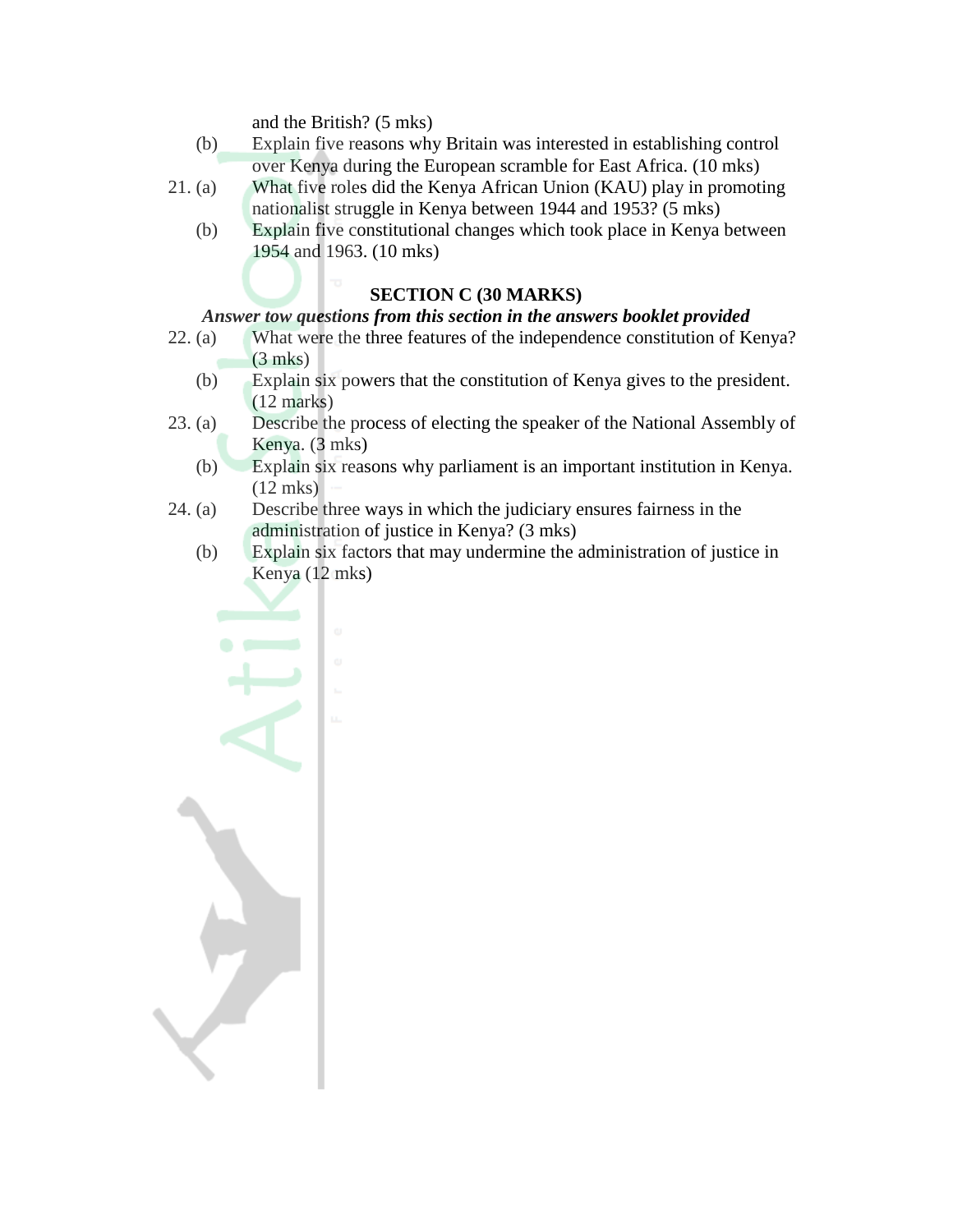and the British? (5 mks)

(b) Explain five reasons why Britain was interested in establishing control over Kenya during the European scramble for East Africa. (10 mks)

21. (a) What five roles did the Kenya African Union (KAU) play in promoting nationalist struggle in Kenya between 1944 and 1953? (5 mks)

(b) Explain five constitutional changes which took place in Kenya between 1954 and 1963. (10 mks)

## SECTION C (30 MARKS)

***Answer tow questions from this section in the answers booklet provided***

22. (a) What were the three features of the independence constitution of Kenya? (3 mks)

(b) Explain six powers that the constitution of Kenya gives to the president. (12 marks)

23. (a) Describe the process of electing the speaker of the National Assembly of Kenya. (3 mks)

(b) Explain six reasons why parliament is an important institution in Kenya. (12 mks)

24. (a) Describe three ways in which the judiciary ensures fairness in the administration of justice in Kenya? (3 mks)

(b) Explain six factors that may undermine the administration of justice in Kenya (12 mks)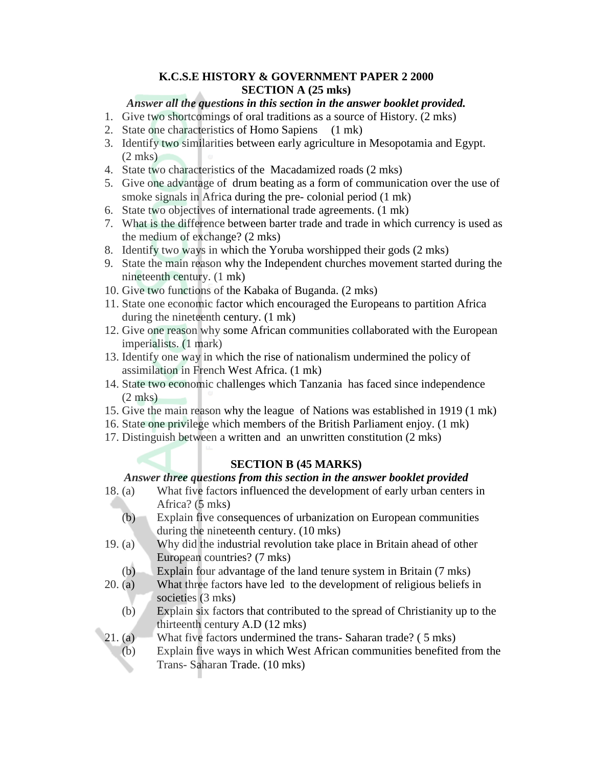**K.C.S.E HISTORY & GOVERNMENT PAPER 2 2000**
**SECTION A (25 mks)**

***Answer all the questions in this section in the answer booklet provided.***

1. Give two shortcomings of oral traditions as a source of History. (2 mks)
2. State one characteristics of Homo Sapiens (1 mk)
3. Identify two similarities between early agriculture in Mesopotamia and Egypt. (2 mks)
4. State two characteristics of the Macadamized roads (2 mks)
5. Give one advantage of drum beating as a form of communication over the use of smoke signals in Africa during the pre- colonial period (1 mk)
6. State two objectives of international trade agreements. (1 mk)
7. What is the difference between barter trade and trade in which currency is used as the medium of exchange? (2 mks)
8. Identify two ways in which the Yoruba worshipped their gods (2 mks)
9. State the main reason why the Independent churches movement started during the nineteenth century. (1 mk)
10. Give two functions of the Kabaka of Buganda. (2 mks)
11. State one economic factor which encouraged the Europeans to partition Africa during the nineteenth century. (1 mk)
12. Give one reason why some African communities collaborated with the European imperialists. (1 mark)
13. Identify one way in which the rise of nationalism undermined the policy of assimilation in French West Africa. (1 mk)
14. State two economic challenges which Tanzania has faced since independence (2 mks)
15. Give the main reason why the league of Nations was established in 1919 (1 mk)
16. State one privilege which members of the British Parliament enjoy. (1 mk)
17. Distinguish between a written and an unwritten constitution (2 mks)

**SECTION B (45 MARKS)**

***Answer three questions from this section in the answer booklet provided***

18. (a) What five factors influenced the development of early urban centers in Africa? (5 mks)
    (b) Explain five consequences of urbanization on European communities during the nineteenth century. (10 mks)
19. (a) Why did the industrial revolution take place in Britain ahead of other European countries? (7 mks)
    (b) Explain four advantage of the land tenure system in Britain (7 mks)
20. (a) What three factors have led to the development of religious beliefs in societies (3 mks)
    (b) Explain six factors that contributed to the spread of Christianity up to the thirteenth century A.D (12 mks)
21. (a) What five factors undermined the trans- Saharan trade? ( 5 mks)
    (b) Explain five ways in which West African communities benefited from the Trans- Saharan Trade. (10 mks)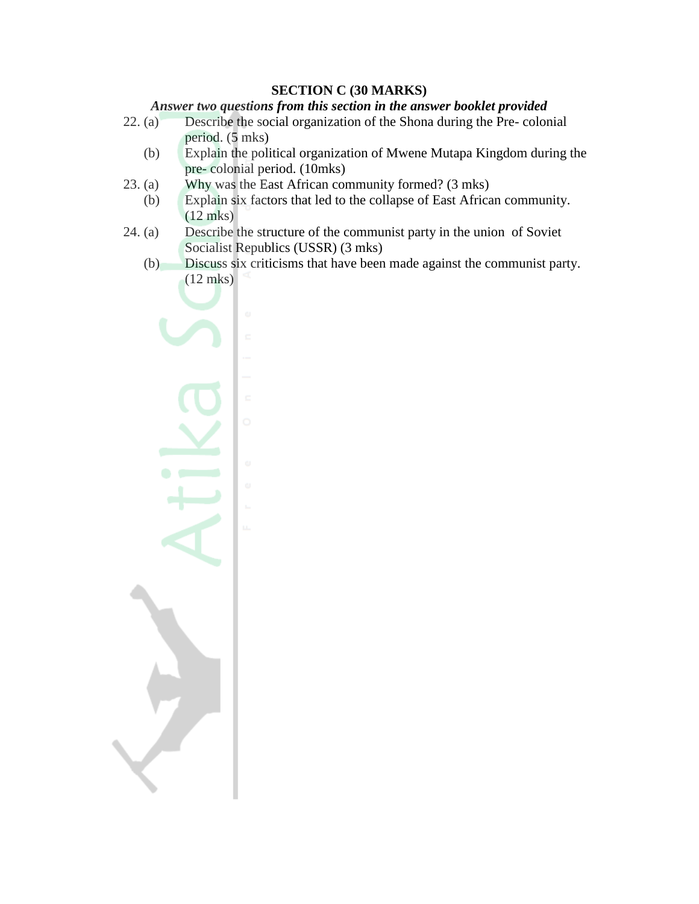**SECTION C (30 MARKS)**

***Answer two questions from this section in the answer booklet provided***

22. (a) Describe the social organization of the Shona during the Pre- colonial period. (5 mks)

    (b) Explain the political organization of Mwene Mutapa Kingdom during the pre- colonial period. (10mks)

23. (a) Why was the East African community formed? (3 mks)

    (b) Explain six factors that led to the collapse of East African community. (12 mks)

24. (a) Describe the structure of the communist party in the union of Soviet Socialist Republics (USSR) (3 mks)

    (b) Discuss six criticisms that have been made against the communist party. (12 mks)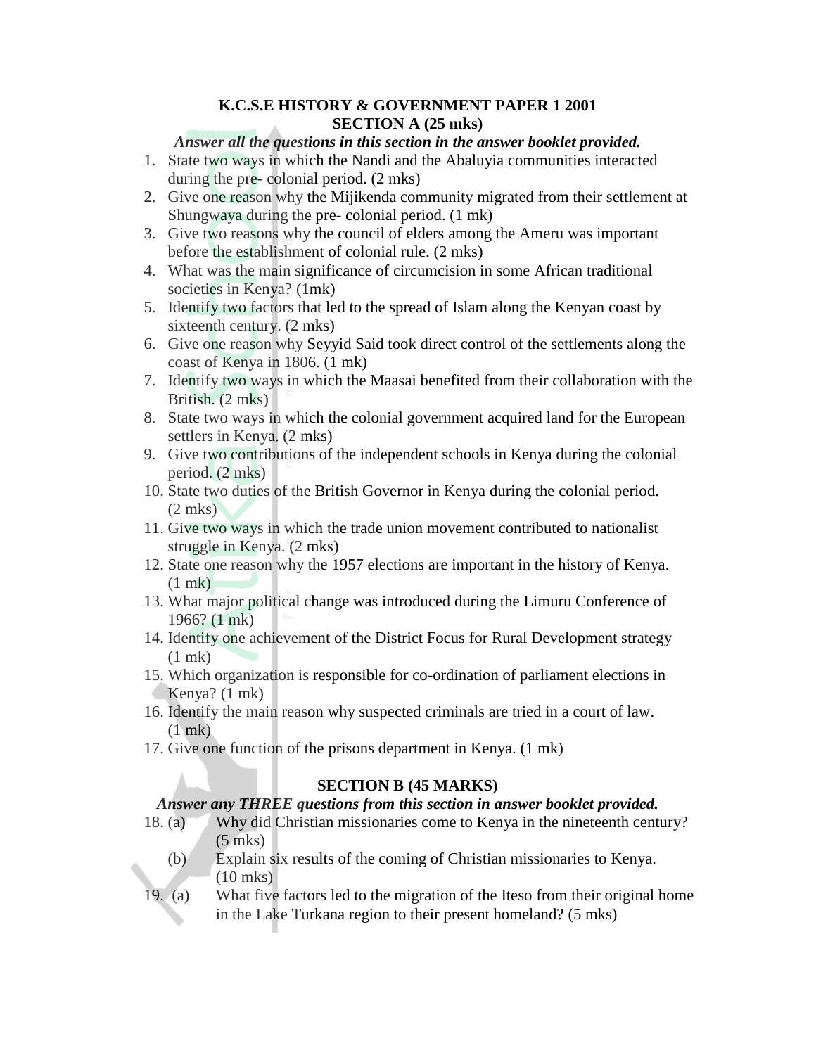# K.C.S.E HISTORY & GOVERNMENT PAPER 1 2001

## SECTION A (25 mks)

***Answer all the questions in this section in the answer booklet provided.***

1. State two ways in which the Nandi and the Abaluyia communities interacted during the pre- colonial period. (2 mks)
2. Give one reason why the Mijikenda community migrated from their settlement at Shungwaya during the pre- colonial period. (1 mk)
3. Give two reasons why the council of elders among the Ameru was important before the establishment of colonial rule. (2 mks)
4. What was the main significance of circumcision in some African traditional societies in Kenya? (1mk)
5. Identify two factors that led to the spread of Islam along the Kenyan coast by sixteenth century. (2 mks)
6. Give one reason why Seyyid Said took direct control of the settlements along the coast of Kenya in 1806. (1 mk)
7. Identify two ways in which the Maasai benefited from their collaboration with the British. (2 mks)
8. State two ways in which the colonial government acquired land for the European settlers in Kenya. (2 mks)
9. Give two contributions of the independent schools in Kenya during the colonial period. (2 mks)
10. State two duties of the British Governor in Kenya during the colonial period. (2 mks)
11. Give two ways in which the trade union movement contributed to nationalist struggle in Kenya. (2 mks)
12. State one reason why the 1957 elections are important in the history of Kenya. (1 mk)
13. What major political change was introduced during the Limuru Conference of 1966? (1 mk)
14. Identify one achievement of the District Focus for Rural Development strategy (1 mk)
15. Which organization is responsible for co-ordination of parliament elections in Kenya? (1 mk)
16. Identify the main reason why suspected criminals are tried in a court of law. (1 mk)
17. Give one function of the prisons department in Kenya. (1 mk)

## SECTION B (45 MARKS)

***Answer any THREE questions from this section in answer booklet provided.***

18. (a) Why did Christian missionaries come to Kenya in the nineteenth century? (5 mks)

    (b) Explain six results of the coming of Christian missionaries to Kenya. (10 mks)

19. (a) What five factors led to the migration of the Iteso from their original home in the Lake Turkana region to their present homeland? (5 mks)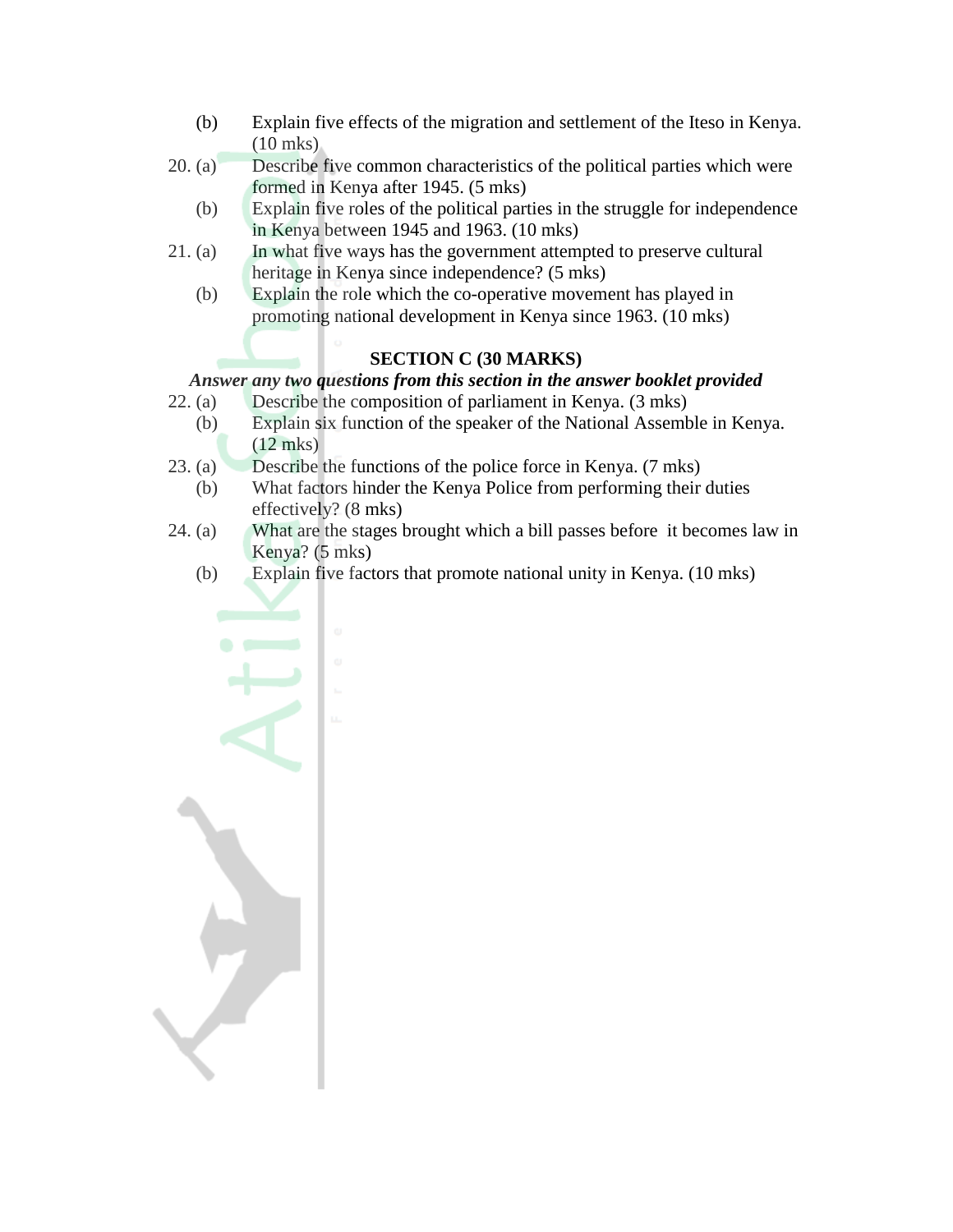(b) Explain five effects of the migration and settlement of the Iteso in Kenya. (10 mks)

20. (a) Describe five common characteristics of the political parties which were formed in Kenya after 1945. (5 mks)

(b) Explain five roles of the political parties in the struggle for independence in Kenya between 1945 and 1963. (10 mks)

21. (a) In what five ways has the government attempted to preserve cultural heritage in Kenya since independence? (5 mks)

(b) Explain the role which the co-operative movement has played in promoting national development in Kenya since 1963. (10 mks)

## SECTION C (30 MARKS)

***Answer any two questions from this section in the answer booklet provided***

22. (a) Describe the composition of parliament in Kenya. (3 mks)

(b) Explain six function of the speaker of the National Assemble in Kenya. (12 mks)

23. (a) Describe the functions of the police force in Kenya. (7 mks)

(b) What factors hinder the Kenya Police from performing their duties effectively? (8 mks)

24. (a) What are the stages brought which a bill passes before it becomes law in Kenya? (5 mks)

(b) Explain five factors that promote national unity in Kenya. (10 mks)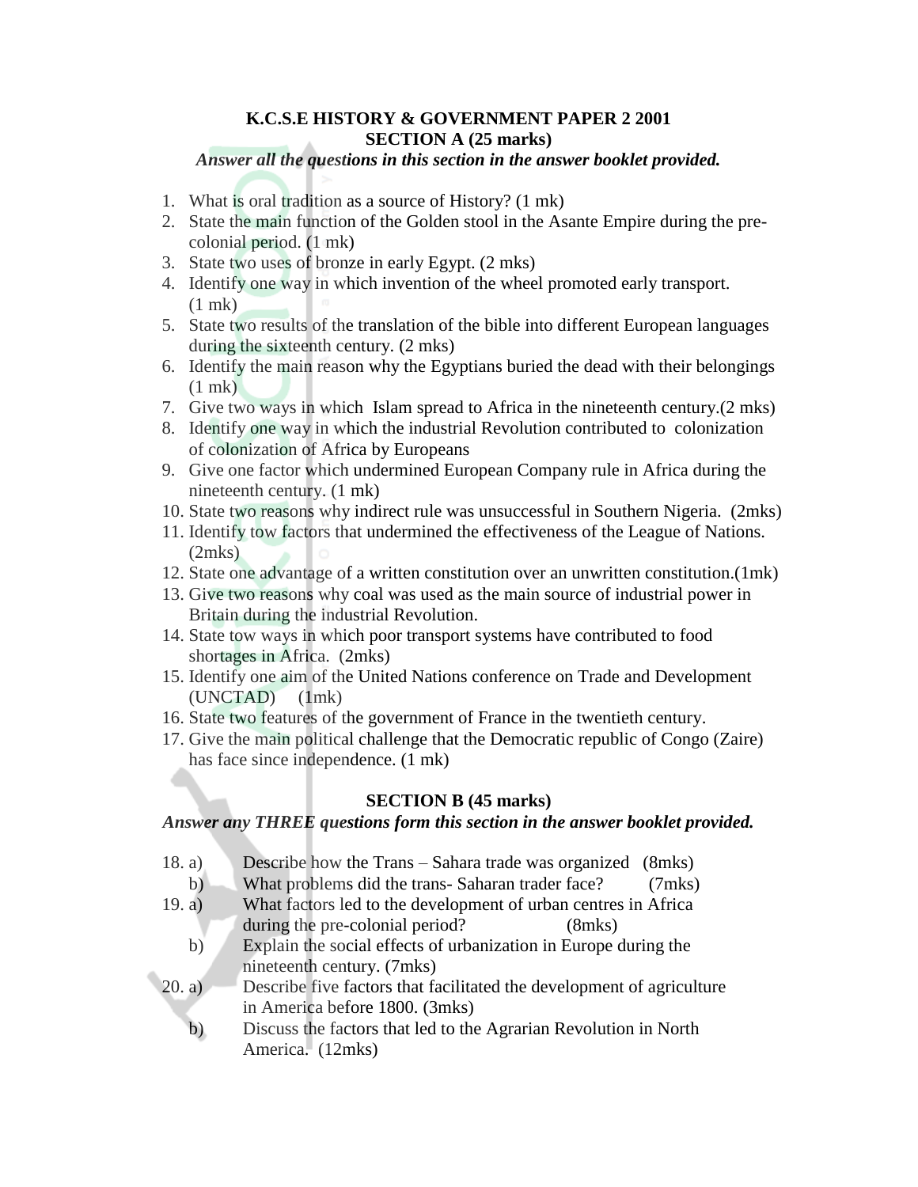**K.C.S.E HISTORY & GOVERNMENT PAPER 2 2001**
**SECTION A (25 marks)**

***Answer all the questions in this section in the answer booklet provided.***

1. What is oral tradition as a source of History? (1 mk)
2. State the main function of the Golden stool in the Asante Empire during the pre-colonial period. (1 mk)
3. State two uses of bronze in early Egypt. (2 mks)
4. Identify one way in which invention of the wheel promoted early transport. (1 mk)
5. State two results of the translation of the bible into different European languages during the sixteenth century. (2 mks)
6. Identify the main reason why the Egyptians buried the dead with their belongings (1 mk)
7. Give two ways in which Islam spread to Africa in the nineteenth century.(2 mks)
8. Identify one way in which the industrial Revolution contributed to colonization of colonization of Africa by Europeans
9. Give one factor which undermined European Company rule in Africa during the nineteenth century. (1 mk)
10. State two reasons why indirect rule was unsuccessful in Southern Nigeria. (2mks)
11. Identify tow factors that undermined the effectiveness of the League of Nations. (2mks)
12. State one advantage of a written constitution over an unwritten constitution.(1mk)
13. Give two reasons why coal was used as the main source of industrial power in Britain during the industrial Revolution.
14. State tow ways in which poor transport systems have contributed to food shortages in Africa. (2mks)
15. Identify one aim of the United Nations conference on Trade and Development (UNCTAD) (1mk)
16. State two features of the government of France in the twentieth century.
17. Give the main political challenge that the Democratic republic of Congo (Zaire) has face since independence. (1 mk)

**SECTION B (45 marks)**

***Answer any THREE questions form this section in the answer booklet provided.***

18. a) Describe how the Trans – Sahara trade was organized (8mks)
    b) What problems did the trans- Saharan trader face? (7mks)
19. a) What factors led to the development of urban centres in Africa during the pre-colonial period? (8mks)
    b) Explain the social effects of urbanization in Europe during the nineteenth century. (7mks)
20. a) Describe five factors that facilitated the development of agriculture in America before 1800. (3mks)
    b) Discuss the factors that led to the Agrarian Revolution in North America. (12mks)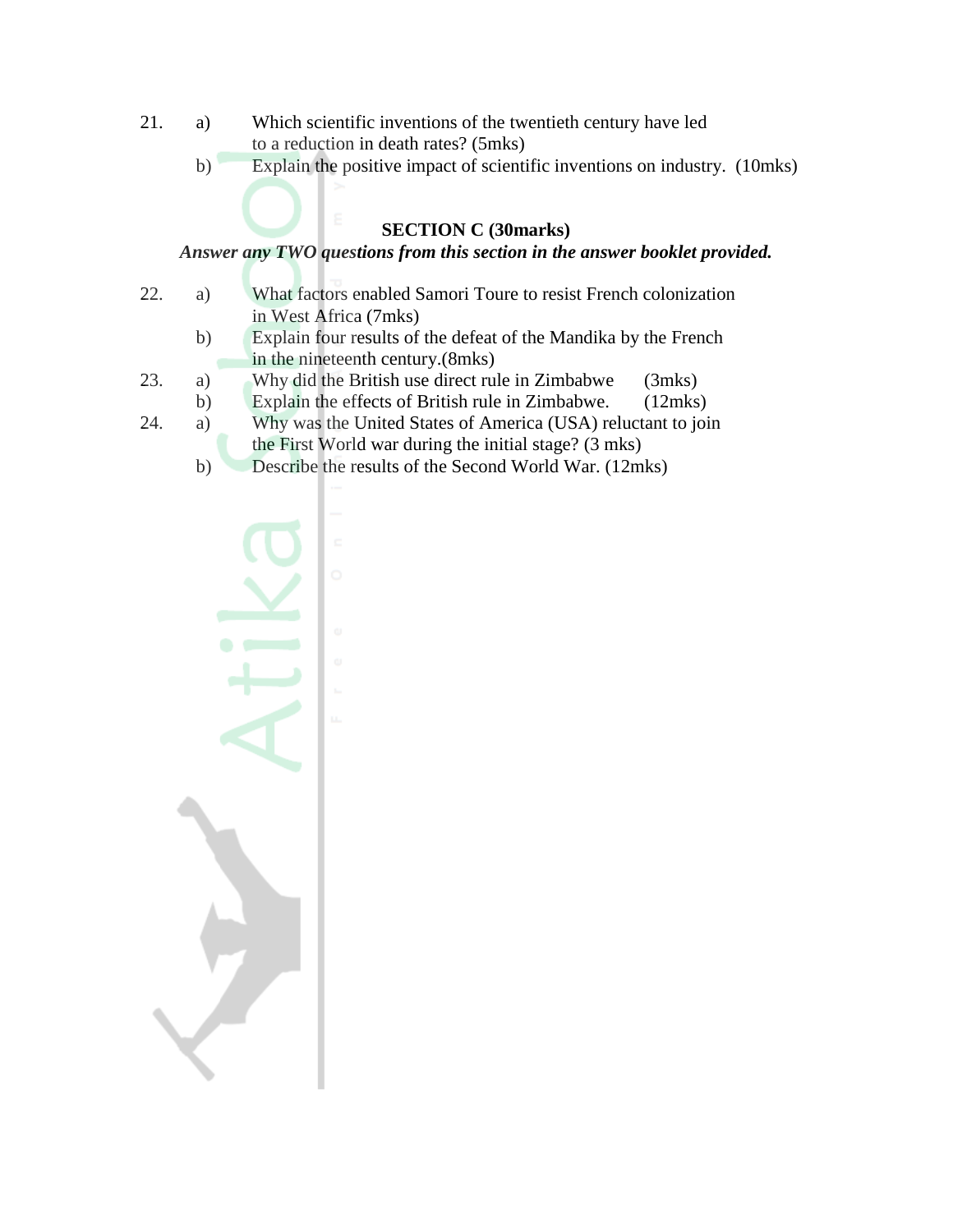21. a) Which scientific inventions of the twentieth century have led to a reduction in death rates? (5mks)

    b) Explain the positive impact of scientific inventions on industry. (10mks)

## SECTION C (30marks)

***Answer any TWO questions from this section in the answer booklet provided.***

22. a) What factors enabled Samori Toure to resist French colonization in West Africa (7mks)

    b) Explain four results of the defeat of the Mandika by the French in the nineteenth century.(8mks)

23. a) Why did the British use direct rule in Zimbabwe (3mks)

    b) Explain the effects of British rule in Zimbabwe. (12mks)

24. a) Why was the United States of America (USA) reluctant to join the First World war during the initial stage? (3 mks)

    b) Describe the results of the Second World War. (12mks)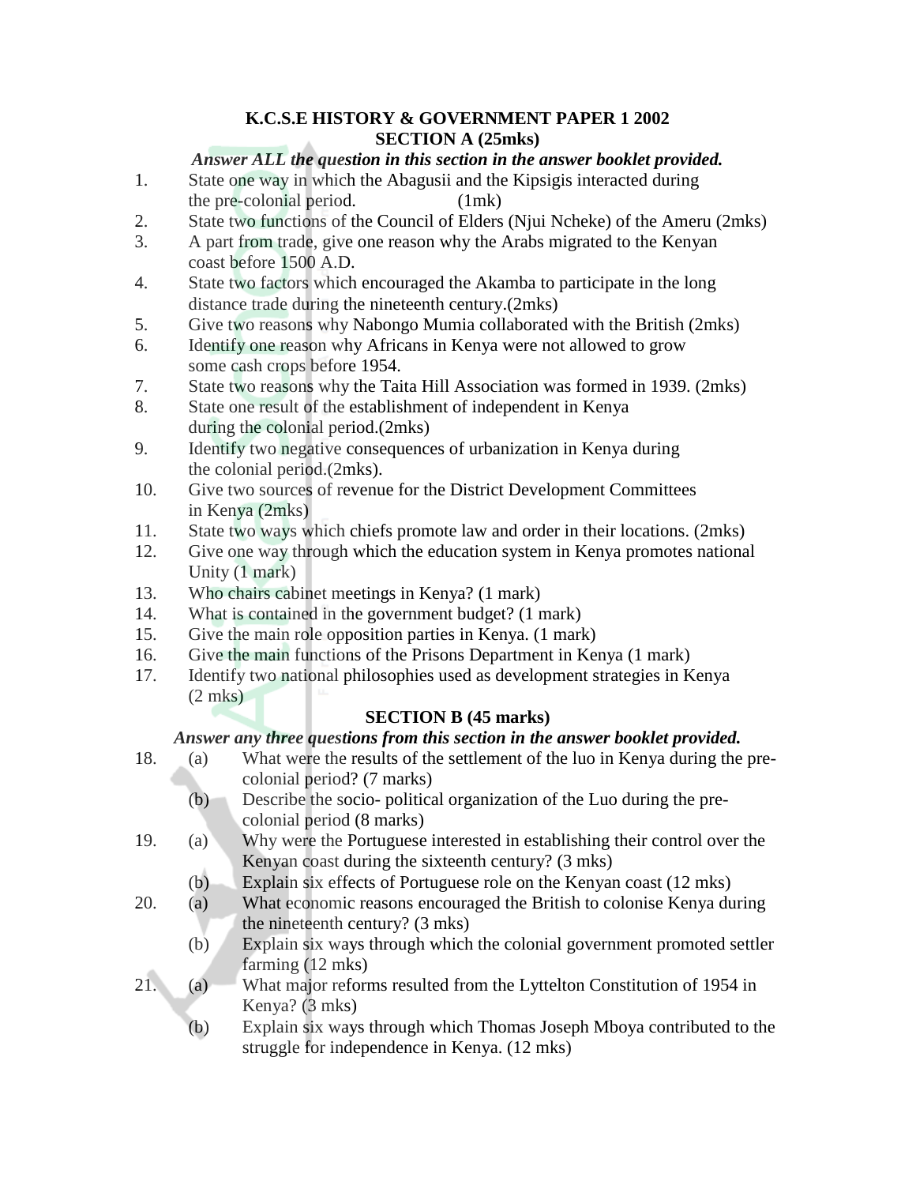**K.C.S.E HISTORY & GOVERNMENT PAPER 1 2002**
**SECTION A (25mks)**

***Answer ALL the question in this section in the answer booklet provided.***

1. State one way in which the Abagusii and the Kipsigis interacted during the pre-colonial period. (1mk)
2. State two functions of the Council of Elders (Njui Ncheke) of the Ameru (2mks)
3. A part from trade, give one reason why the Arabs migrated to the Kenyan coast before 1500 A.D.
4. State two factors which encouraged the Akamba to participate in the long distance trade during the nineteenth century.(2mks)
5. Give two reasons why Nabongo Mumia collaborated with the British (2mks)
6. Identify one reason why Africans in Kenya were not allowed to grow some cash crops before 1954.
7. State two reasons why the Taita Hill Association was formed in 1939. (2mks)
8. State one result of the establishment of independent in Kenya during the colonial period.(2mks)
9. Identify two negative consequences of urbanization in Kenya during the colonial period.(2mks).
10. Give two sources of revenue for the District Development Committees in Kenya (2mks)
11. State two ways which chiefs promote law and order in their locations. (2mks)
12. Give one way through which the education system in Kenya promotes national Unity (1 mark)
13. Who chairs cabinet meetings in Kenya? (1 mark)
14. What is contained in the government budget? (1 mark)
15. Give the main role opposition parties in Kenya. (1 mark)
16. Give the main functions of the Prisons Department in Kenya (1 mark)
17. Identify two national philosophies used as development strategies in Kenya (2 mks)

**SECTION B (45 marks)**

***Answer any three questions from this section in the answer booklet provided.***

18. (a) What were the results of the settlement of the luo in Kenya during the pre-colonial period? (7 marks)
    (b) Describe the socio- political organization of the Luo during the pre-colonial period (8 marks)
19. (a) Why were the Portuguese interested in establishing their control over the Kenyan coast during the sixteenth century? (3 mks)
    (b) Explain six effects of Portuguese role on the Kenyan coast (12 mks)
20. (a) What economic reasons encouraged the British to colonise Kenya during the nineteenth century? (3 mks)
    (b) Explain six ways through which the colonial government promoted settler farming (12 mks)
21. (a) What major reforms resulted from the Lyttelton Constitution of 1954 in Kenya? (3 mks)
    (b) Explain six ways through which Thomas Joseph Mboya contributed to the struggle for independence in Kenya. (12 mks)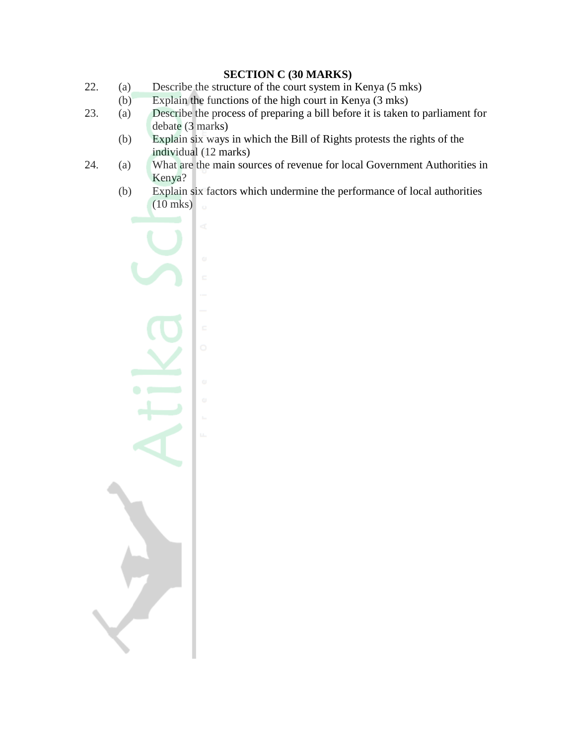## SECTION C (30 MARKS)

22. (a) Describe the structure of the court system in Kenya (5 mks)

    (b) Explain the functions of the high court in Kenya (3 mks)

23. (a) Describe the process of preparing a bill before it is taken to parliament for debate (3 marks)

    (b) Explain six ways in which the Bill of Rights protests the rights of the individual (12 marks)

24. (a) What are the main sources of revenue for local Government Authorities in Kenya?

    (b) Explain six factors which undermine the performance of local authorities (10 mks)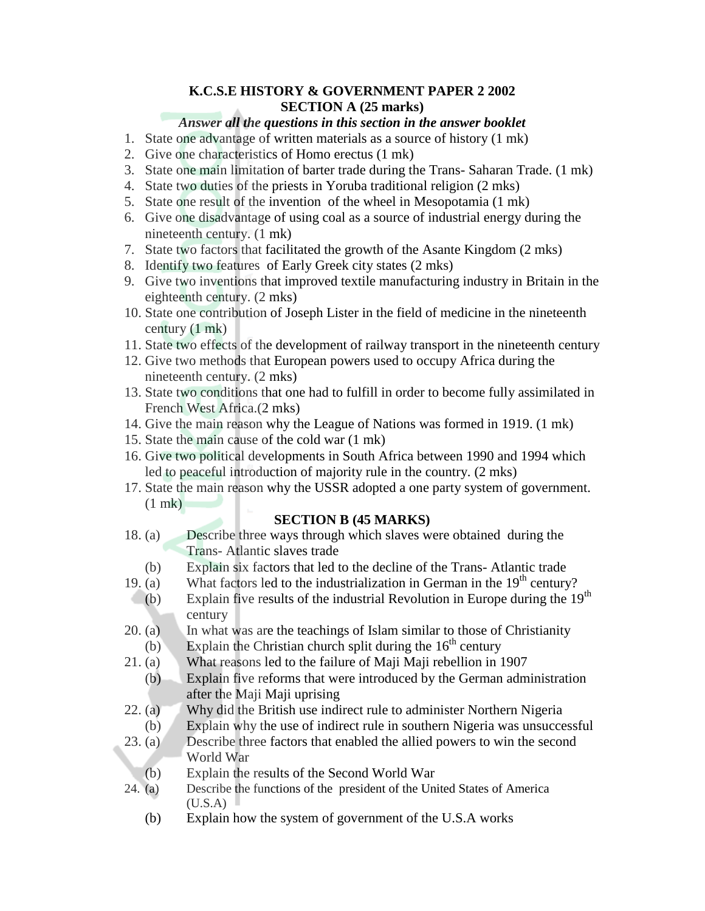# K.C.S.E HISTORY & GOVERNMENT PAPER 2 2002

## SECTION A (25 marks)

***Answer all the questions in this section in the answer booklet***

1. State one advantage of written materials as a source of history (1 mk)
2. Give one characteristics of Homo erectus (1 mk)
3. State one main limitation of barter trade during the Trans- Saharan Trade. (1 mk)
4. State two duties of the priests in Yoruba traditional religion (2 mks)
5. State one result of the invention of the wheel in Mesopotamia (1 mk)
6. Give one disadvantage of using coal as a source of industrial energy during the nineteenth century. (1 mk)
7. State two factors that facilitated the growth of the Asante Kingdom (2 mks)
8. Identify two features of Early Greek city states (2 mks)
9. Give two inventions that improved textile manufacturing industry in Britain in the eighteenth century. (2 mks)
10. State one contribution of Joseph Lister in the field of medicine in the nineteenth century (1 mk)
11. State two effects of the development of railway transport in the nineteenth century
12. Give two methods that European powers used to occupy Africa during the nineteenth century. (2 mks)
13. State two conditions that one had to fulfill in order to become fully assimilated in French West Africa.(2 mks)
14. Give the main reason why the League of Nations was formed in 1919. (1 mk)
15. State the main cause of the cold war (1 mk)
16. Give two political developments in South Africa between 1990 and 1994 which led to peaceful introduction of majority rule in the country. (2 mks)
17. State the main reason why the USSR adopted a one party system of government. (1 mk)

## SECTION B (45 MARKS)

18. (a) Describe three ways through which slaves were obtained during the Trans- Atlantic slaves trade
    (b) Explain six factors that led to the decline of the Trans- Atlantic trade
19. (a) What factors led to the industrialization in German in the 19th century?
    (b) Explain five results of the industrial Revolution in Europe during the 19th century
20. (a) In what was are the teachings of Islam similar to those of Christianity
    (b) Explain the Christian church split during the 16th century
21. (a) What reasons led to the failure of Maji Maji rebellion in 1907
    (b) Explain five reforms that were introduced by the German administration after the Maji Maji uprising
22. (a) Why did the British use indirect rule to administer Northern Nigeria
    (b) Explain why the use of indirect rule in southern Nigeria was unsuccessful
23. (a) Describe three factors that enabled the allied powers to win the second World War
    (b) Explain the results of the Second World War
24. (a) Describe the functions of the president of the United States of America (U.S.A)
    (b) Explain how the system of government of the U.S.A works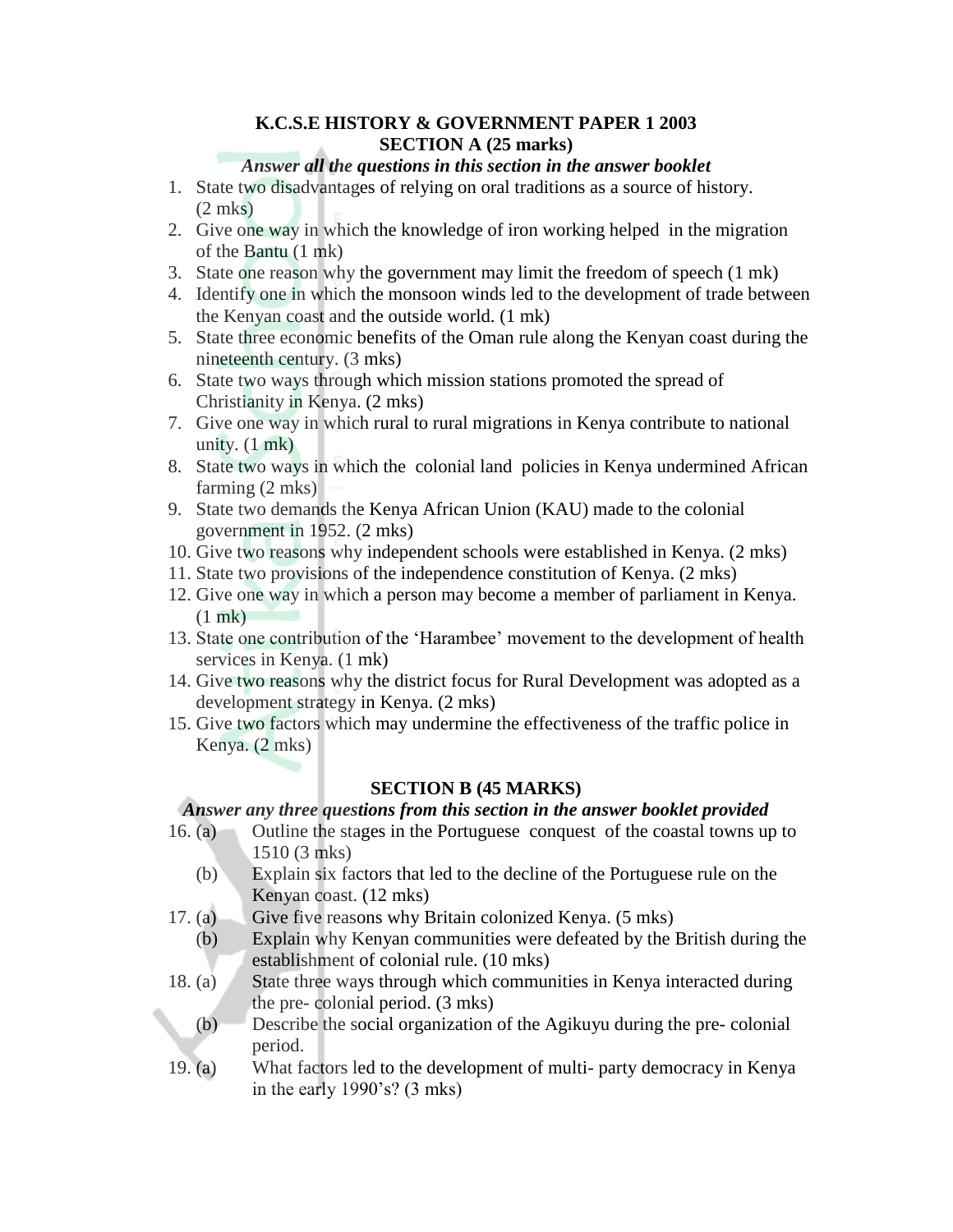**K.C.S.E HISTORY & GOVERNMENT PAPER 1 2003**

**SECTION A (25 marks)**

***Answer all the questions in this section in the answer booklet***

1. State two disadvantages of relying on oral traditions as a source of history. (2 mks)
2. Give one way in which the knowledge of iron working helped in the migration of the Bantu (1 mk)
3. State one reason why the government may limit the freedom of speech (1 mk)
4. Identify one in which the monsoon winds led to the development of trade between the Kenyan coast and the outside world. (1 mk)
5. State three economic benefits of the Oman rule along the Kenyan coast during the nineteenth century. (3 mks)
6. State two ways through which mission stations promoted the spread of Christianity in Kenya. (2 mks)
7. Give one way in which rural to rural migrations in Kenya contribute to national unity. (1 mk)
8. State two ways in which the colonial land policies in Kenya undermined African farming (2 mks)
9. State two demands the Kenya African Union (KAU) made to the colonial government in 1952. (2 mks)
10. Give two reasons why independent schools were established in Kenya. (2 mks)
11. State two provisions of the independence constitution of Kenya. (2 mks)
12. Give one way in which a person may become a member of parliament in Kenya. (1 mk)
13. State one contribution of the 'Harambee' movement to the development of health services in Kenya. (1 mk)
14. Give two reasons why the district focus for Rural Development was adopted as a development strategy in Kenya. (2 mks)
15. Give two factors which may undermine the effectiveness of the traffic police in Kenya. (2 mks)

**SECTION B (45 MARKS)**

***Answer any three questions from this section in the answer booklet provided***

16. (a) Outline the stages in the Portuguese conquest of the coastal towns up to 1510 (3 mks)
    (b) Explain six factors that led to the decline of the Portuguese rule on the Kenyan coast. (12 mks)
17. (a) Give five reasons why Britain colonized Kenya. (5 mks)
    (b) Explain why Kenyan communities were defeated by the British during the establishment of colonial rule. (10 mks)
18. (a) State three ways through which communities in Kenya interacted during the pre- colonial period. (3 mks)
    (b) Describe the social organization of the Agikuyu during the pre- colonial period.
19. (a) What factors led to the development of multi- party democracy in Kenya in the early 1990's? (3 mks)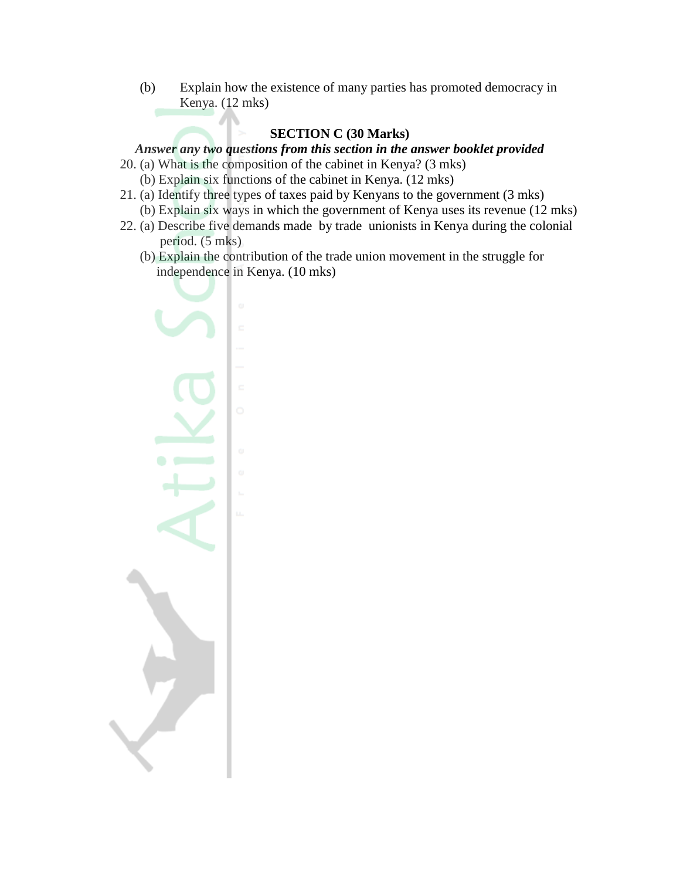(b) Explain how the existence of many parties has promoted democracy in Kenya. (12 mks)

**SECTION C (30 Marks)**

***Answer any two questions from this section in the answer booklet provided***

20. (a) What is the composition of the cabinet in Kenya? (3 mks)
    (b) Explain six functions of the cabinet in Kenya. (12 mks)
21. (a) Identify three types of taxes paid by Kenyans to the government (3 mks)
    (b) Explain six ways in which the government of Kenya uses its revenue (12 mks)
22. (a) Describe five demands made by trade unionists in Kenya during the colonial period. (5 mks)
    (b) Explain the contribution of the trade union movement in the struggle for independence in Kenya. (10 mks)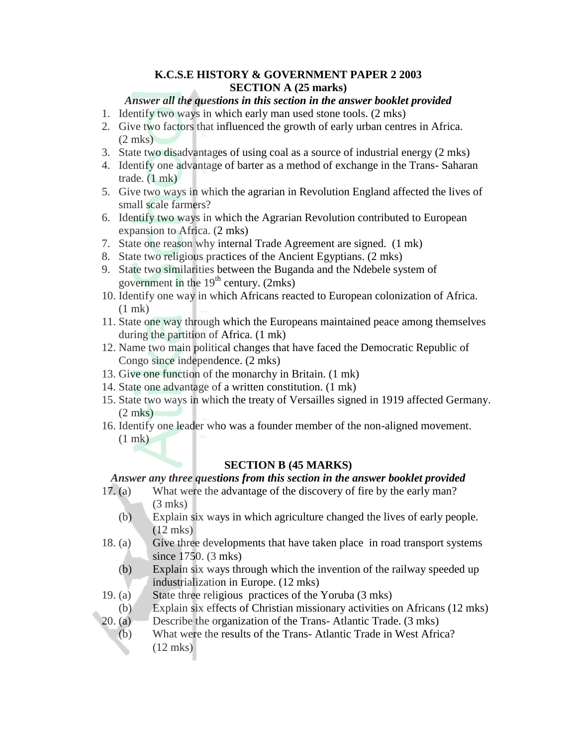# K.C.S.E HISTORY & GOVERNMENT PAPER 2 2003

## SECTION A (25 marks)

***Answer all the questions in this section in the answer booklet provided***

1. Identify two ways in which early man used stone tools. (2 mks)
2. Give two factors that influenced the growth of early urban centres in Africa. (2 mks)
3. State two disadvantages of using coal as a source of industrial energy (2 mks)
4. Identify one advantage of barter as a method of exchange in the Trans- Saharan trade. (1 mk)
5. Give two ways in which the agrarian in Revolution England affected the lives of small scale farmers?
6. Identify two ways in which the Agrarian Revolution contributed to European expansion to Africa. (2 mks)
7. State one reason why internal Trade Agreement are signed. (1 mk)
8. State two religious practices of the Ancient Egyptians. (2 mks)
9. State two similarities between the Buganda and the Ndebele system of government in the 19th century. (2mks)
10. Identify one way in which Africans reacted to European colonization of Africa. (1 mk)
11. State one way through which the Europeans maintained peace among themselves during the partition of Africa. (1 mk)
12. Name two main political changes that have faced the Democratic Republic of Congo since independence. (2 mks)
13. Give one function of the monarchy in Britain. (1 mk)
14. State one advantage of a written constitution. (1 mk)
15. State two ways in which the treaty of Versailles signed in 1919 affected Germany. (2 mks)
16. Identify one leader who was a founder member of the non-aligned movement. (1 mk)

## SECTION B (45 MARKS)

***Answer any three questions from this section in the answer booklet provided***

17. (a) What were the advantage of the discovery of fire by the early man? (3 mks)
    (b) Explain six ways in which agriculture changed the lives of early people. (12 mks)
18. (a) Give three developments that have taken place in road transport systems since 1750. (3 mks)
    (b) Explain six ways through which the invention of the railway speeded up industrialization in Europe. (12 mks)
19. (a) State three religious practices of the Yoruba (3 mks)
    (b) Explain six effects of Christian missionary activities on Africans (12 mks)
20. (a) Describe the organization of the Trans- Atlantic Trade. (3 mks)
    (b) What were the results of the Trans- Atlantic Trade in West Africa? (12 mks)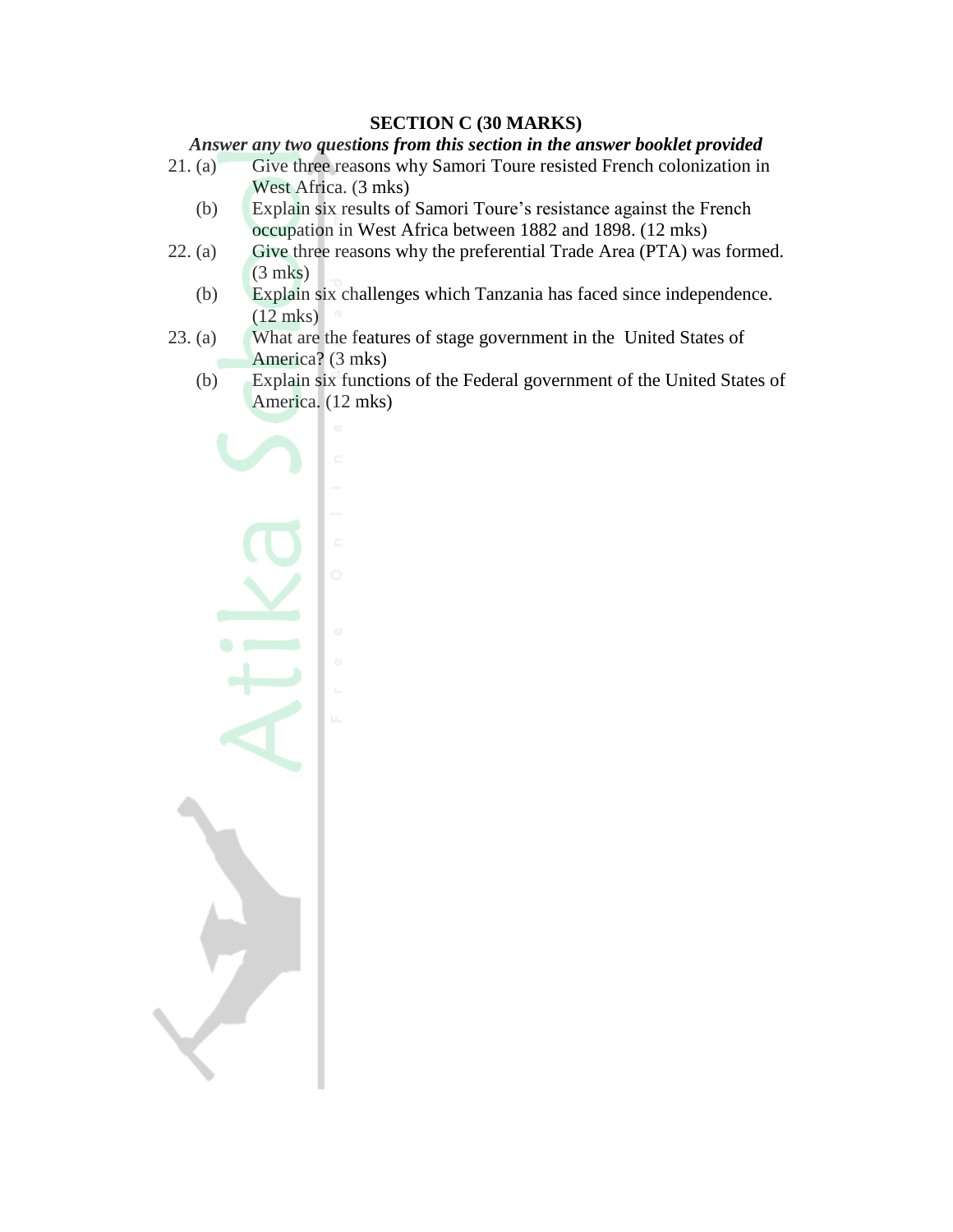**SECTION C (30 MARKS)**

***Answer any two questions from this section in the answer booklet provided***

21. (a) Give three reasons why Samori Toure resisted French colonization in West Africa. (3 mks)

    (b) Explain six results of Samori Toure's resistance against the French occupation in West Africa between 1882 and 1898. (12 mks)

22. (a) Give three reasons why the preferential Trade Area (PTA) was formed. (3 mks)

    (b) Explain six challenges which Tanzania has faced since independence. (12 mks)

23. (a) What are the features of stage government in the United States of America? (3 mks)

    (b) Explain six functions of the Federal government of the United States of America. (12 mks)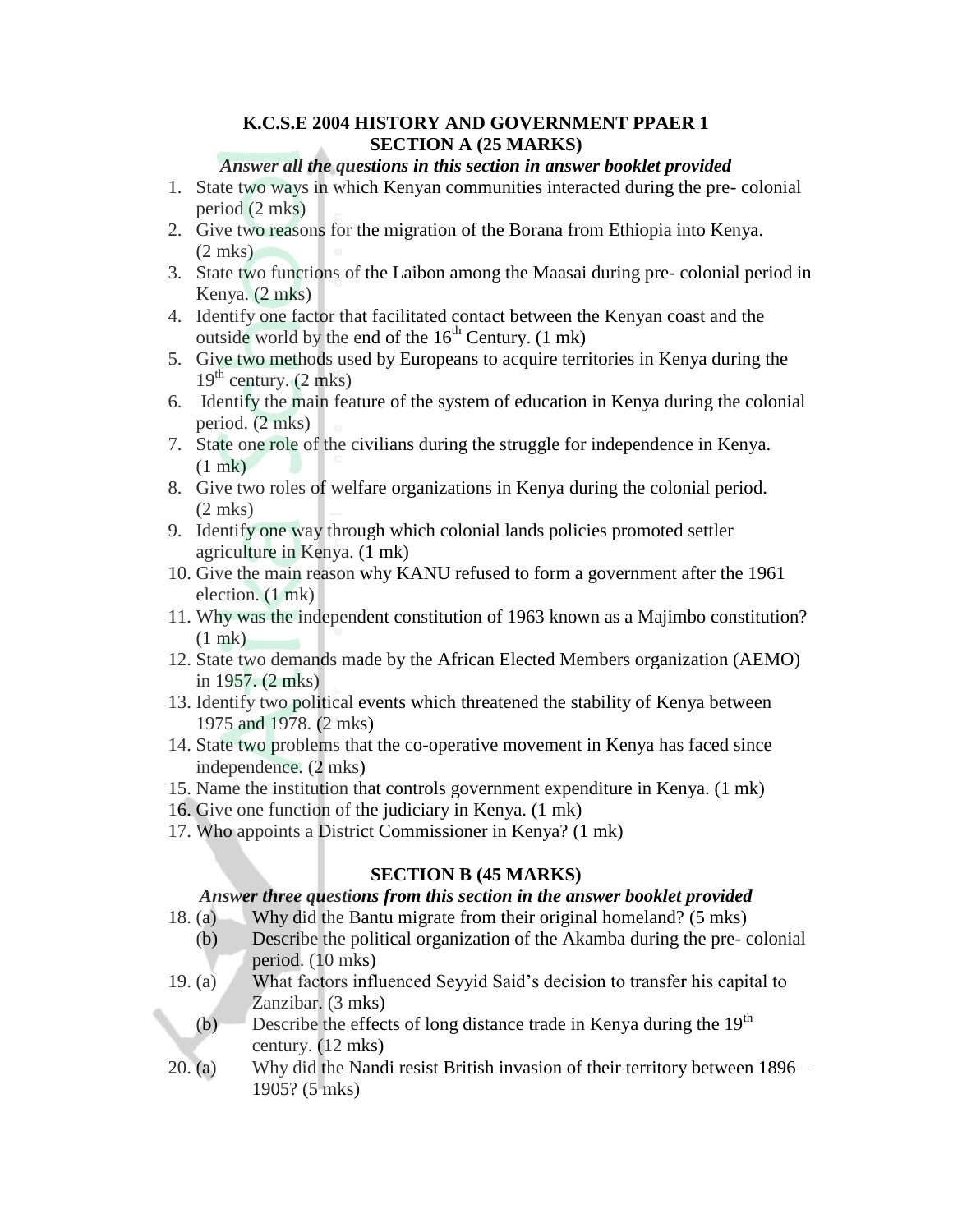**K.C.S.E 2004 HISTORY AND GOVERNMENT PPAER 1**
**SECTION A (25 MARKS)**

***Answer all the questions in this section in answer booklet provided***

1. State two ways in which Kenyan communities interacted during the pre- colonial period (2 mks)
2. Give two reasons for the migration of the Borana from Ethiopia into Kenya. (2 mks)
3. State two functions of the Laibon among the Maasai during pre- colonial period in Kenya. (2 mks)
4. Identify one factor that facilitated contact between the Kenyan coast and the outside world by the end of the $16^{th}$ Century. (1 mk)
5. Give two methods used by Europeans to acquire territories in Kenya during the $19^{th}$ century. (2 mks)
6. Identify the main feature of the system of education in Kenya during the colonial period. (2 mks)
7. State one role of the civilians during the struggle for independence in Kenya. (1 mk)
8. Give two roles of welfare organizations in Kenya during the colonial period. (2 mks)
9. Identify one way through which colonial lands policies promoted settler agriculture in Kenya. (1 mk)
10. Give the main reason why KANU refused to form a government after the 1961 election. (1 mk)
11. Why was the independent constitution of 1963 known as a Majimbo constitution? (1 mk)
12. State two demands made by the African Elected Members organization (AEMO) in 1957. (2 mks)
13. Identify two political events which threatened the stability of Kenya between 1975 and 1978. (2 mks)
14. State two problems that the co-operative movement in Kenya has faced since independence. (2 mks)
15. Name the institution that controls government expenditure in Kenya. (1 mk)
16. Give one function of the judiciary in Kenya. (1 mk)
17. Who appoints a District Commissioner in Kenya? (1 mk)

**SECTION B (45 MARKS)**

***Answer three questions from this section in the answer booklet provided***

18. (a) Why did the Bantu migrate from their original homeland? (5 mks)
    (b) Describe the political organization of the Akamba during the pre- colonial period. (10 mks)
19. (a) What factors influenced Seyyid Said's decision to transfer his capital to Zanzibar. (3 mks)
    (b) Describe the effects of long distance trade in Kenya during the $19^{th}$ century. (12 mks)
20. (a) Why did the Nandi resist British invasion of their territory between 1896 – 1905? (5 mks)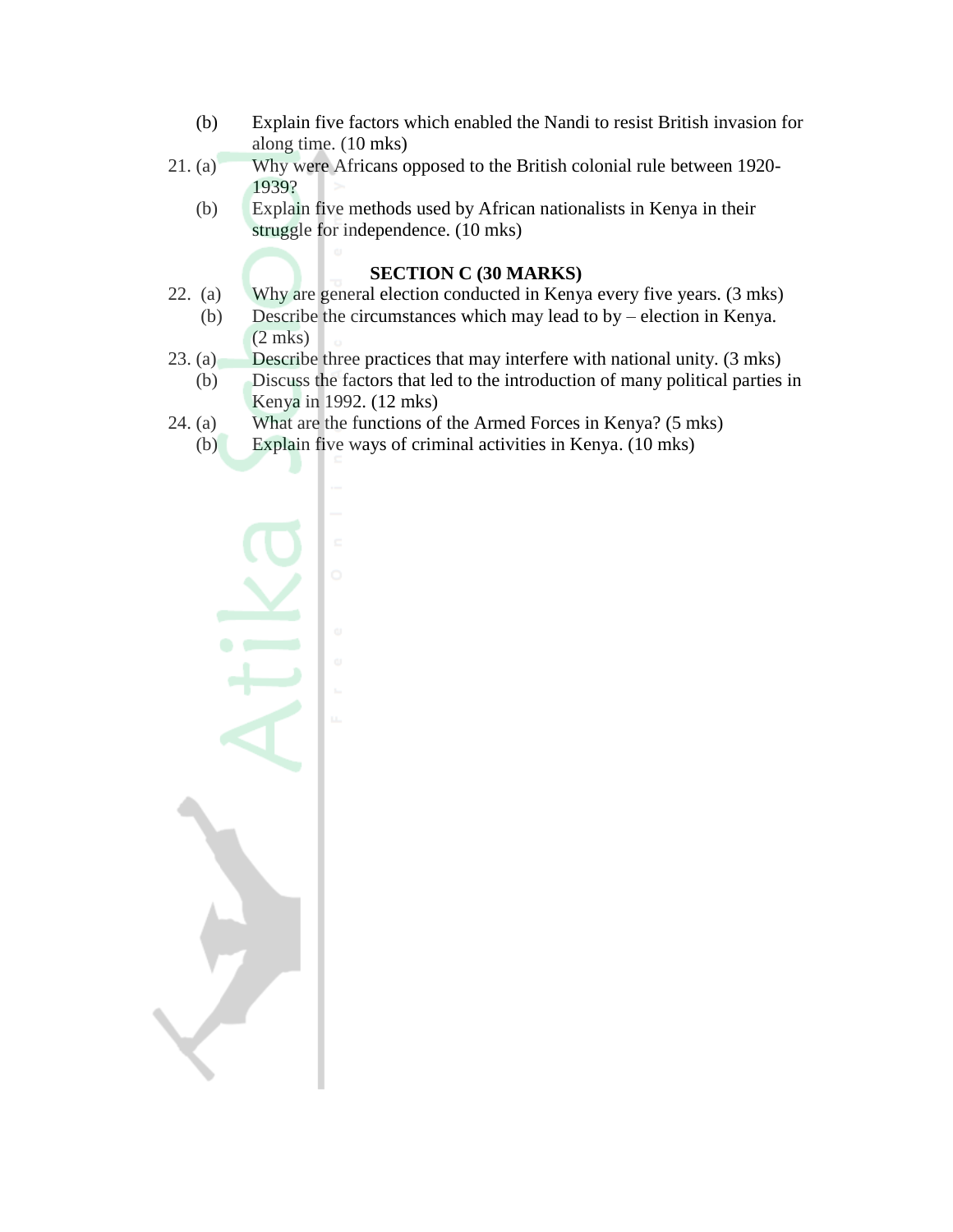(b) Explain five factors which enabled the Nandi to resist British invasion for along time. (10 mks)

21. (a) Why were Africans opposed to the British colonial rule between 1920-1939?

(b) Explain five methods used by African nationalists in Kenya in their struggle for independence. (10 mks)

**SECTION C (30 MARKS)**

22. (a) Why are general election conducted in Kenya every five years. (3 mks)

(b) Describe the circumstances which may lead to by – election in Kenya. (2 mks)

23. (a) Describe three practices that may interfere with national unity. (3 mks)

(b) Discuss the factors that led to the introduction of many political parties in Kenya in 1992. (12 mks)

24. (a) What are the functions of the Armed Forces in Kenya? (5 mks)

(b) Explain five ways of criminal activities in Kenya. (10 mks)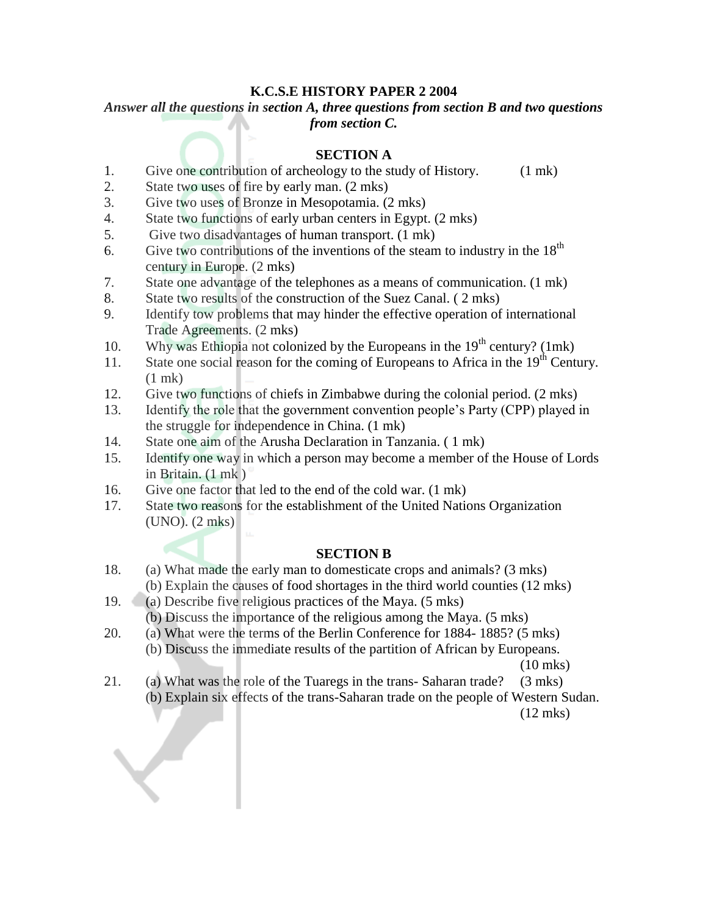**K.C.S.E HISTORY PAPER 2 2004**

***Answer all the questions in section A, three questions from section B and two questions from section C.***

**SECTION A**

1. Give one contribution of archeology to the study of History. (1 mk)
2. State two uses of fire by early man. (2 mks)
3. Give two uses of Bronze in Mesopotamia. (2 mks)
4. State two functions of early urban centers in Egypt. (2 mks)
5. Give two disadvantages of human transport. (1 mk)
6. Give two contributions of the inventions of the steam to industry in the 18th century in Europe. (2 mks)
7. State one advantage of the telephones as a means of communication. (1 mk)
8. State two results of the construction of the Suez Canal. ( 2 mks)
9. Identify tow problems that may hinder the effective operation of international Trade Agreements. (2 mks)
10. Why was Ethiopia not colonized by the Europeans in the 19th century? (1mk)
11. State one social reason for the coming of Europeans to Africa in the 19th Century. (1 mk)
12. Give two functions of chiefs in Zimbabwe during the colonial period. (2 mks)
13. Identify the role that the government convention people's Party (CPP) played in the struggle for independence in China. (1 mk)
14. State one aim of the Arusha Declaration in Tanzania. ( 1 mk)
15. Identify one way in which a person may become a member of the House of Lords in Britain. (1 mk )
16. Give one factor that led to the end of the cold war. (1 mk)
17. State two reasons for the establishment of the United Nations Organization (UNO). (2 mks)

**SECTION B**

18. (a) What made the early man to domesticate crops and animals? (3 mks)
    (b) Explain the causes of food shortages in the third world counties (12 mks)
19. (a) Describe five religious practices of the Maya. (5 mks)
    (b) Discuss the importance of the religious among the Maya. (5 mks)
20. (a) What were the terms of the Berlin Conference for 1884- 1885? (5 mks)
    (b) Discuss the immediate results of the partition of African by Europeans. (10 mks)
21. (a) What was the role of the Tuaregs in the trans- Saharan trade? (3 mks)
    (b) Explain six effects of the trans-Saharan trade on the people of Western Sudan. (12 mks)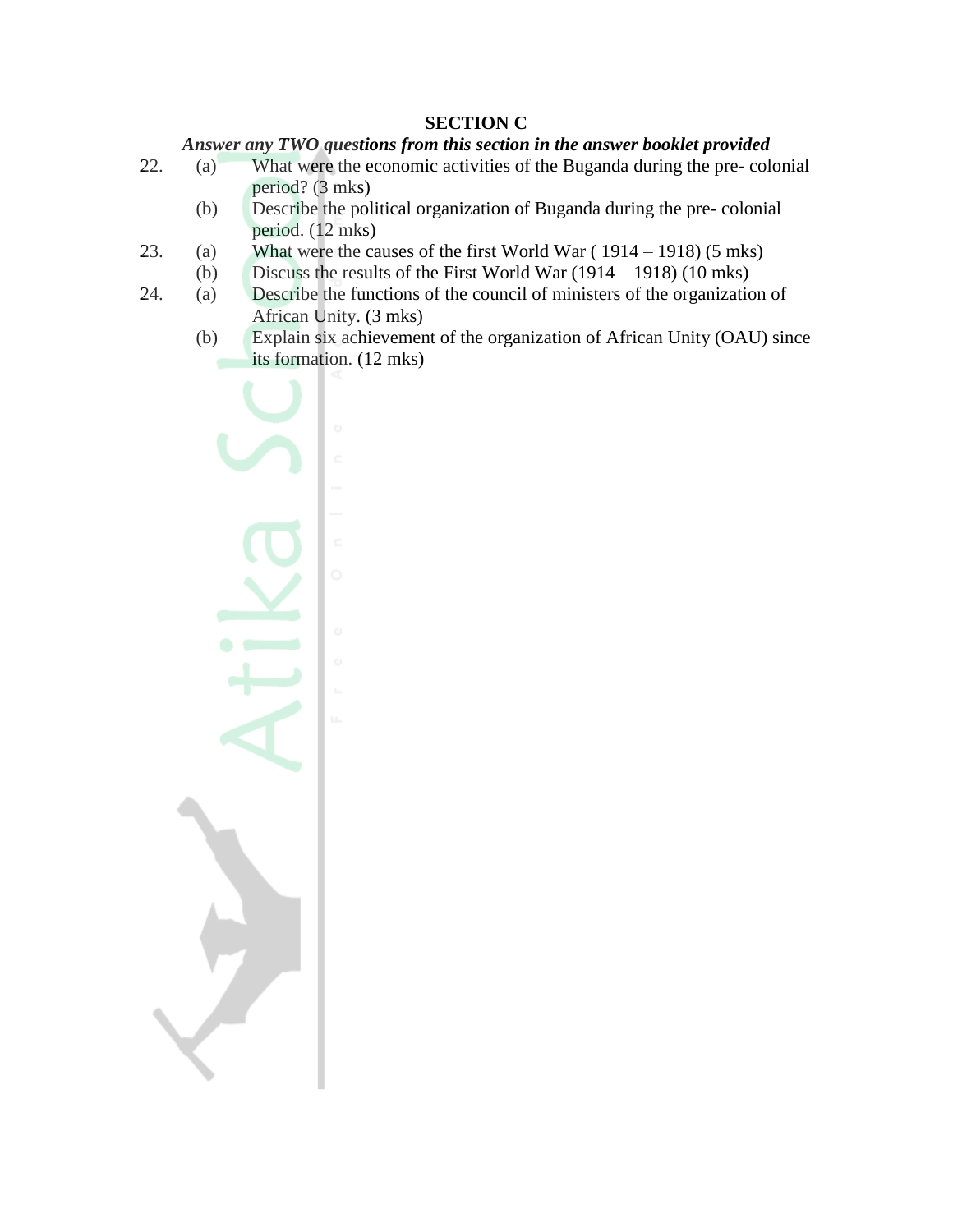## SECTION C

***Answer any TWO questions from this section in the answer booklet provided***

22. (a) What were the economic activities of the Buganda during the pre- colonial period? (3 mks)

    (b) Describe the political organization of Buganda during the pre- colonial period. (12 mks)

23. (a) What were the causes of the first World War ( 1914 – 1918) (5 mks)

    (b) Discuss the results of the First World War (1914 – 1918) (10 mks)

24. (a) Describe the functions of the council of ministers of the organization of African Unity. (3 mks)

    (b) Explain six achievement of the organization of African Unity (OAU) since its formation. (12 mks)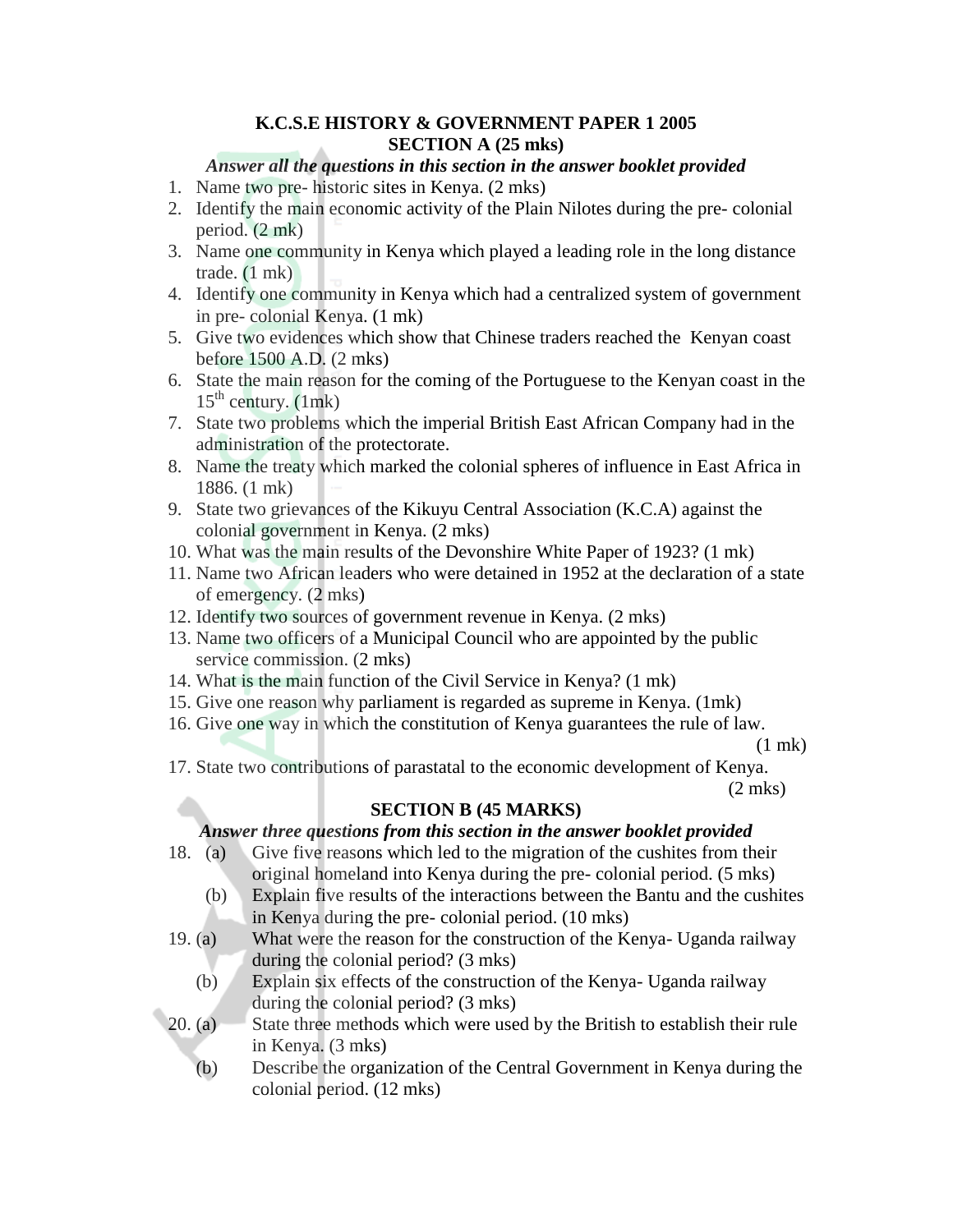## K.C.S.E HISTORY & GOVERNMENT PAPER 1 2005

### SECTION A (25 mks)

***Answer all the questions in this section in the answer booklet provided***

1. Name two pre- historic sites in Kenya. (2 mks)
2. Identify the main economic activity of the Plain Nilotes during the pre- colonial period. (2 mk)
3. Name one community in Kenya which played a leading role in the long distance trade. (1 mk)
4. Identify one community in Kenya which had a centralized system of government in pre- colonial Kenya. (1 mk)
5. Give two evidences which show that Chinese traders reached the Kenyan coast before 1500 A.D. (2 mks)
6. State the main reason for the coming of the Portuguese to the Kenyan coast in the $15^{th}$ century. (1mk)
7. State two problems which the imperial British East African Company had in the administration of the protectorate.
8. Name the treaty which marked the colonial spheres of influence in East Africa in 1886. (1 mk)
9. State two grievances of the Kikuyu Central Association (K.C.A) against the colonial government in Kenya. (2 mks)
10. What was the main results of the Devonshire White Paper of 1923? (1 mk)
11. Name two African leaders who were detained in 1952 at the declaration of a state of emergency. (2 mks)
12. Identify two sources of government revenue in Kenya. (2 mks)
13. Name two officers of a Municipal Council who are appointed by the public service commission. (2 mks)
14. What is the main function of the Civil Service in Kenya? (1 mk)
15. Give one reason why parliament is regarded as supreme in Kenya. (1mk)
16. Give one way in which the constitution of Kenya guarantees the rule of law. (1 mk)
17. State two contributions of parastatal to the economic development of Kenya. (2 mks)

### SECTION B (45 MARKS)

***Answer three questions from this section in the answer booklet provided***

18. (a) Give five reasons which led to the migration of the cushites from their original homeland into Kenya during the pre- colonial period. (5 mks)
    (b) Explain five results of the interactions between the Bantu and the cushites in Kenya during the pre- colonial period. (10 mks)
19. (a) What were the reason for the construction of the Kenya- Uganda railway during the colonial period? (3 mks)
    (b) Explain six effects of the construction of the Kenya- Uganda railway during the colonial period? (3 mks)
20. (a) State three methods which were used by the British to establish their rule in Kenya. (3 mks)
    (b) Describe the organization of the Central Government in Kenya during the colonial period. (12 mks)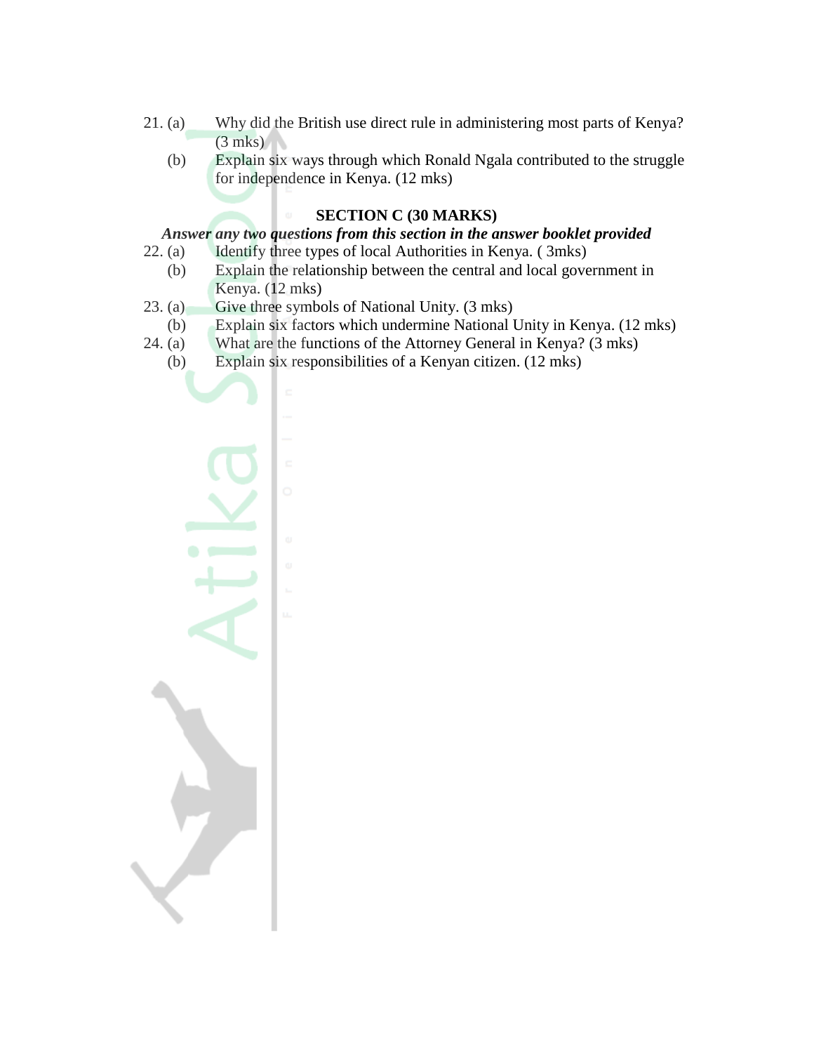21. (a) Why did the British use direct rule in administering most parts of Kenya? (3 mks)

    (b) Explain six ways through which Ronald Ngala contributed to the struggle for independence in Kenya. (12 mks)

## SECTION C (30 MARKS)

***Answer any two questions from this section in the answer booklet provided***

22. (a) Identify three types of local Authorities in Kenya. ( 3mks)

    (b) Explain the relationship between the central and local government in Kenya. (12 mks)

23. (a) Give three symbols of National Unity. (3 mks)

    (b) Explain six factors which undermine National Unity in Kenya. (12 mks)

24. (a) What are the functions of the Attorney General in Kenya? (3 mks)

    (b) Explain six responsibilities of a Kenyan citizen. (12 mks)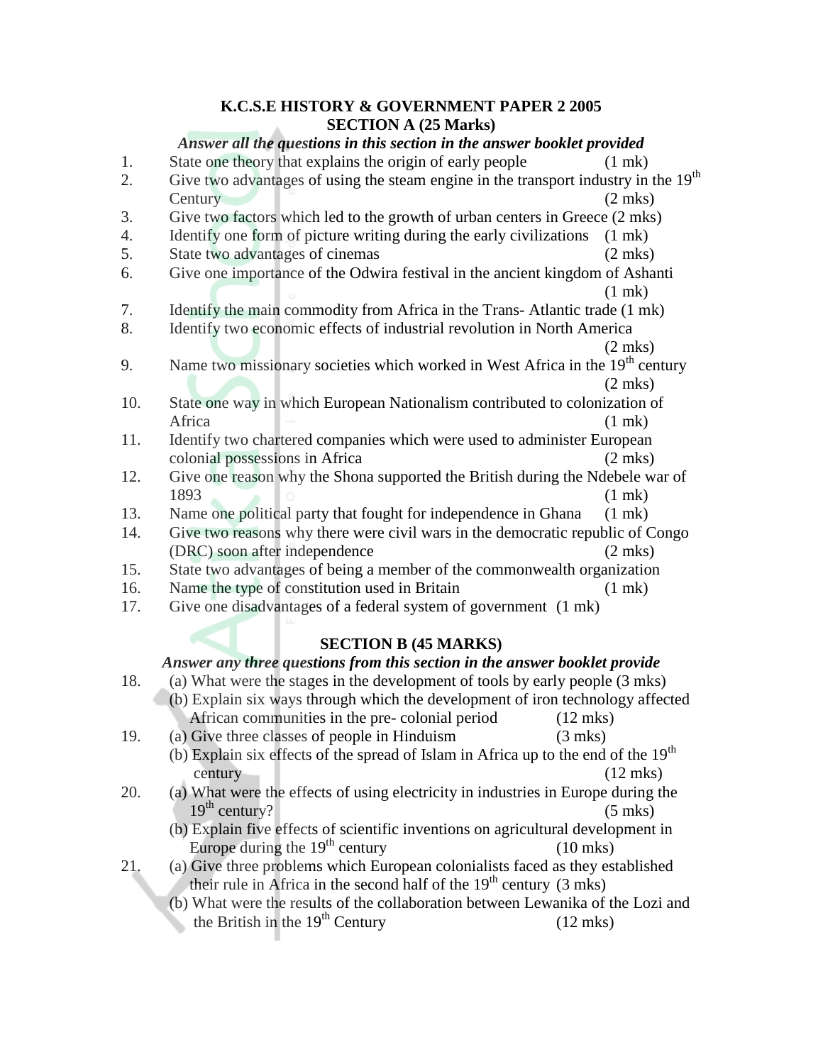# K.C.S.E HISTORY & GOVERNMENT PAPER 2 2005

## SECTION A (25 Marks)

***Answer all the questions in this section in the answer booklet provided***

1. State one theory that explains the origin of early people (1 mk)
2. Give two advantages of using the steam engine in the transport industry in the 19th Century (2 mks)
3. Give two factors which led to the growth of urban centers in Greece (2 mks)
4. Identify one form of picture writing during the early civilizations (1 mk)
5. State two advantages of cinemas (2 mks)
6. Give one importance of the Odwira festival in the ancient kingdom of Ashanti (1 mk)
7. Identify the main commodity from Africa in the Trans- Atlantic trade (1 mk)
8. Identify two economic effects of industrial revolution in North America (2 mks)
9. Name two missionary societies which worked in West Africa in the 19th century (2 mks)
10. State one way in which European Nationalism contributed to colonization of Africa (1 mk)
11. Identify two chartered companies which were used to administer European colonial possessions in Africa (2 mks)
12. Give one reason why the Shona supported the British during the Ndebele war of 1893 (1 mk)
13. Name one political party that fought for independence in Ghana (1 mk)
14. Give two reasons why there were civil wars in the democratic republic of Congo (DRC) soon after independence (2 mks)
15. State two advantages of being a member of the commonwealth organization
16. Name the type of constitution used in Britain (1 mk)
17. Give one disadvantages of a federal system of government (1 mk)

## SECTION B (45 MARKS)

***Answer any three questions from this section in the answer booklet provide***

18. (a) What were the stages in the development of tools by early people (3 mks)
    (b) Explain six ways through which the development of iron technology affected African communities in the pre- colonial period (12 mks)
19. (a) Give three classes of people in Hinduism (3 mks)
    (b) Explain six effects of the spread of Islam in Africa up to the end of the 19th century (12 mks)
20. (a) What were the effects of using electricity in industries in Europe during the 19th century? (5 mks)
    (b) Explain five effects of scientific inventions on agricultural development in Europe during the 19th century (10 mks)
21. (a) Give three problems which European colonialists faced as they established their rule in Africa in the second half of the 19th century (3 mks)
    (b) What were the results of the collaboration between Lewanika of the Lozi and the British in the 19th Century (12 mks)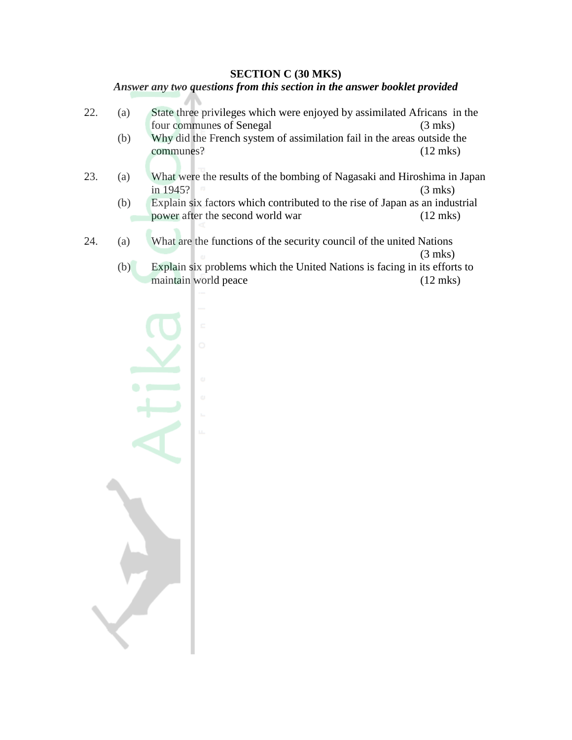**SECTION C (30 MKS)**

***Answer any two questions from this section in the answer booklet provided***

22. (a) State three privileges which were enjoyed by assimilated Africans in the four communes of Senegal (3 mks)

    (b) Why did the French system of assimilation fail in the areas outside the communes? (12 mks)

23. (a) What were the results of the bombing of Nagasaki and Hiroshima in Japan in 1945? (3 mks)

    (b) Explain six factors which contributed to the rise of Japan as an industrial power after the second world war (12 mks)

24. (a) What are the functions of the security council of the united Nations (3 mks)

    (b) Explain six problems which the United Nations is facing in its efforts to maintain world peace (12 mks)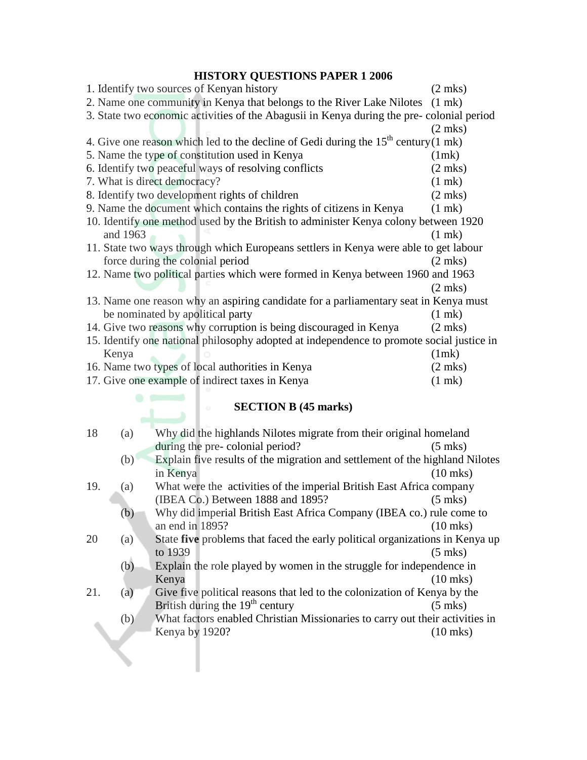# HISTORY QUESTIONS PAPER 1 2006

1. Identify two sources of Kenyan history (2 mks)
2. Name one community in Kenya that belongs to the River Lake Nilotes (1 mk)
3. State two economic activities of the Abagusii in Kenya during the pre- colonial period (2 mks)
4. Give one reason which led to the decline of Gedi during the 15th century (1 mk)
5. Name the type of constitution used in Kenya (1mk)
6. Identify two peaceful ways of resolving conflicts (2 mks)
7. What is direct democracy? (1 mk)
8. Identify two development rights of children (2 mks)
9. Name the document which contains the rights of citizens in Kenya (1 mk)
10. Identify one method used by the British to administer Kenya colony between 1920 and 1963 (1 mk)
11. State two ways through which Europeans settlers in Kenya were able to get labour force during the colonial period (2 mks)
12. Name two political parties which were formed in Kenya between 1960 and 1963 (2 mks)
13. Name one reason why an aspiring candidate for a parliamentary seat in Kenya must be nominated by apolitical party (1 mk)
14. Give two reasons why corruption is being discouraged in Kenya (2 mks)
15. Identify one national philosophy adopted at independence to promote social justice in Kenya (1mk)
16. Name two types of local authorities in Kenya (2 mks)
17. Give one example of indirect taxes in Kenya (1 mk)

## SECTION B (45 marks)

18. (a) Why did the highlands Nilotes migrate from their original homeland during the pre- colonial period? (5 mks)
    (b) Explain five results of the migration and settlement of the highland Nilotes in Kenya (10 mks)
19. (a) What were the activities of the imperial British East Africa company (IBEA Co.) Between 1888 and 1895? (5 mks)
    (b) Why did imperial British East Africa Company (IBEA co.) rule come to an end in 1895? (10 mks)
20. (a) State **five** problems that faced the early political organizations in Kenya up to 1939 (5 mks)
    (b) Explain the role played by women in the struggle for independence in Kenya (10 mks)
21. (a) Give five political reasons that led to the colonization of Kenya by the British during the 19th century (5 mks)
    (b) What factors enabled Christian Missionaries to carry out their activities in Kenya by 1920? (10 mks)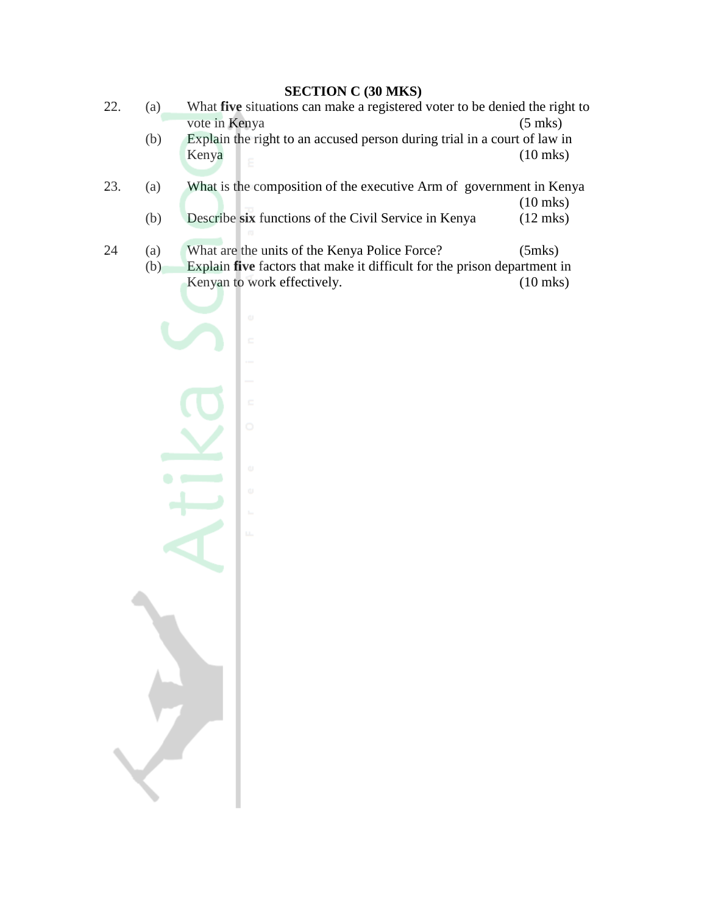## SECTION C (30 MKS)

22. (a) What **five** situations can make a registered voter to be denied the right to vote in Kenya (5 mks)

    (b) Explain the right to an accused person during trial in a court of law in Kenya (10 mks)

23. (a) What is the composition of the executive Arm of government in Kenya (10 mks)

    (b) Describe **six** functions of the Civil Service in Kenya (12 mks)

24. (a) What are the units of the Kenya Police Force? (5mks)

    (b) Explain **five** factors that make it difficult for the prison department in Kenyan to work effectively. (10 mks)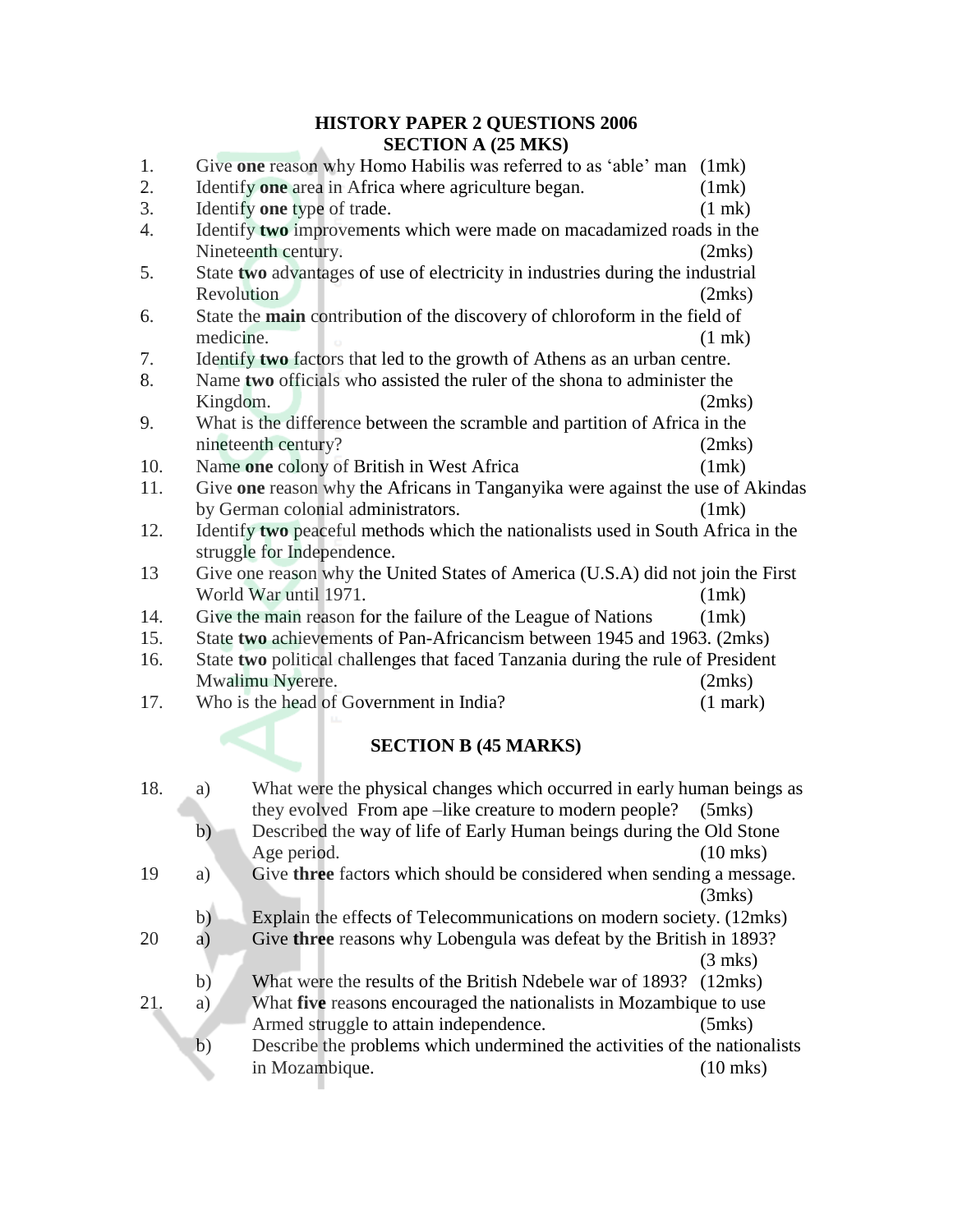# HISTORY PAPER 2 QUESTIONS 2006

## SECTION A (25 MKS)

1. Give **one** reason why Homo Habilis was referred to as 'able' man (1mk)
2. Identify **one** area in Africa where agriculture began. (1mk)
3. Identify **one** type of trade. (1 mk)
4. Identify **two** improvements which were made on macadamized roads in the Nineteenth century. (2mks)
5. State **two** advantages of use of electricity in industries during the industrial Revolution (2mks)
6. State the **main** contribution of the discovery of chloroform in the field of medicine. (1 mk)
7. Identify **two** factors that led to the growth of Athens as an urban centre.
8. Name **two** officials who assisted the ruler of the shona to administer the Kingdom. (2mks)
9. What is the difference between the scramble and partition of Africa in the nineteenth century? (2mks)
10. Name **one** colony of British in West Africa (1mk)
11. Give **one** reason why the Africans in Tanganyika were against the use of Akindas by German colonial administrators. (1mk)
12. Identify **two** peaceful methods which the nationalists used in South Africa in the struggle for Independence.
13. Give one reason why the United States of America (U.S.A) did not join the First World War until 1971. (1mk)
14. Give the main reason for the failure of the League of Nations (1mk)
15. State **two** achievements of Pan-Africancism between 1945 and 1963. (2mks)
16. State **two** political challenges that faced Tanzania during the rule of President Mwalimu Nyerere. (2mks)
17. Who is the head of Government in India? (1 mark)

## SECTION B (45 MARKS)

18. a) What were the physical changes which occurred in early human beings as they evolved From ape –like creature to modern people? (5mks)
    b) Described the way of life of Early Human beings during the Old Stone Age period. (10 mks)
19. a) Give **three** factors which should be considered when sending a message. (3mks)
    b) Explain the effects of Telecommunications on modern society. (12mks)
20. a) Give **three** reasons why Lobengula was defeat by the British in 1893? (3 mks)
    b) What were the results of the British Ndebele war of 1893? (12mks)
21. a) What **five** reasons encouraged the nationalists in Mozambique to use Armed struggle to attain independence. (5mks)
    b) Describe the problems which undermined the activities of the nationalists in Mozambique. (10 mks)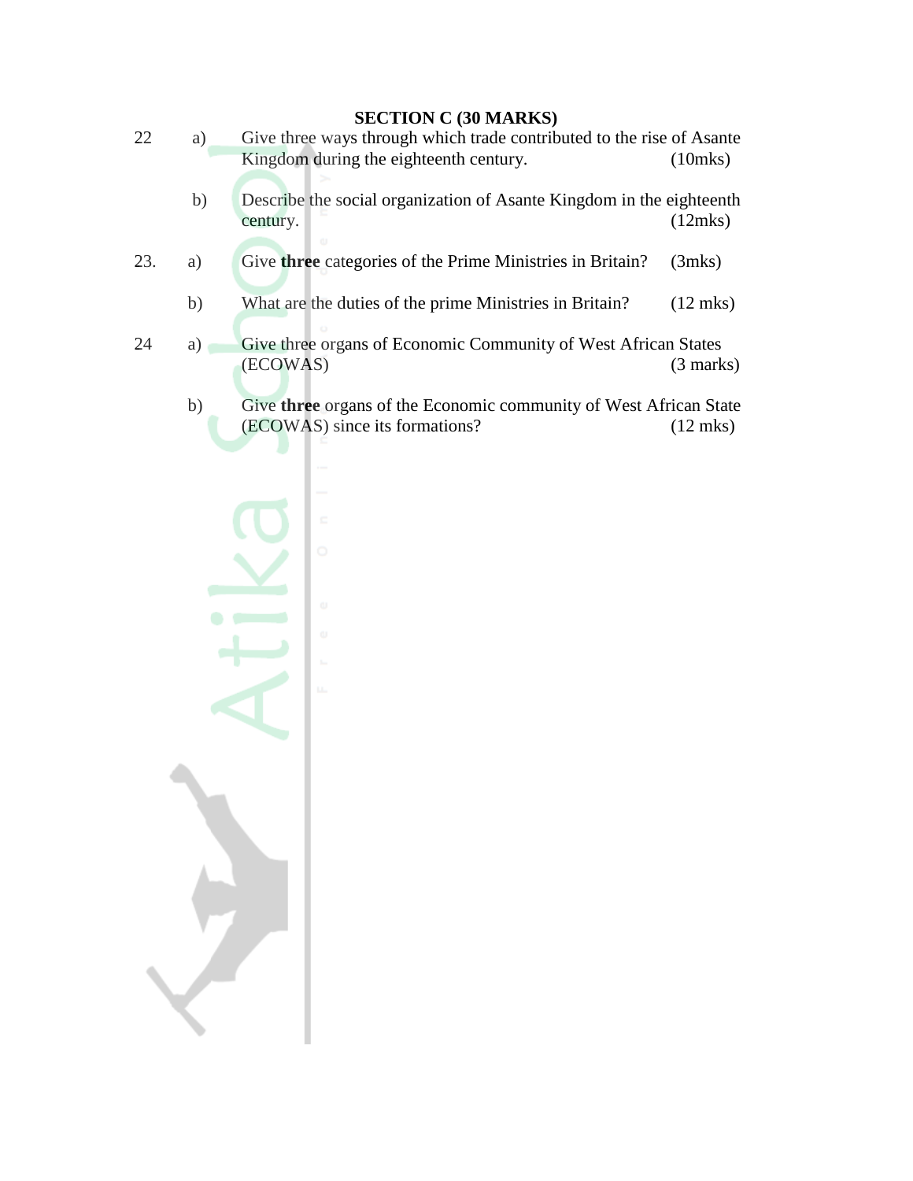## SECTION C (30 MARKS)

22 a) Give three ways through which trade contributed to the rise of Asante Kingdom during the eighteenth century. (10mks)

b) Describe the social organization of Asante Kingdom in the eighteenth century. (12mks)

23. a) Give **three** categories of the Prime Ministries in Britain? (3mks)

b) What are the duties of the prime Ministries in Britain? (12 mks)

24 a) Give three organs of Economic Community of West African States (ECOWAS) (3 marks)

b) Give **three** organs of the Economic community of West African State (ECOWAS) since its formations? (12 mks)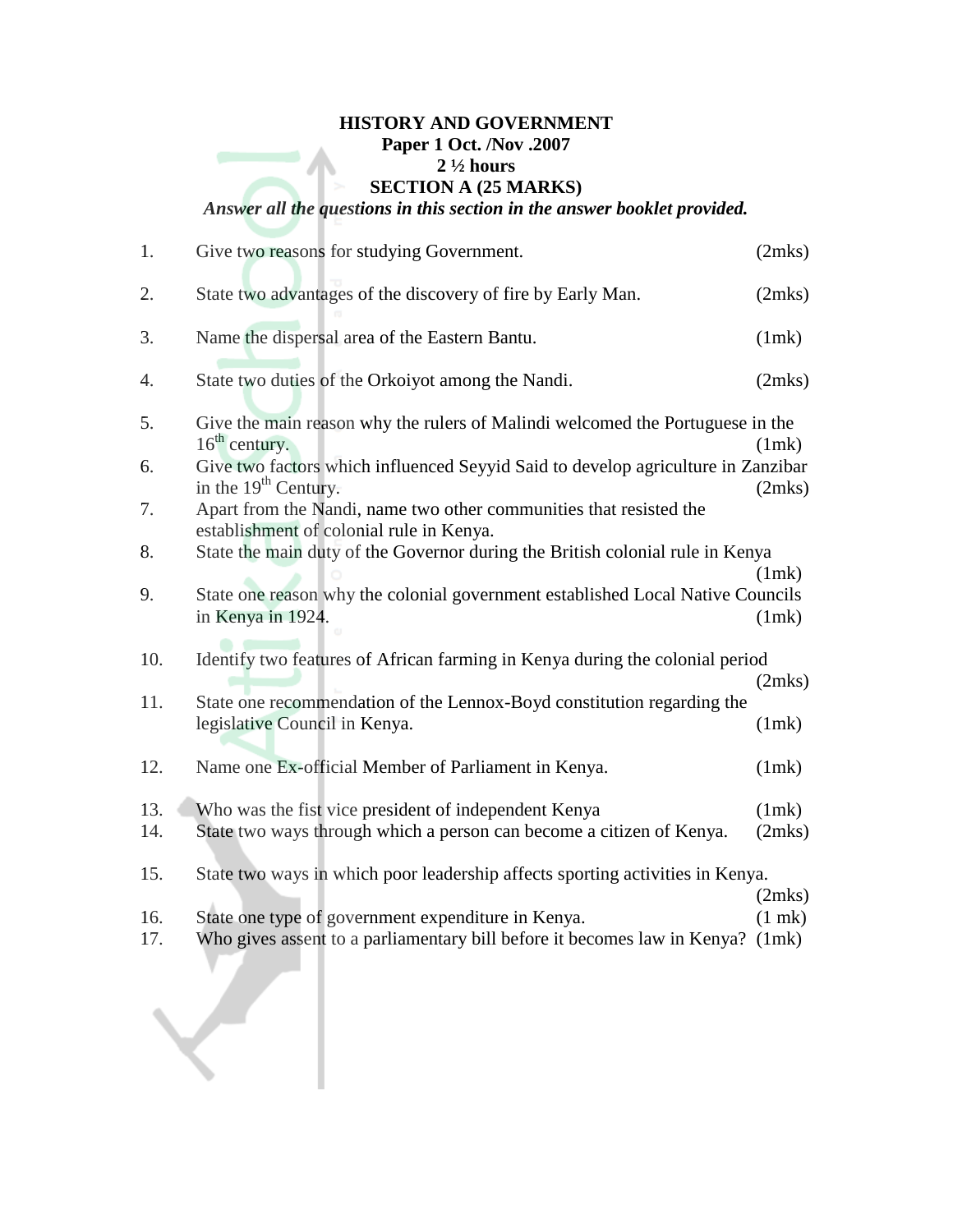**HISTORY AND GOVERNMENT**
**Paper 1 Oct. /Nov .2007**
**2 ½ hours**
**SECTION A (25 MARKS)**

***Answer all the questions in this section in the answer booklet provided.***

1. Give two reasons for studying Government. (2mks)

2. State two advantages of the discovery of fire by Early Man. (2mks)

3. Name the dispersal area of the Eastern Bantu. (1mk)

4. State two duties of the Orkoiyot among the Nandi. (2mks)

5. Give the main reason why the rulers of Malindi welcomed the Portuguese in the 16th century. (1mk)
6. Give two factors which influenced Seyyid Said to develop agriculture in Zanzibar in the 19th Century. (2mks)
7. Apart from the Nandi, name two other communities that resisted the establishment of colonial rule in Kenya.
8. State the main duty of the Governor during the British colonial rule in Kenya (1mk)
9. State one reason why the colonial government established Local Native Councils in Kenya in 1924. (1mk)

10. Identify two features of African farming in Kenya during the colonial period (2mks)
11. State one recommendation of the Lennox-Boyd constitution regarding the legislative Council in Kenya. (1mk)

12. Name one Ex-official Member of Parliament in Kenya. (1mk)

13. Who was the fist vice president of independent Kenya (1mk)
14. State two ways through which a person can become a citizen of Kenya. (2mks)

15. State two ways in which poor leadership affects sporting activities in Kenya. (2mks)
16. State one type of government expenditure in Kenya. (1 mk)
17. Who gives assent to a parliamentary bill before it becomes law in Kenya? (1mk)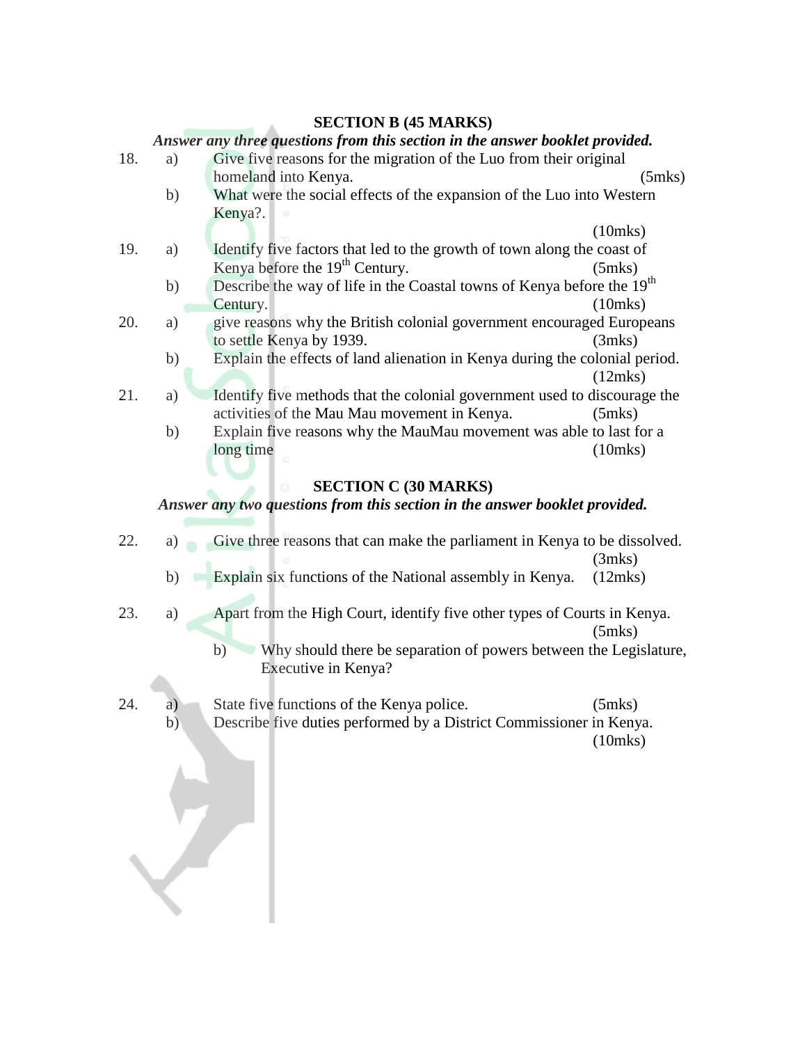## SECTION B (45 MARKS)

***Answer any three questions from this section in the answer booklet provided.***

18. a) Give five reasons for the migration of the Luo from their original homeland into Kenya. (5mks)
    b) What were the social effects of the expansion of the Luo into Western Kenya?. (10mks)

19. a) Identify five factors that led to the growth of town along the coast of Kenya before the 19th Century. (5mks)
    b) Describe the way of life in the Coastal towns of Kenya before the 19th Century. (10mks)

20. a) give reasons why the British colonial government encouraged Europeans to settle Kenya by 1939. (3mks)
    b) Explain the effects of land alienation in Kenya during the colonial period. (12mks)

21. a) Identify five methods that the colonial government used to discourage the activities of the Mau Mau movement in Kenya. (5mks)
    b) Explain five reasons why the MauMau movement was able to last for a long time (10mks)

## SECTION C (30 MARKS)

***Answer any two questions from this section in the answer booklet provided.***

22. a) Give three reasons that can make the parliament in Kenya to be dissolved. (3mks)
    b) Explain six functions of the National assembly in Kenya. (12mks)

23. a) Apart from the High Court, identify five other types of Courts in Kenya. (5mks)
    b) Why should there be separation of powers between the Legislature, Executive in Kenya?

24. a) State five functions of the Kenya police. (5mks)
    b) Describe five duties performed by a District Commissioner in Kenya. (10mks)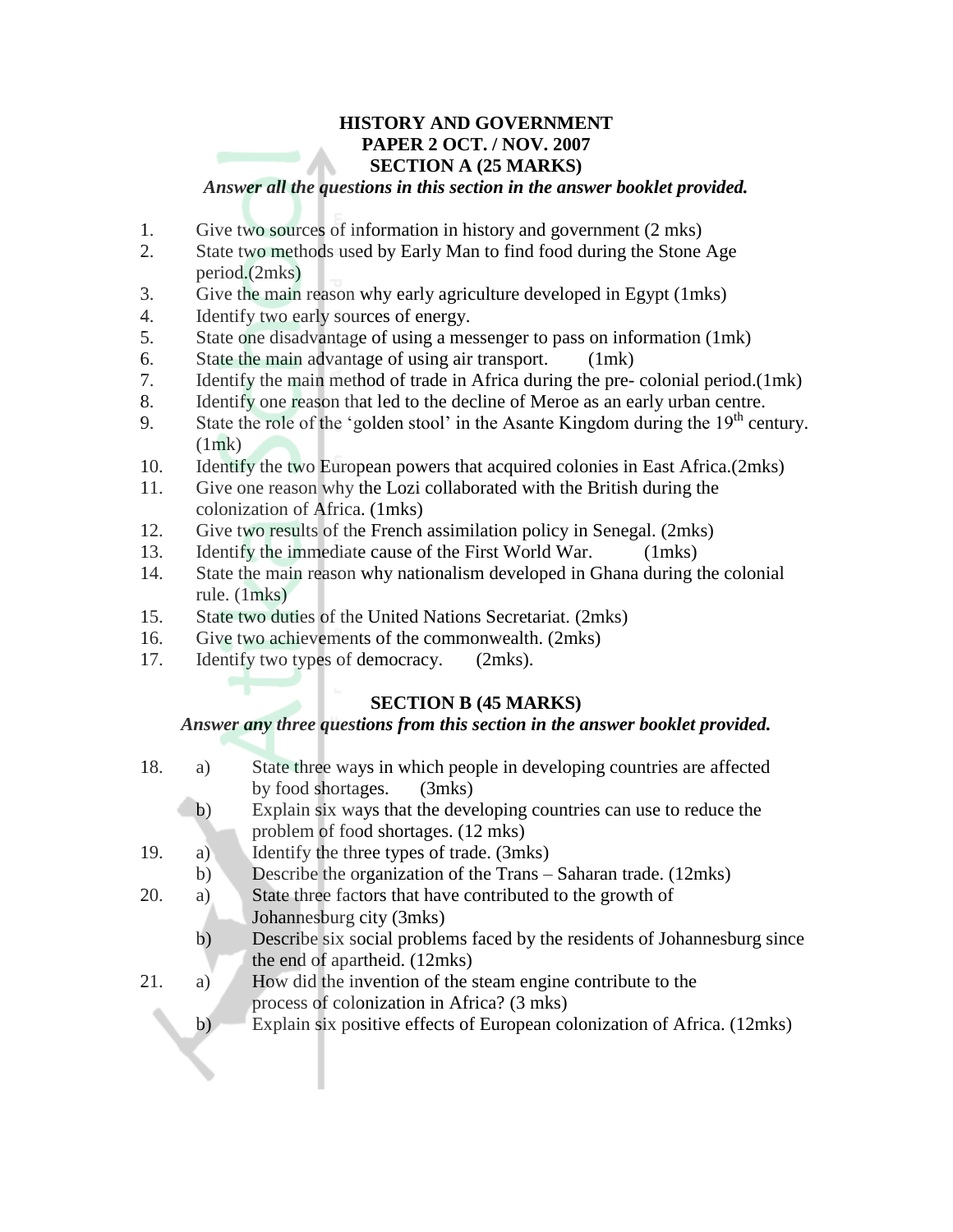# HISTORY AND GOVERNMENT
## PAPER 2 OCT. / NOV. 2007
## SECTION A (25 MARKS)

***Answer all the questions in this section in the answer booklet provided.***

1. Give two sources of information in history and government (2 mks)
2. State two methods used by Early Man to find food during the Stone Age period.(2mks)
3. Give the main reason why early agriculture developed in Egypt (1mks)
4. Identify two early sources of energy.
5. State one disadvantage of using a messenger to pass on information (1mk)
6. State the main advantage of using air transport. (1mk)
7. Identify the main method of trade in Africa during the pre- colonial period.(1mk)
8. Identify one reason that led to the decline of Meroe as an early urban centre.
9. State the role of the 'golden stool' in the Asante Kingdom during the 19th century. (1mk)
10. Identify the two European powers that acquired colonies in East Africa.(2mks)
11. Give one reason why the Lozi collaborated with the British during the colonization of Africa. (1mks)
12. Give two results of the French assimilation policy in Senegal. (2mks)
13. Identify the immediate cause of the First World War. (1mks)
14. State the main reason why nationalism developed in Ghana during the colonial rule. (1mks)
15. State two duties of the United Nations Secretariat. (2mks)
16. Give two achievements of the commonwealth. (2mks)
17. Identify two types of democracy. (2mks).

## SECTION B (45 MARKS)

***Answer any three questions from this section in the answer booklet provided.***

18. a) State three ways in which people in developing countries are affected by food shortages. (3mks)
    b) Explain six ways that the developing countries can use to reduce the problem of food shortages. (12 mks)
19. a) Identify the three types of trade. (3mks)
    b) Describe the organization of the Trans – Saharan trade. (12mks)
20. a) State three factors that have contributed to the growth of Johannesburg city (3mks)
    b) Describe six social problems faced by the residents of Johannesburg since the end of apartheid. (12mks)
21. a) How did the invention of the steam engine contribute to the process of colonization in Africa? (3 mks)
    b) Explain six positive effects of European colonization of Africa. (12mks)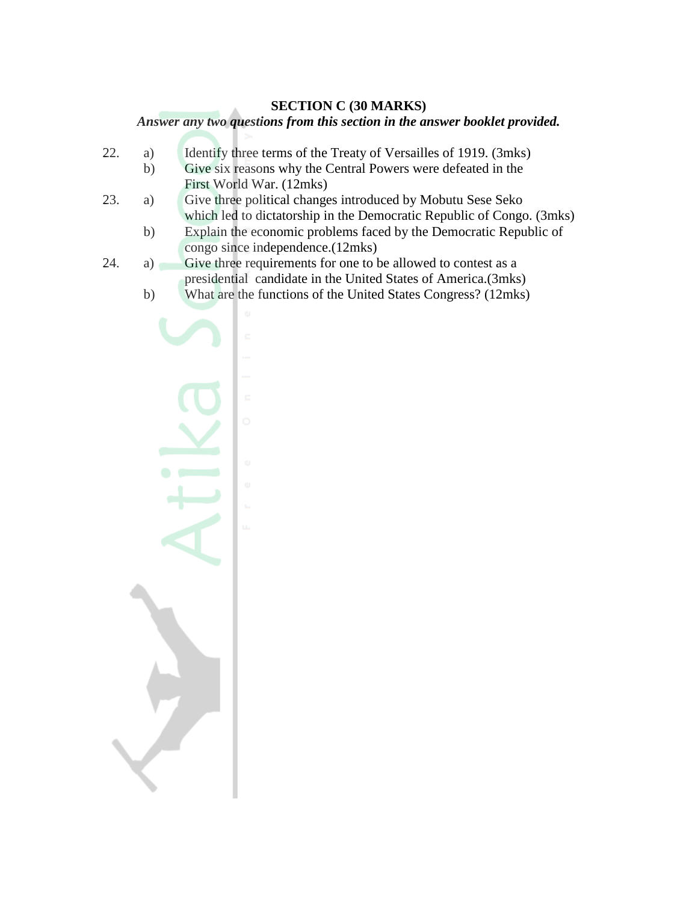## SECTION C (30 MARKS)

***Answer any two questions from this section in the answer booklet provided.***

22. a) Identify three terms of the Treaty of Versailles of 1919. (3mks)

    b) Give six reasons why the Central Powers were defeated in the First World War. (12mks)

23. a) Give three political changes introduced by Mobutu Sese Seko which led to dictatorship in the Democratic Republic of Congo. (3mks)

    b) Explain the economic problems faced by the Democratic Republic of congo since independence.(12mks)

24. a) Give three requirements for one to be allowed to contest as a presidential candidate in the United States of America.(3mks)

    b) What are the functions of the United States Congress? (12mks)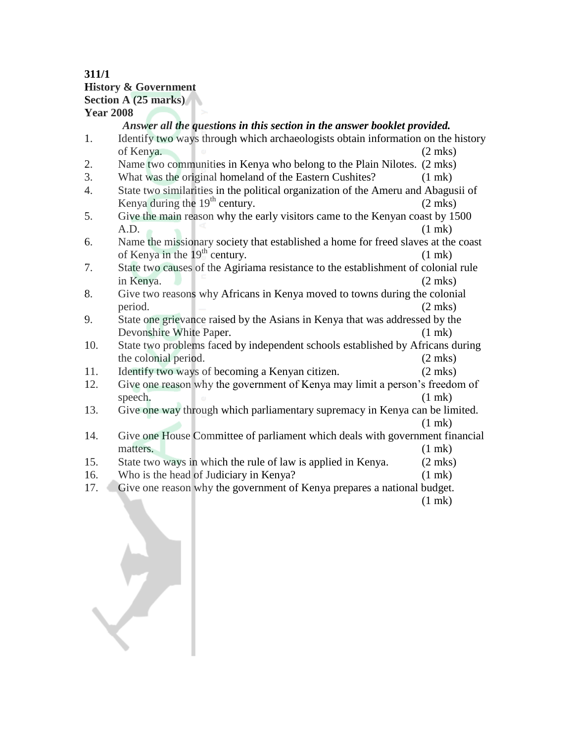**311/1**
**History & Government**
**Section A (25 marks)**
**Year 2008**

***Answer all the questions in this section in the answer booklet provided.***

1. Identify two ways through which archaeologists obtain information on the history of Kenya. (2 mks)
2. Name two communities in Kenya who belong to the Plain Nilotes. (2 mks)
3. What was the original homeland of the Eastern Cushites? (1 mk)
4. State two similarities in the political organization of the Ameru and Abagusii of Kenya during the 19th century. (2 mks)
5. Give the main reason why the early visitors came to the Kenyan coast by 1500 A.D. (1 mk)
6. Name the missionary society that established a home for freed slaves at the coast of Kenya in the 19th century. (1 mk)
7. State two causes of the Agiriama resistance to the establishment of colonial rule in Kenya. (2 mks)
8. Give two reasons why Africans in Kenya moved to towns during the colonial period. (2 mks)
9. State one grievance raised by the Asians in Kenya that was addressed by the Devonshire White Paper. (1 mk)
10. State two problems faced by independent schools established by Africans during the colonial period. (2 mks)
11. Identify two ways of becoming a Kenyan citizen. (2 mks)
12. Give one reason why the government of Kenya may limit a person's freedom of speech. (1 mk)
13. Give one way through which parliamentary supremacy in Kenya can be limited. (1 mk)
14. Give one House Committee of parliament which deals with government financial matters. (1 mk)
15. State two ways in which the rule of law is applied in Kenya. (2 mks)
16. Who is the head of Judiciary in Kenya? (1 mk)
17. Give one reason why the government of Kenya prepares a national budget. (1 mk)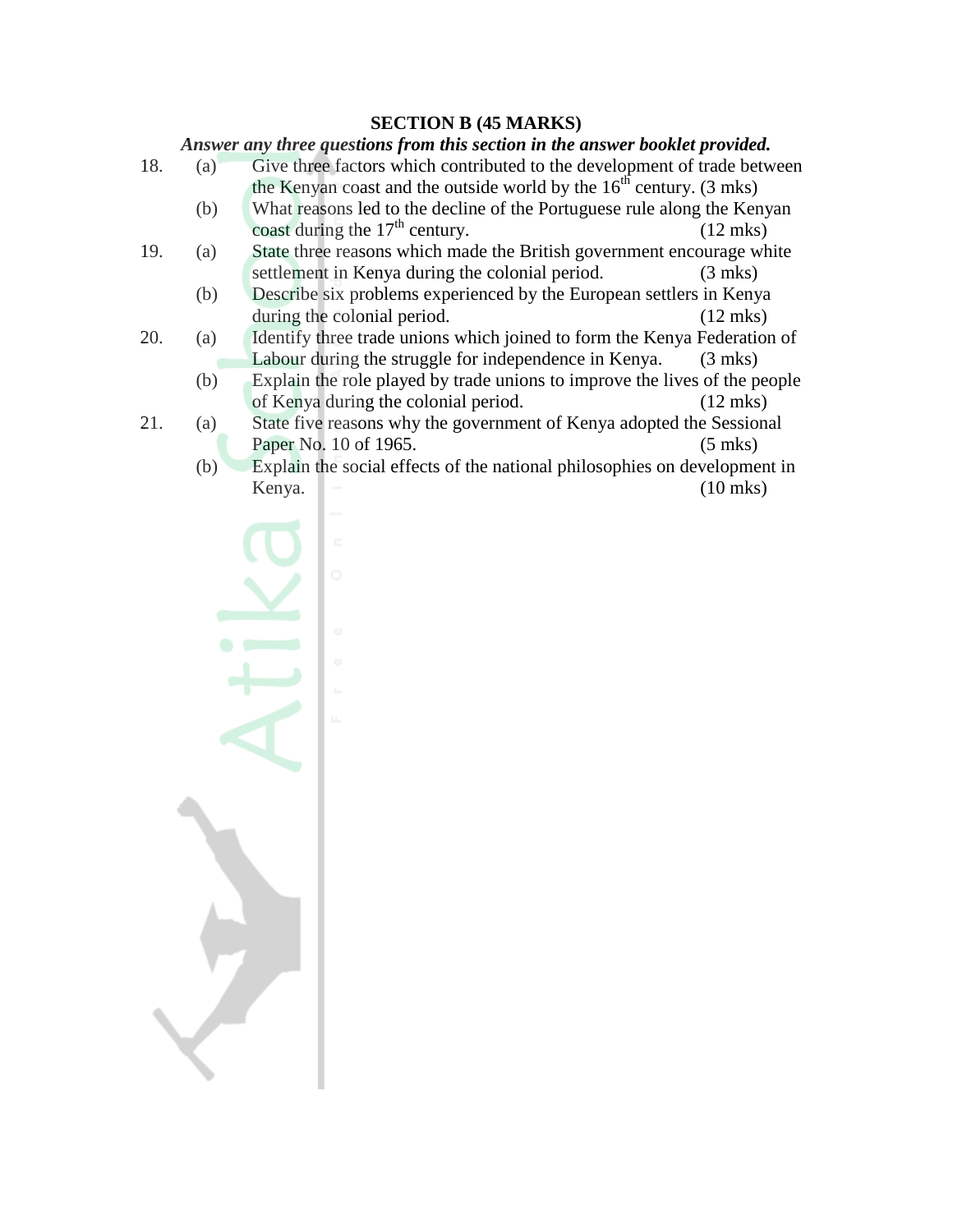## SECTION B (45 MARKS)

***Answer any three questions from this section in the answer booklet provided.***

18. (a) Give three factors which contributed to the development of trade between the Kenyan coast and the outside world by the 16th century. (3 mks)

    (b) What reasons led to the decline of the Portuguese rule along the Kenyan coast during the 17th century. (12 mks)

19. (a) State three reasons which made the British government encourage white settlement in Kenya during the colonial period. (3 mks)

    (b) Describe six problems experienced by the European settlers in Kenya during the colonial period. (12 mks)

20. (a) Identify three trade unions which joined to form the Kenya Federation of Labour during the struggle for independence in Kenya. (3 mks)

    (b) Explain the role played by trade unions to improve the lives of the people of Kenya during the colonial period. (12 mks)

21. (a) State five reasons why the government of Kenya adopted the Sessional Paper No. 10 of 1965. (5 mks)

    (b) Explain the social effects of the national philosophies on development in Kenya. (10 mks)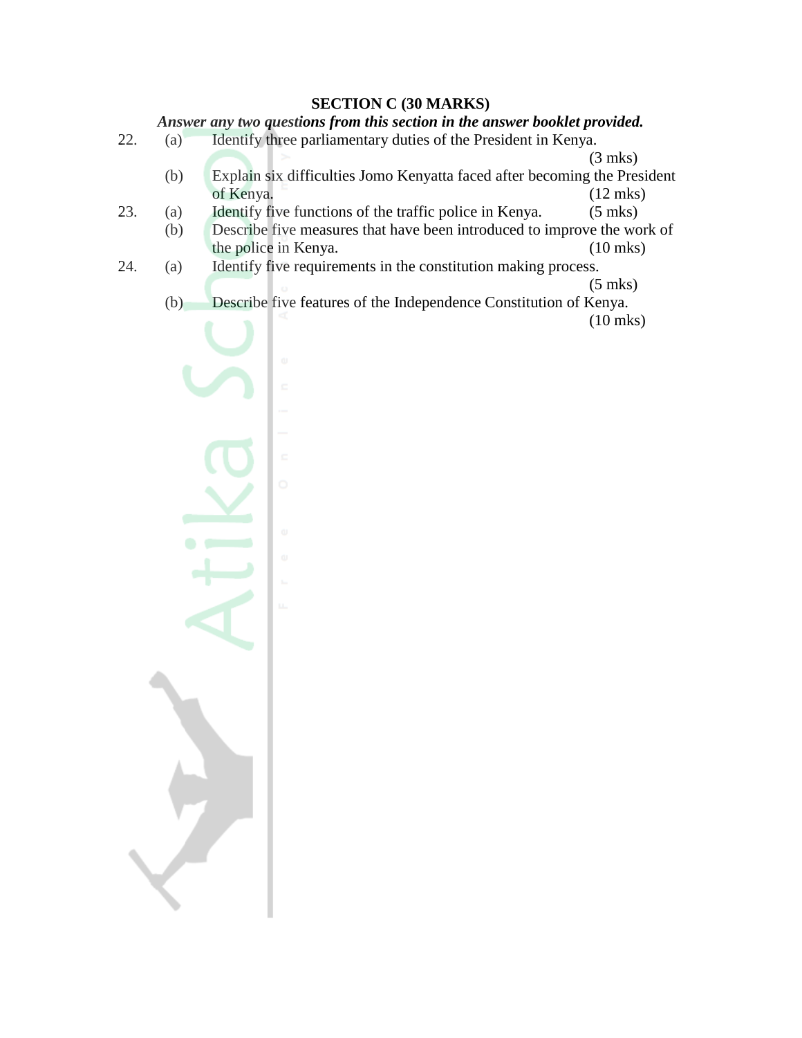## SECTION C (30 MARKS)

***Answer any two questions from this section in the answer booklet provided.***

22. (a) Identify three parliamentary duties of the President in Kenya. (3 mks)

    (b) Explain six difficulties Jomo Kenyatta faced after becoming the President of Kenya. (12 mks)

23. (a) Identify five functions of the traffic police in Kenya. (5 mks)

    (b) Describe five measures that have been introduced to improve the work of the police in Kenya. (10 mks)

24. (a) Identify five requirements in the constitution making process. (5 mks)

    (b) Describe five features of the Independence Constitution of Kenya. (10 mks)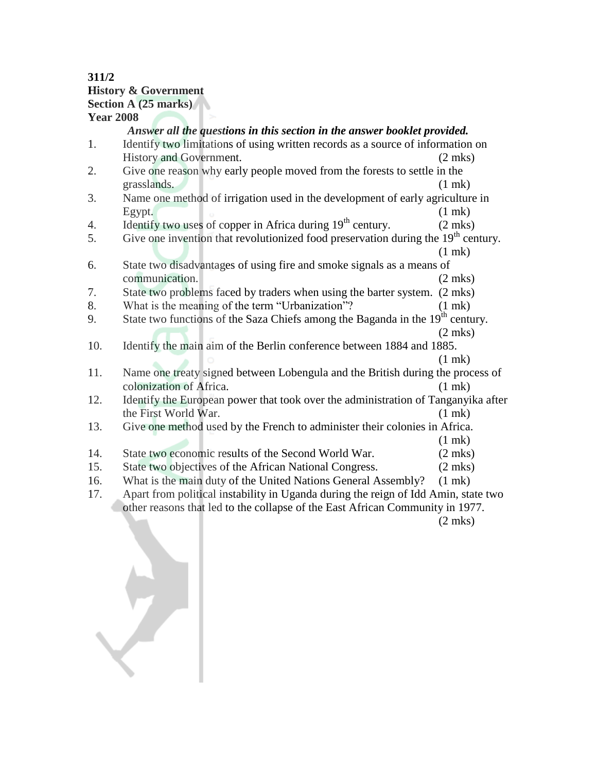**311/2**
**History & Government**
**Section A (25 marks)**
**Year 2008**

***Answer all the questions in this section in the answer booklet provided.***

1. Identify two limitations of using written records as a source of information on History and Government. (2 mks)
2. Give one reason why early people moved from the forests to settle in the grasslands. (1 mk)
3. Name one method of irrigation used in the development of early agriculture in Egypt. (1 mk)
4. Identify two uses of copper in Africa during 19th century. (2 mks)
5. Give one invention that revolutionized food preservation during the 19th century. (1 mk)
6. State two disadvantages of using fire and smoke signals as a means of communication. (2 mks)
7. State two problems faced by traders when using the barter system. (2 mks)
8. What is the meaning of the term "Urbanization"? (1 mk)
9. State two functions of the Saza Chiefs among the Baganda in the 19th century. (2 mks)
10. Identify the main aim of the Berlin conference between 1884 and 1885. (1 mk)
11. Name one treaty signed between Lobengula and the British during the process of colonization of Africa. (1 mk)
12. Identify the European power that took over the administration of Tanganyika after the First World War. (1 mk)
13. Give one method used by the French to administer their colonies in Africa. (1 mk)
14. State two economic results of the Second World War. (2 mks)
15. State two objectives of the African National Congress. (2 mks)
16. What is the main duty of the United Nations General Assembly? (1 mk)
17. Apart from political instability in Uganda during the reign of Idd Amin, state two other reasons that led to the collapse of the East African Community in 1977. (2 mks)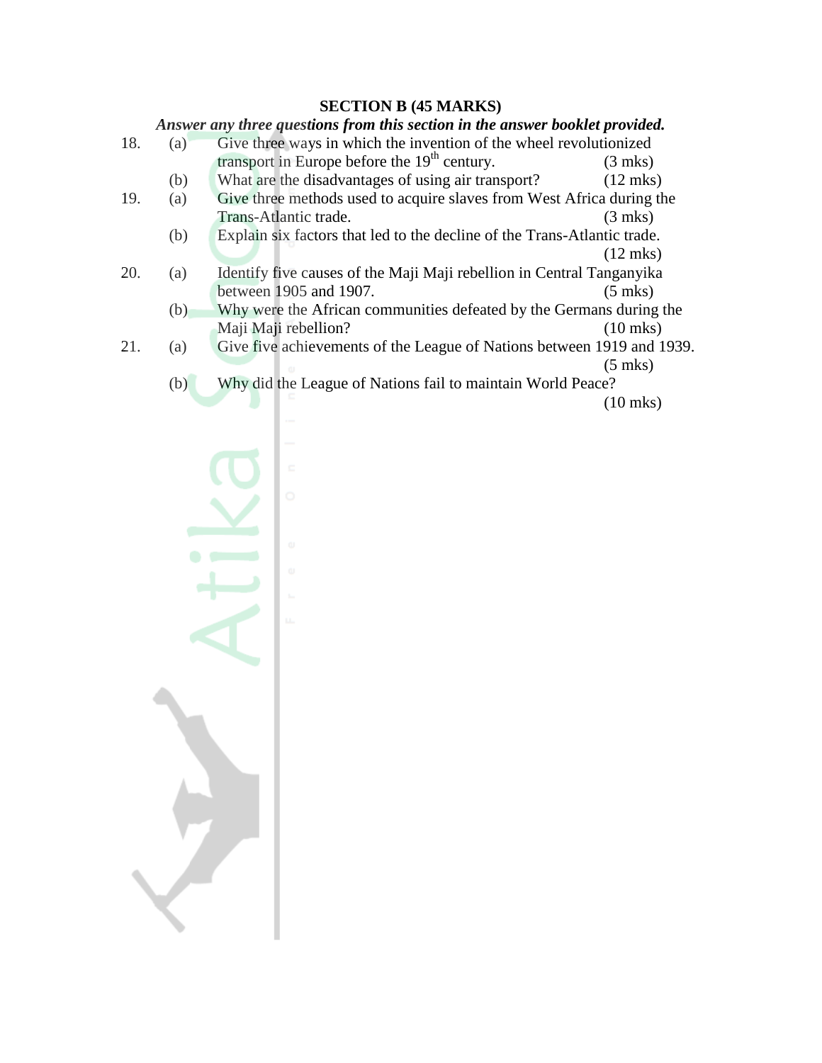## SECTION B (45 MARKS)

***Answer any three questions from this section in the answer booklet provided.***

18. (a) Give three ways in which the invention of the wheel revolutionized transport in Europe before the 19th century. (3 mks)

    (b) What are the disadvantages of using air transport? (12 mks)

19. (a) Give three methods used to acquire slaves from West Africa during the Trans-Atlantic trade. (3 mks)

    (b) Explain six factors that led to the decline of the Trans-Atlantic trade. (12 mks)

20. (a) Identify five causes of the Maji Maji rebellion in Central Tanganyika between 1905 and 1907. (5 mks)

    (b) Why were the African communities defeated by the Germans during the Maji Maji rebellion? (10 mks)

21. (a) Give five achievements of the League of Nations between 1919 and 1939. (5 mks)

    (b) Why did the League of Nations fail to maintain World Peace? (10 mks)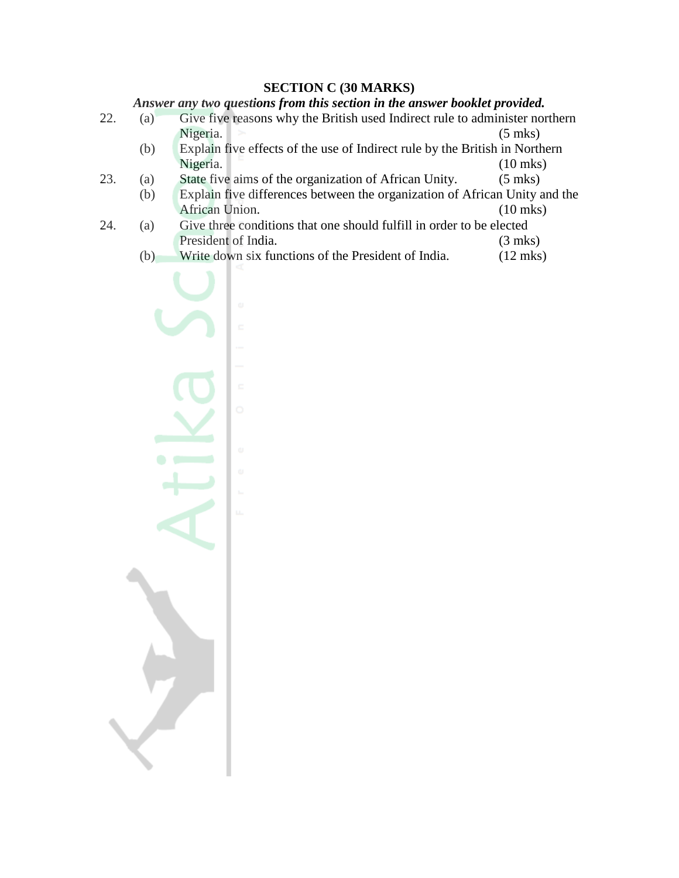## SECTION C (30 MARKS)

***Answer any two questions from this section in the answer booklet provided.***

22. (a) Give five reasons why the British used Indirect rule to administer northern Nigeria. (5 mks)

    (b) Explain five effects of the use of Indirect rule by the British in Northern Nigeria. (10 mks)

23. (a) State five aims of the organization of African Unity. (5 mks)

    (b) Explain five differences between the organization of African Unity and the African Union. (10 mks)

24. (a) Give three conditions that one should fulfill in order to be elected President of India. (3 mks)

    (b) Write down six functions of the President of India. (12 mks)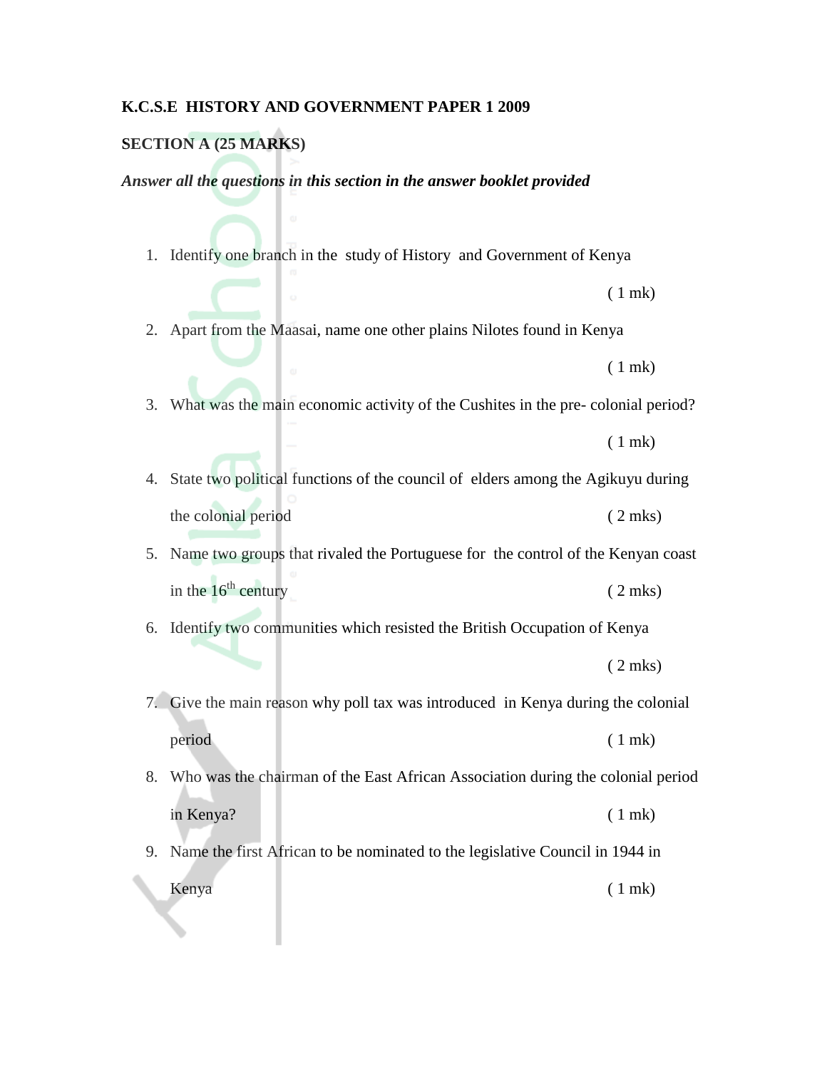**K.C.S.E HISTORY AND GOVERNMENT PAPER 1 2009**

**SECTION A (25 MARKS)**

***Answer all the questions in this section in the answer booklet provided***

1. Identify one branch in the study of History and Government of Kenya ( 1 mk)
2. Apart from the Maasai, name one other plains Nilotes found in Kenya ( 1 mk)
3. What was the main economic activity of the Cushites in the pre- colonial period? ( 1 mk)
4. State two political functions of the council of elders among the Agikuyu during the colonial period ( 2 mks)
5. Name two groups that rivaled the Portuguese for the control of the Kenyan coast in the 16th century ( 2 mks)
6. Identify two communities which resisted the British Occupation of Kenya ( 2 mks)
7. Give the main reason why poll tax was introduced in Kenya during the colonial period ( 1 mk)
8. Who was the chairman of the East African Association during the colonial period in Kenya? ( 1 mk)
9. Name the first African to be nominated to the legislative Council in 1944 in Kenya ( 1 mk)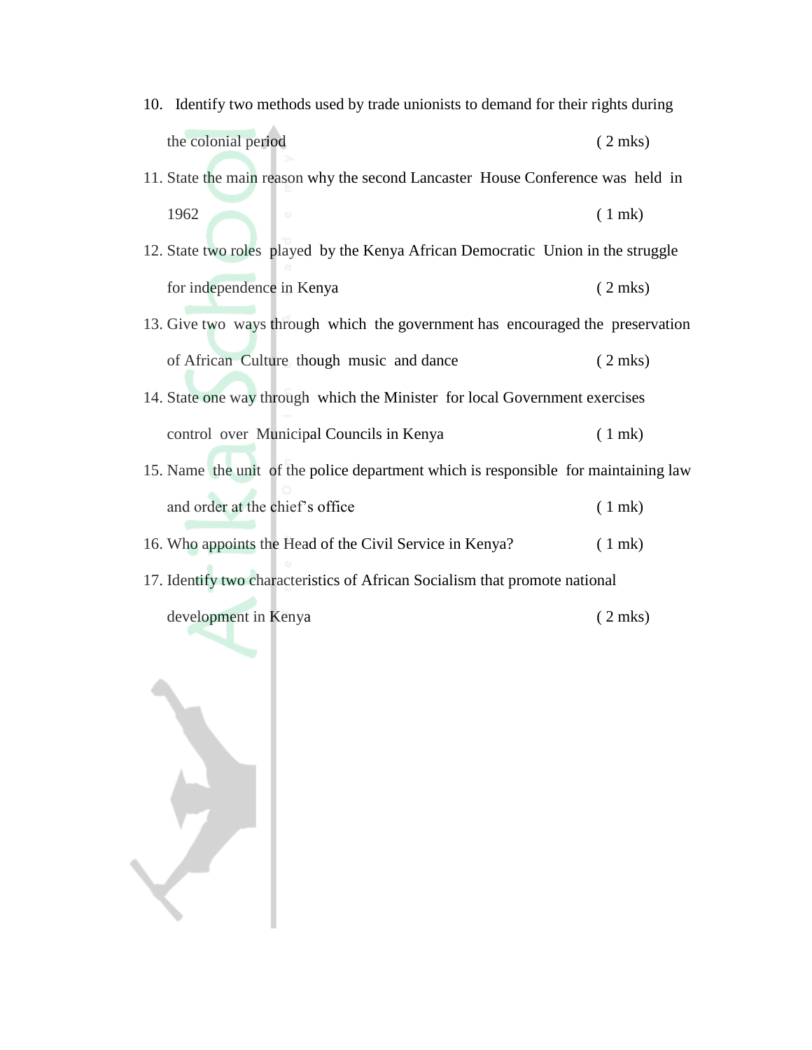10. Identify two methods used by trade unionists to demand for their rights during the colonial period ( 2 mks)
11. State the main reason why the second Lancaster House Conference was held in 1962 ( 1 mk)
12. State two roles played by the Kenya African Democratic Union in the struggle for independence in Kenya ( 2 mks)
13. Give two ways through which the government has encouraged the preservation of African Culture though music and dance ( 2 mks)
14. State one way through which the Minister for local Government exercises control over Municipal Councils in Kenya ( 1 mk)
15. Name the unit of the police department which is responsible for maintaining law and order at the chief's office ( 1 mk)
16. Who appoints the Head of the Civil Service in Kenya? ( 1 mk)
17. Identify two characteristics of African Socialism that promote national development in Kenya ( 2 mks)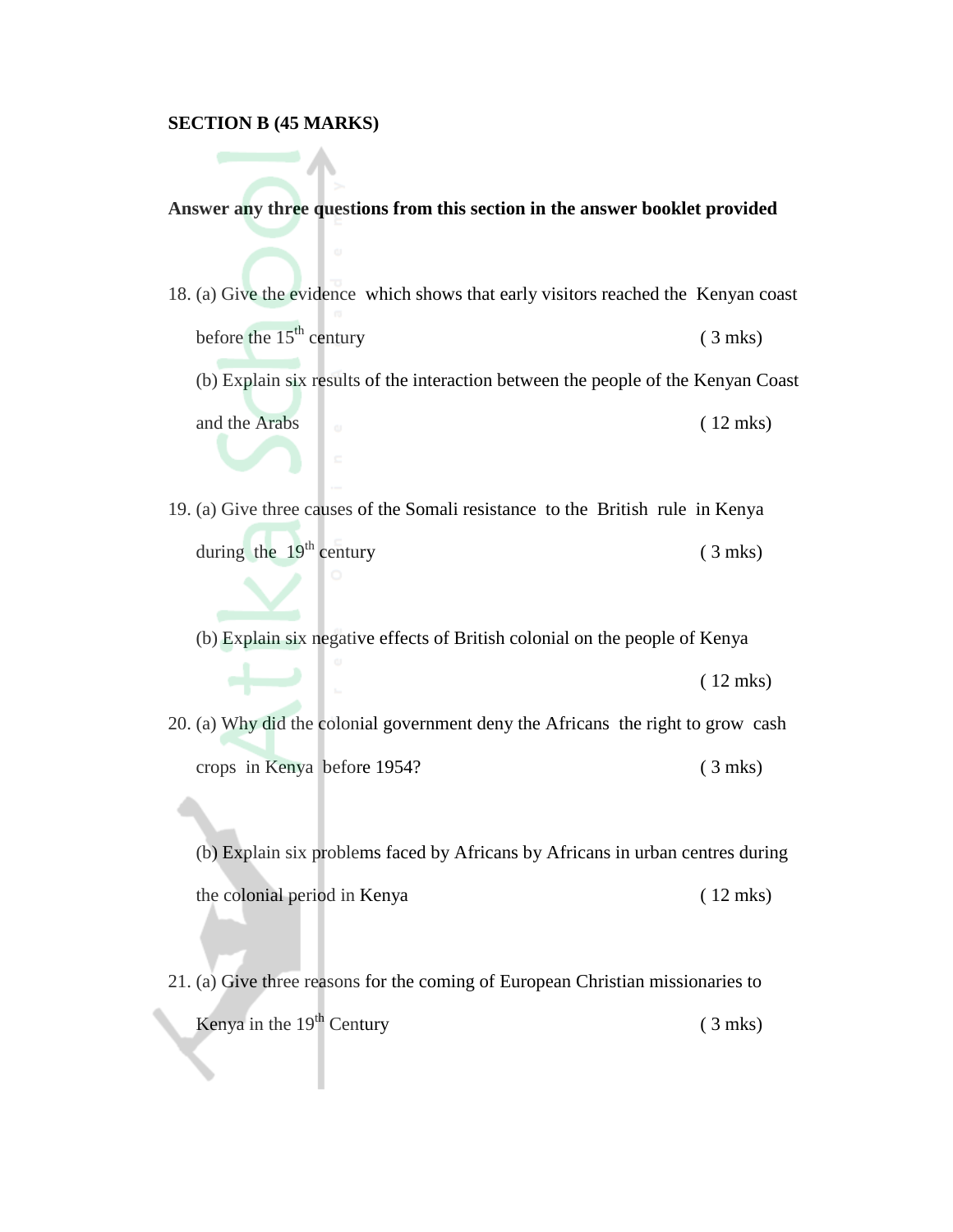**SECTION B (45 MARKS)**

**Answer any three questions from this section in the answer booklet provided**

18. (a) Give the evidence which shows that early visitors reached the Kenyan coast before the 15th century ( 3 mks)

    (b) Explain six results of the interaction between the people of the Kenyan Coast and the Arabs ( 12 mks)

19. (a) Give three causes of the Somali resistance to the British rule in Kenya during the 19th century ( 3 mks)

    (b) Explain six negative effects of British colonial on the people of Kenya ( 12 mks)

20. (a) Why did the colonial government deny the Africans the right to grow cash crops in Kenya before 1954? ( 3 mks)

    (b) Explain six problems faced by Africans by Africans in urban centres during the colonial period in Kenya ( 12 mks)

21. (a) Give three reasons for the coming of European Christian missionaries to Kenya in the 19th Century ( 3 mks)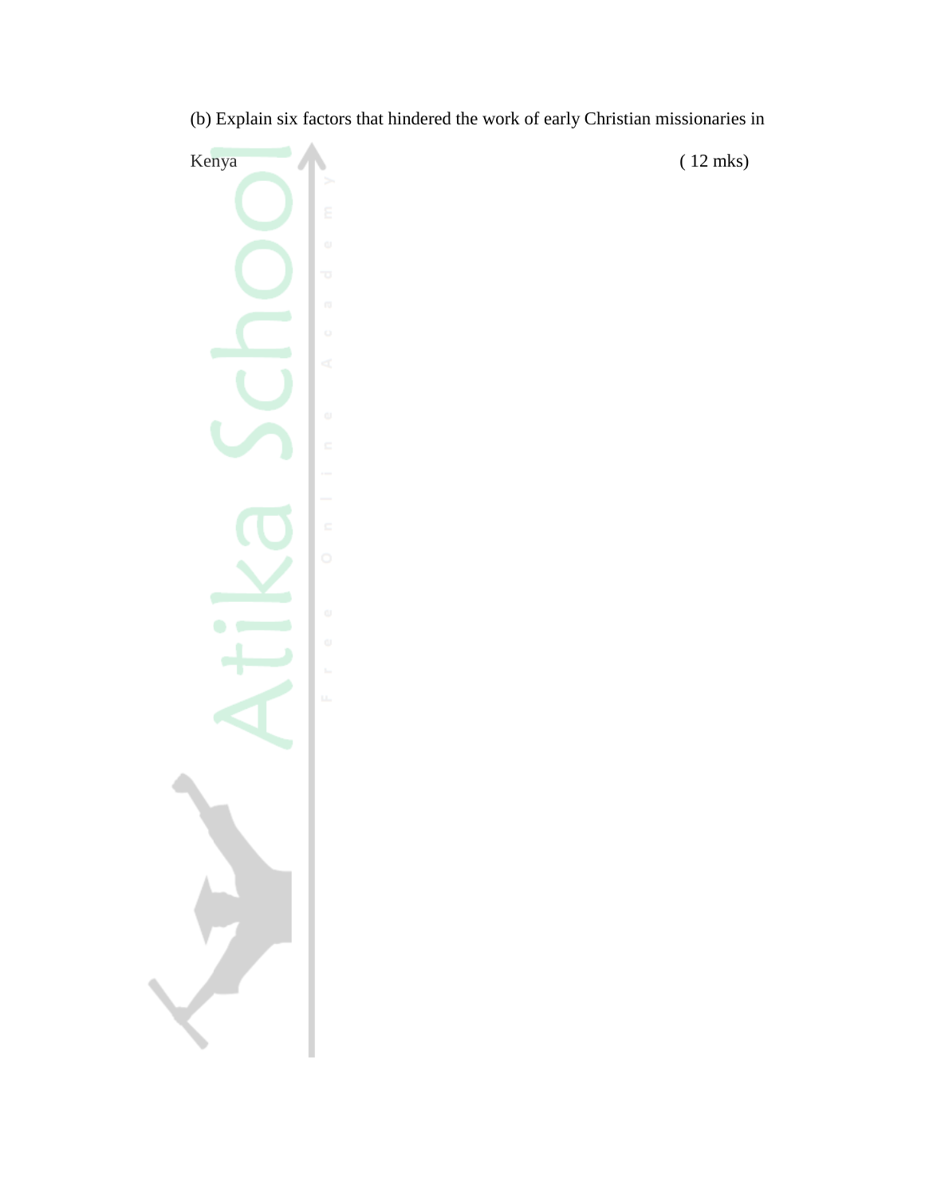(b) Explain six factors that hindered the work of early Christian missionaries in Kenya ( 12 mks)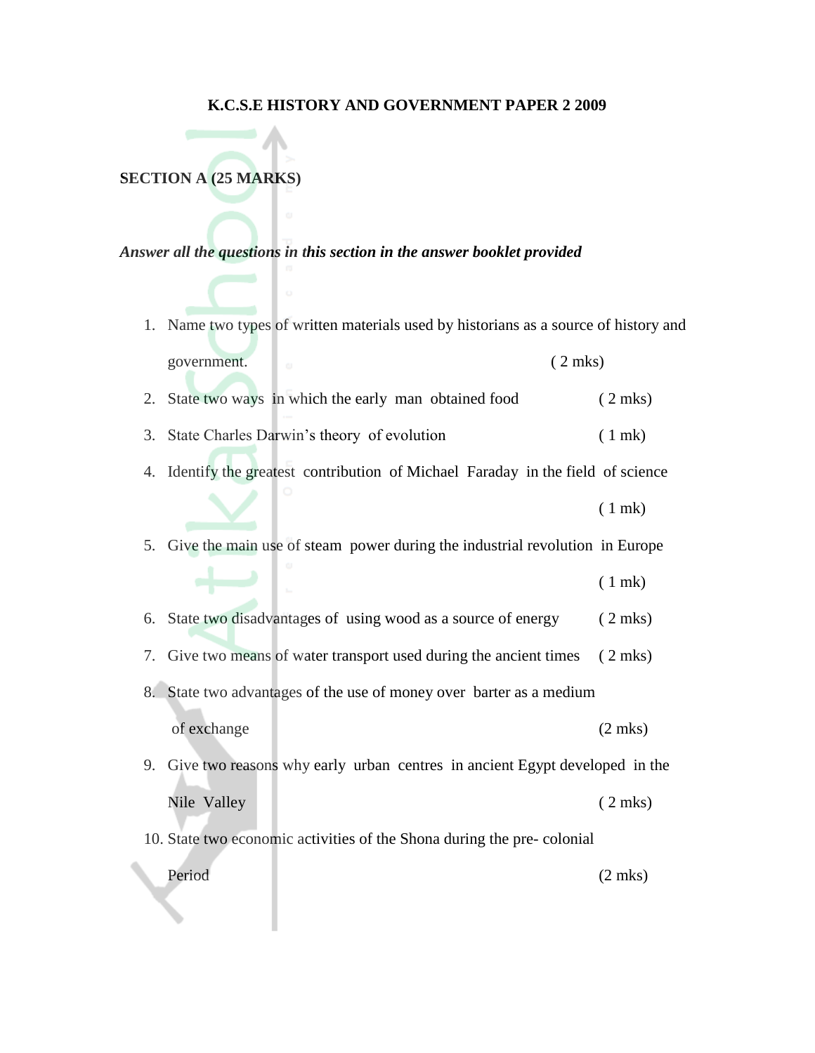**K.C.S.E HISTORY AND GOVERNMENT PAPER 2 2009**

**SECTION A (25 MARKS)**

***Answer all the questions in this section in the answer booklet provided***

1. Name two types of written materials used by historians as a source of history and government. ( 2 mks)
2. State two ways in which the early man obtained food ( 2 mks)
3. State Charles Darwin's theory of evolution ( 1 mk)
4. Identify the greatest contribution of Michael Faraday in the field of science ( 1 mk)
5. Give the main use of steam power during the industrial revolution in Europe ( 1 mk)
6. State two disadvantages of using wood as a source of energy ( 2 mks)
7. Give two means of water transport used during the ancient times ( 2 mks)
8. State two advantages of the use of money over barter as a medium of exchange (2 mks)
9. Give two reasons why early urban centres in ancient Egypt developed in the Nile Valley ( 2 mks)
10. State two economic activities of the Shona during the pre- colonial Period (2 mks)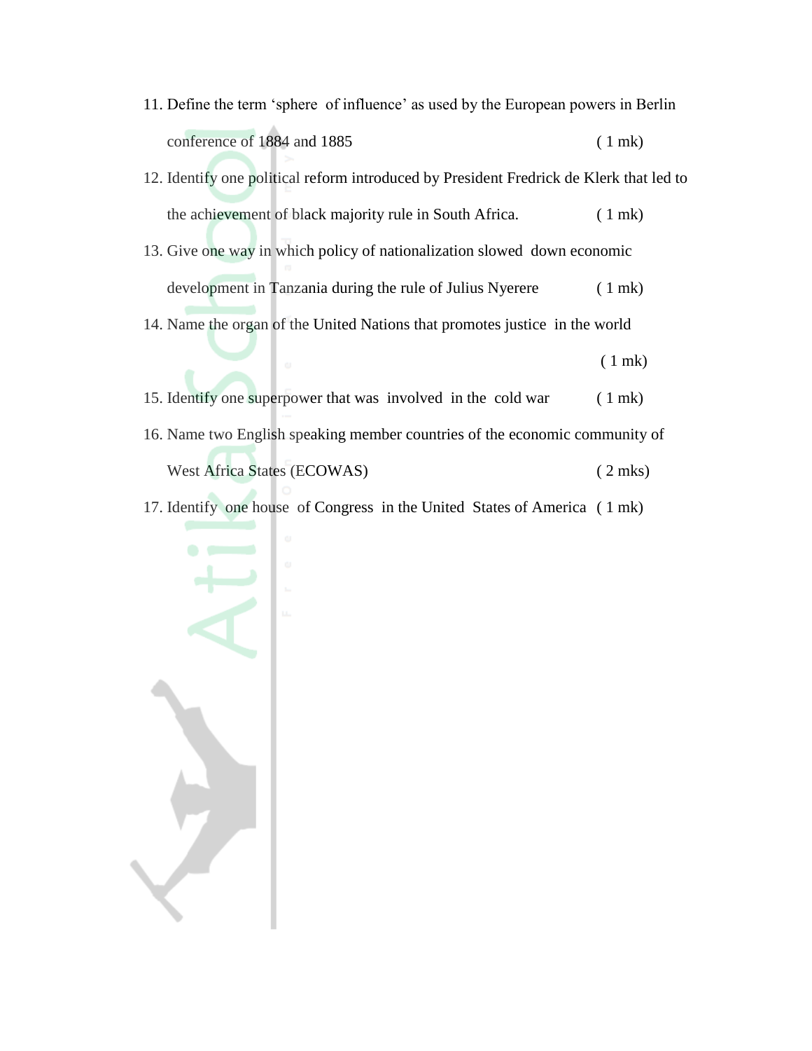11. Define the term 'sphere of influence' as used by the European powers in Berlin conference of 1884 and 1885 ( 1 mk)
12. Identify one political reform introduced by President Fredrick de Klerk that led to the achievement of black majority rule in South Africa. ( 1 mk)
13. Give one way in which policy of nationalization slowed down economic development in Tanzania during the rule of Julius Nyerere ( 1 mk)
14. Name the organ of the United Nations that promotes justice in the world ( 1 mk)
15. Identify one superpower that was involved in the cold war ( 1 mk)
16. Name two English speaking member countries of the economic community of West Africa States (ECOWAS) ( 2 mks)
17. Identify one house of Congress in the United States of America ( 1 mk)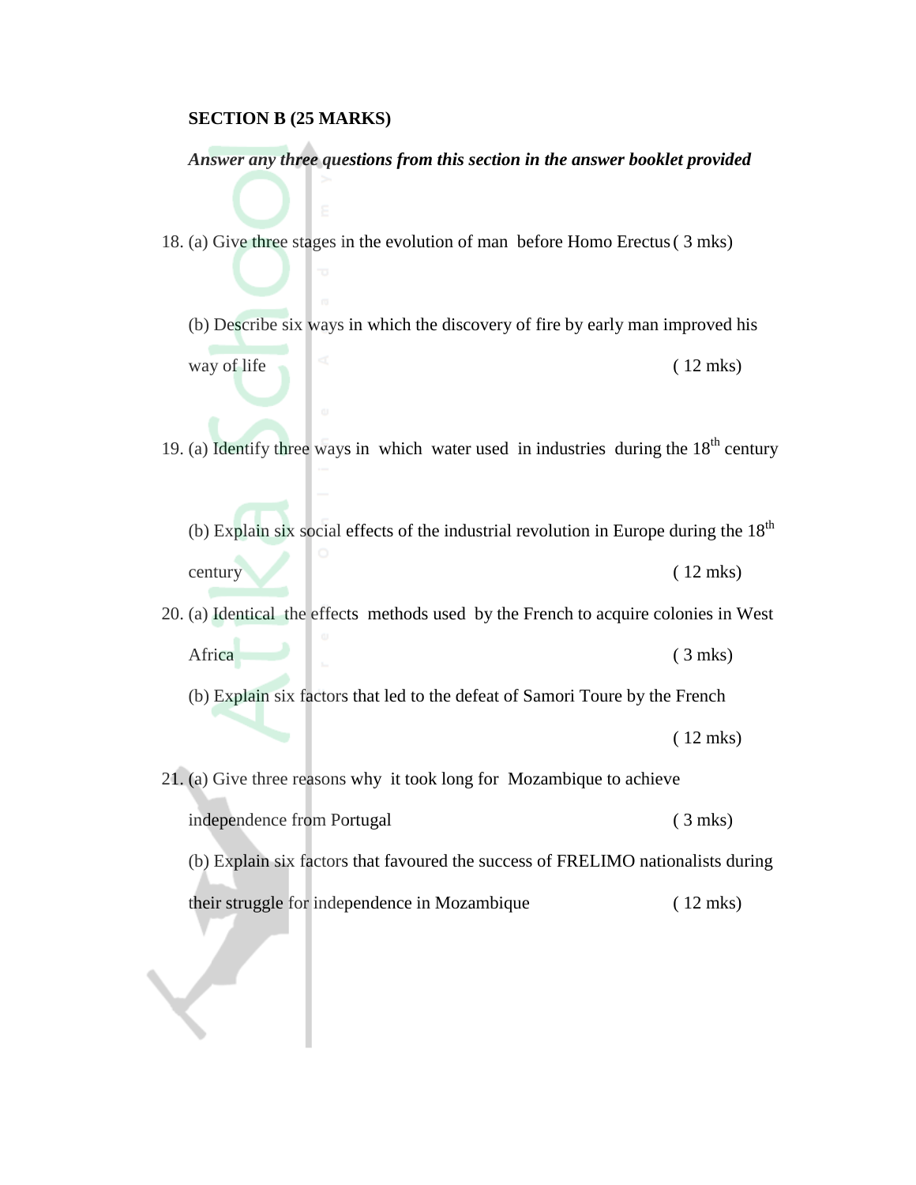**SECTION B (25 MARKS)**

***Answer any three questions from this section in the answer booklet provided***

18. (a) Give three stages in the evolution of man before Homo Erectus ( 3 mks)

    (b) Describe six ways in which the discovery of fire by early man improved his way of life ( 12 mks)

19. (a) Identify three ways in which water used in industries during the 18th century

    (b) Explain six social effects of the industrial revolution in Europe during the 18th century ( 12 mks)

20. (a) Identical the effects methods used by the French to acquire colonies in West Africa ( 3 mks)

    (b) Explain six factors that led to the defeat of Samori Toure by the French ( 12 mks)

21. (a) Give three reasons why it took long for Mozambique to achieve independence from Portugal ( 3 mks)

    (b) Explain six factors that favoured the success of FRELIMO nationalists during their struggle for independence in Mozambique ( 12 mks)